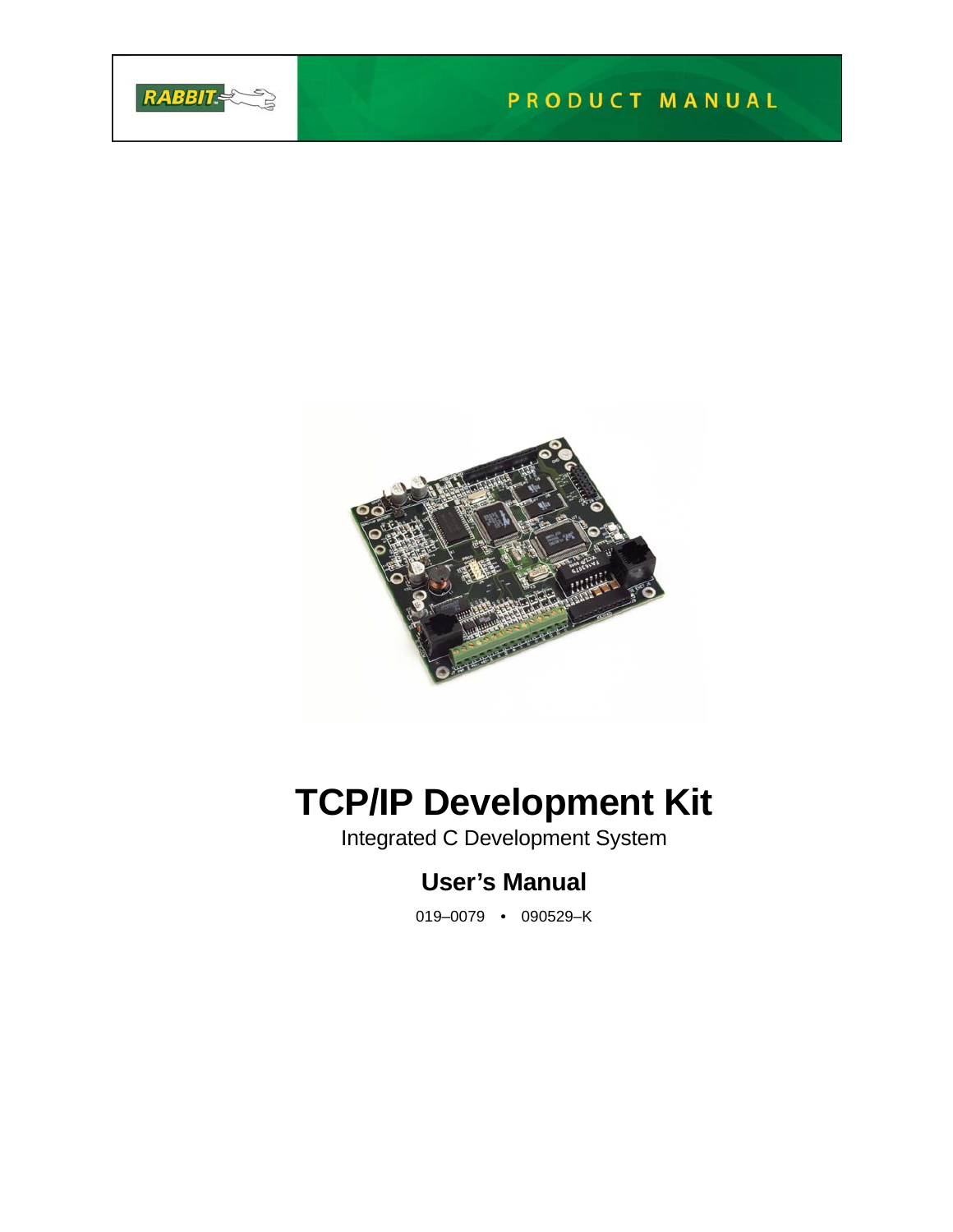RABBIT

PRODUCT MANUAL

# TCP/IP Development Kit

Integrated C Development System

## User's Manual

019–0079 • 090529–K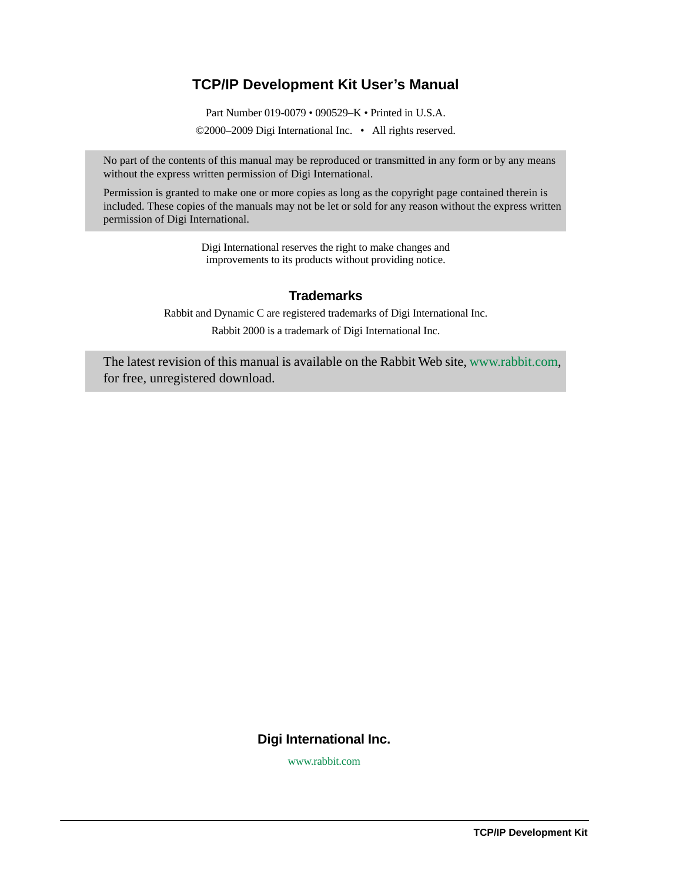# TCP/IP Development Kit User's Manual

Part Number 019-0079 • 090529–K • Printed in U.S.A.

©2000–2009 Digi International Inc. • All rights reserved.

No part of the contents of this manual may be reproduced or transmitted in any form or by any means without the express written permission of Digi International.

Permission is granted to make one or more copies as long as the copyright page contained therein is included. These copies of the manuals may not be let or sold for any reason without the express written permission of Digi International.

Digi International reserves the right to make changes and improvements to its products without providing notice.

## Trademarks

Rabbit and Dynamic C are registered trademarks of Digi International Inc.

Rabbit 2000 is a trademark of Digi International Inc.

The latest revision of this manual is available on the Rabbit Web site, www.rabbit.com, for free, unregistered download.

**Digi International Inc.**

www.rabbit.com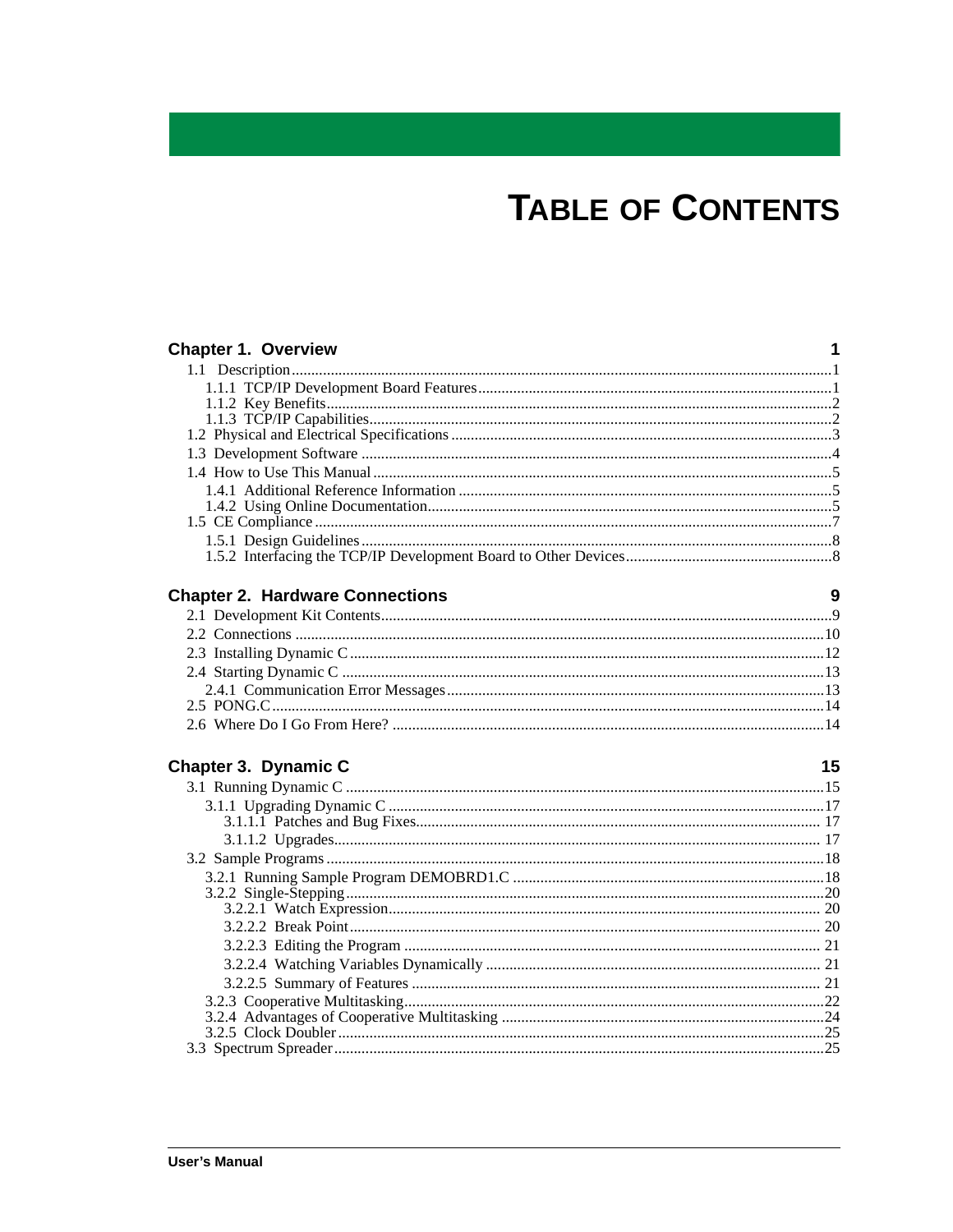# TABLE OF CONTENTS

**Chapter 1. Overview** 1

1.1 Description ....................1
- 1.1.1 TCP/IP Development Board Features ....................1
- 1.1.2 Key Benefits ....................2
- 1.1.3 TCP/IP Capabilities ....................2

1.2 Physical and Electrical Specifications ....................3

1.3 Development Software ....................4

1.4 How to Use This Manual ....................5
- 1.4.1 Additional Reference Information ....................5
- 1.4.2 Using Online Documentation ....................5

1.5 CE Compliance ....................7
- 1.5.1 Design Guidelines ....................8
- 1.5.2 Interfacing the TCP/IP Development Board to Other Devices ....................8

**Chapter 2. Hardware Connections** 9

2.1 Development Kit Contents ....................9

2.2 Connections ....................10

2.3 Installing Dynamic C ....................12

2.4 Starting Dynamic C ....................13
- 2.4.1 Communication Error Messages ....................13

2.5 PONG.C ....................14

2.6 Where Do I Go From Here? ....................14

**Chapter 3. Dynamic C** 15

3.1 Running Dynamic C ....................15
- 3.1.1 Upgrading Dynamic C ....................17
  - 3.1.1.1 Patches and Bug Fixes ....................17
  - 3.1.1.2 Upgrades ....................17

3.2 Sample Programs ....................18
- 3.2.1 Running Sample Program DEMOBRD1.C ....................18
- 3.2.2 Single-Stepping ....................20
  - 3.2.2.1 Watch Expression ....................20
  - 3.2.2.2 Break Point ....................20
  - 3.2.2.3 Editing the Program ....................21
  - 3.2.2.4 Watching Variables Dynamically ....................21
  - 3.2.2.5 Summary of Features ....................21
- 3.2.3 Cooperative Multitasking ....................22
- 3.2.4 Advantages of Cooperative Multitasking ....................24
- 3.2.5 Clock Doubler ....................25

3.3 Spectrum Spreader ....................25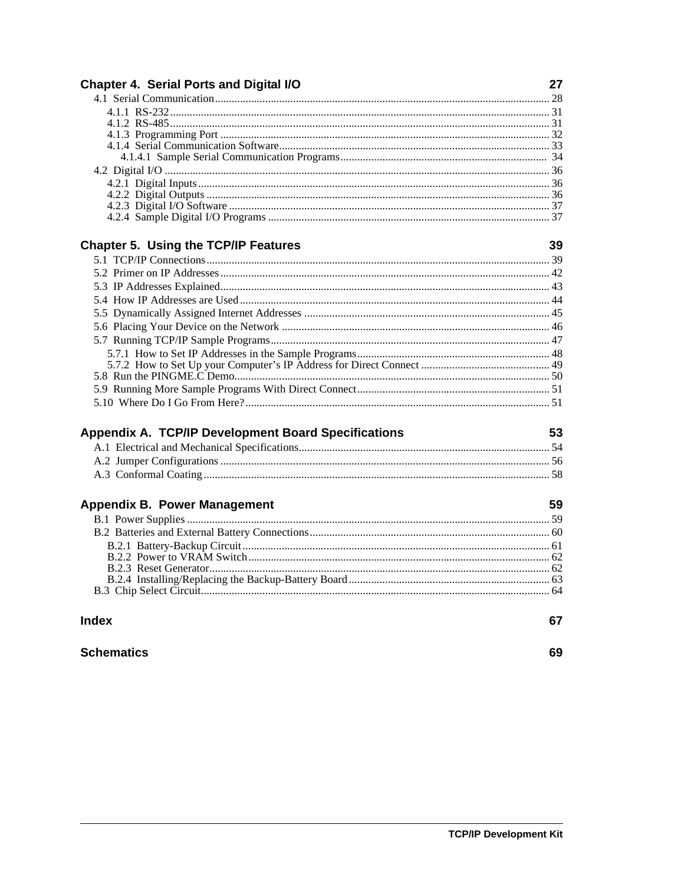**Chapter 4. Serial Ports and Digital I/O** 27

4.1 Serial Communication........................................................................................................................ 28
- 4.1.1 RS-232........................................................................................................................ 31
- 4.1.2 RS-485........................................................................................................................ 31
- 4.1.3 Programming Port ...................................................................................................... 32
- 4.1.4 Serial Communication Software................................................................................ 33
  - 4.1.4.1 Sample Serial Communication Programs.......................................................... 34

4.2 Digital I/O ......................................................................................................................................... 36
- 4.2.1 Digital Inputs.............................................................................................................. 36
- 4.2.2 Digital Outputs ........................................................................................................... 36
- 4.2.3 Digital I/O Software ................................................................................................... 37
- 4.2.4 Sample Digital I/O Programs .................................................................................... 37

**Chapter 5. Using the TCP/IP Features** 39

5.1 TCP/IP Connections.......................................................................................................................... 39
5.2 Primer on IP Addresses..................................................................................................................... 42
5.3 IP Addresses Explained..................................................................................................................... 43
5.4 How IP Addresses are Used.............................................................................................................. 44
5.5 Dynamically Assigned Internet Addresses ....................................................................................... 45
5.6 Placing Your Device on the Network ............................................................................................... 46
5.7 Running TCP/IP Sample Programs................................................................................................... 47
- 5.7.1 How to Set IP Addresses in the Sample Programs..................................................... 48
- 5.7.2 How to Set Up your Computer's IP Address for Direct Connect .............................. 49

5.8 Run the PINGME.C Demo................................................................................................................. 50
5.9 Running More Sample Programs With Direct Connect.................................................................... 51
5.10 Where Do I Go From Here?............................................................................................................ 51

**Appendix A. TCP/IP Development Board Specifications** 53

A.1 Electrical and Mechanical Specifications......................................................................................... 54
A.2 Jumper Configurations ..................................................................................................................... 56
A.3 Conformal Coating........................................................................................................................... 58

**Appendix B. Power Management** 59

B.1 Power Supplies ................................................................................................................................. 59
B.2 Batteries and External Battery Connections..................................................................................... 60
- B.2.1 Battery-Backup Circuit.............................................................................................. 61
- B.2.2 Power to VRAM Switch............................................................................................ 62
- B.2.3 Reset Generator......................................................................................................... 62
- B.2.4 Installing/Replacing the Backup-Battery Board........................................................ 63

B.3 Chip Select Circuit............................................................................................................................ 64

**Index** 67

**Schematics** 69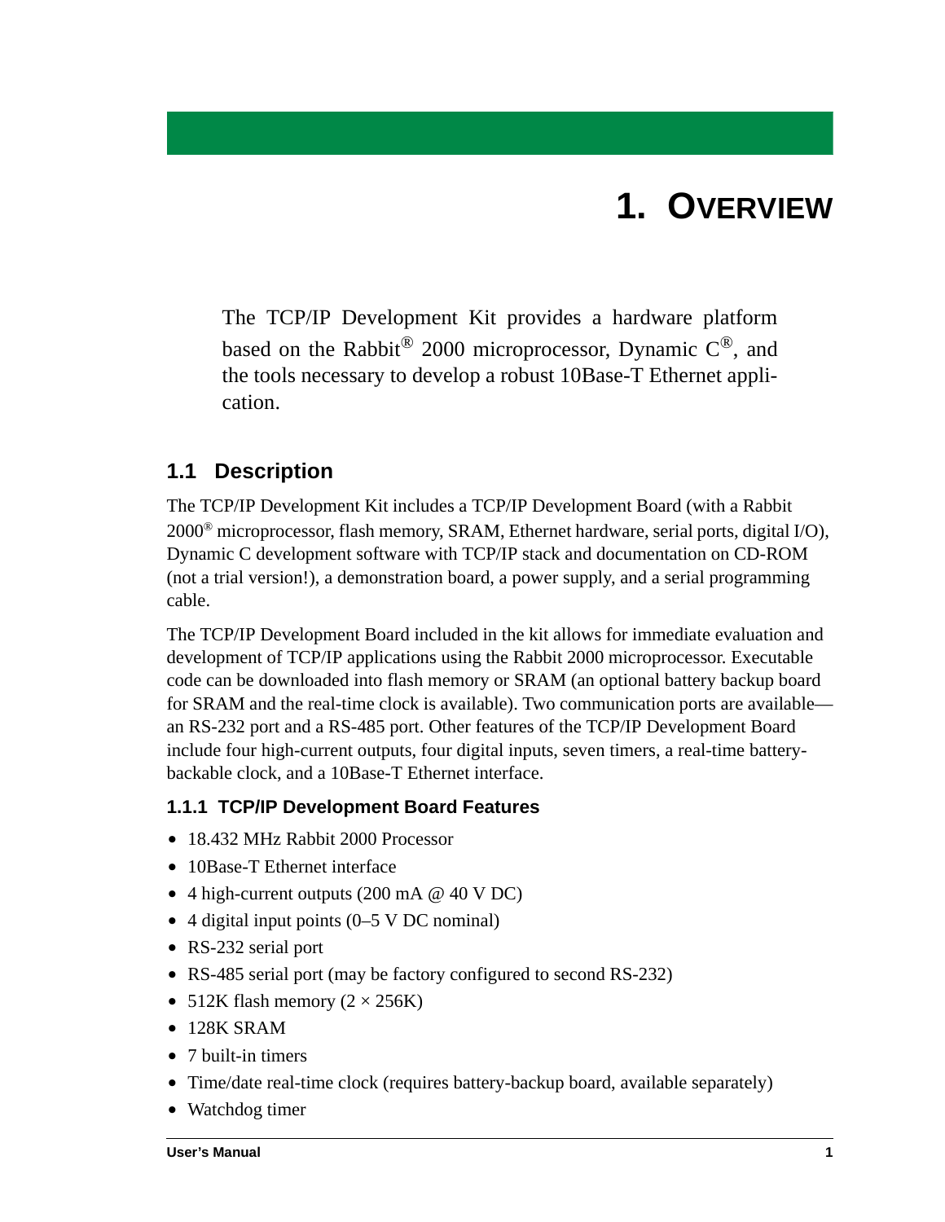# 1. OVERVIEW

The TCP/IP Development Kit provides a hardware platform based on the Rabbit® 2000 microprocessor, Dynamic C®, and the tools necessary to develop a robust 10Base-T Ethernet application.

## 1.1 Description

The TCP/IP Development Kit includes a TCP/IP Development Board (with a Rabbit 2000® microprocessor, flash memory, SRAM, Ethernet hardware, serial ports, digital I/O), Dynamic C development software with TCP/IP stack and documentation on CD-ROM (not a trial version!), a demonstration board, a power supply, and a serial programming cable.

The TCP/IP Development Board included in the kit allows for immediate evaluation and development of TCP/IP applications using the Rabbit 2000 microprocessor. Executable code can be downloaded into flash memory or SRAM (an optional battery backup board for SRAM and the real-time clock is available). Two communication ports are available—an RS-232 port and a RS-485 port. Other features of the TCP/IP Development Board include four high-current outputs, four digital inputs, seven timers, a real-time battery-backable clock, and a 10Base-T Ethernet interface.

### 1.1.1 TCP/IP Development Board Features

- 18.432 MHz Rabbit 2000 Processor
- 10Base-T Ethernet interface
- 4 high-current outputs (200 mA @ 40 V DC)
- 4 digital input points (0–5 V DC nominal)
- RS-232 serial port
- RS-485 serial port (may be factory configured to second RS-232)
- 512K flash memory (2 × 256K)
- 128K SRAM
- 7 built-in timers
- Time/date real-time clock (requires battery-backup board, available separately)
- Watchdog timer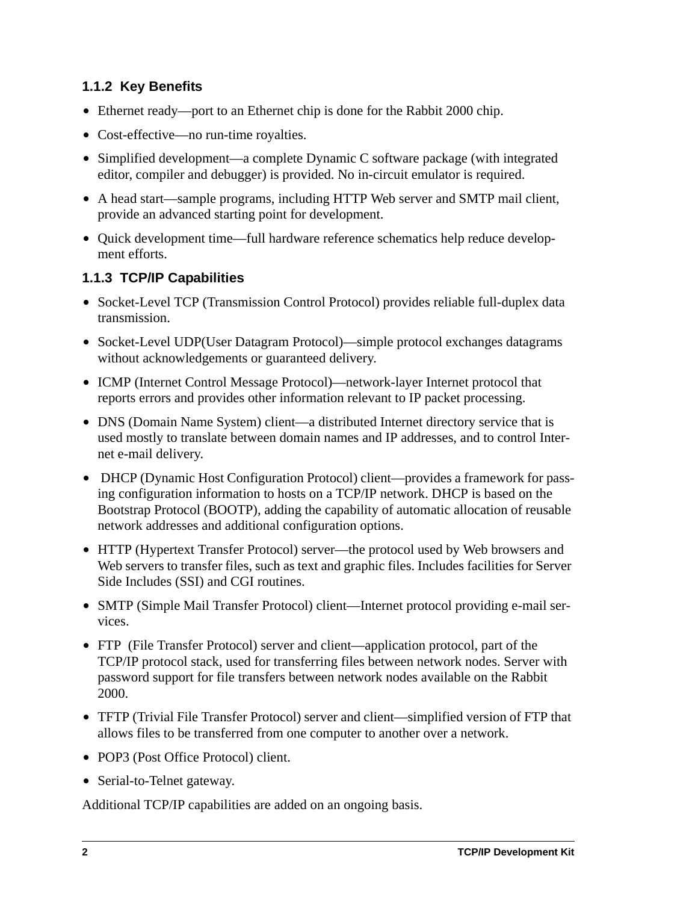### 1.1.2 Key Benefits

- Ethernet ready—port to an Ethernet chip is done for the Rabbit 2000 chip.
- Cost-effective—no run-time royalties.
- Simplified development—a complete Dynamic C software package (with integrated editor, compiler and debugger) is provided. No in-circuit emulator is required.
- A head start—sample programs, including HTTP Web server and SMTP mail client, provide an advanced starting point for development.
- Quick development time—full hardware reference schematics help reduce development efforts.

### 1.1.3 TCP/IP Capabilities

- Socket-Level TCP (Transmission Control Protocol) provides reliable full-duplex data transmission.
- Socket-Level UDP(User Datagram Protocol)—simple protocol exchanges datagrams without acknowledgements or guaranteed delivery.
- ICMP (Internet Control Message Protocol)—network-layer Internet protocol that reports errors and provides other information relevant to IP packet processing.
- DNS (Domain Name System) client—a distributed Internet directory service that is used mostly to translate between domain names and IP addresses, and to control Internet e-mail delivery.
- DHCP (Dynamic Host Configuration Protocol) client—provides a framework for passing configuration information to hosts on a TCP/IP network. DHCP is based on the Bootstrap Protocol (BOOTP), adding the capability of automatic allocation of reusable network addresses and additional configuration options.
- HTTP (Hypertext Transfer Protocol) server—the protocol used by Web browsers and Web servers to transfer files, such as text and graphic files. Includes facilities for Server Side Includes (SSI) and CGI routines.
- SMTP (Simple Mail Transfer Protocol) client—Internet protocol providing e-mail services.
- FTP (File Transfer Protocol) server and client—application protocol, part of the TCP/IP protocol stack, used for transferring files between network nodes. Server with password support for file transfers between network nodes available on the Rabbit 2000.
- TFTP (Trivial File Transfer Protocol) server and client—simplified version of FTP that allows files to be transferred from one computer to another over a network.
- POP3 (Post Office Protocol) client.
- Serial-to-Telnet gateway.

Additional TCP/IP capabilities are added on an ongoing basis.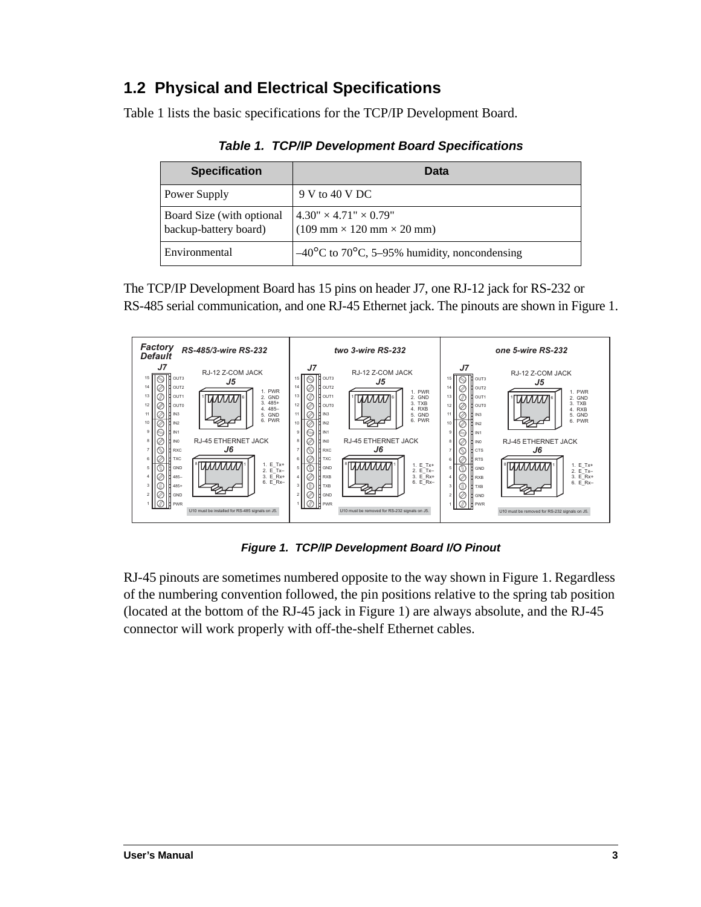## 1.2 Physical and Electrical Specifications

Table 1 lists the basic specifications for the TCP/IP Development Board.

***Table 1. TCP/IP Development Board Specifications***

| Specification | Data |
|---|---|
| Power Supply | 9 V to 40 V DC |
| Board Size (with optional backup-battery board) | 4.30" × 4.71" × 0.79" (109 mm × 120 mm × 20 mm) |
| Environmental | –40°C to 70°C, 5–95% humidity, noncondensing |

The TCP/IP Development Board has 15 pins on header J7, one RJ-12 jack for RS-232 or RS-485 serial communication, and one RJ-45 Ethernet jack. The pinouts are shown in Figure 1.

***Figure 1. TCP/IP Development Board I/O Pinout***

RJ-45 pinouts are sometimes numbered opposite to the way shown in Figure 1. Regardless of the numbering convention followed, the pin positions relative to the spring tab position (located at the bottom of the RJ-45 jack in Figure 1) are always absolute, and the RJ-45 connector will work properly with off-the-shelf Ethernet cables.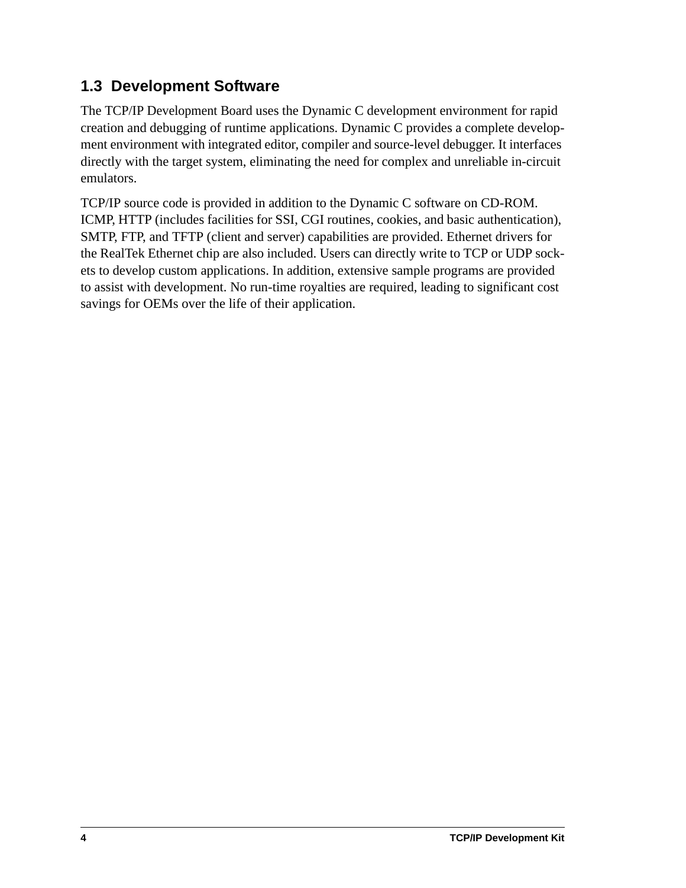## 1.3 Development Software

The TCP/IP Development Board uses the Dynamic C development environment for rapid creation and debugging of runtime applications. Dynamic C provides a complete development environment with integrated editor, compiler and source-level debugger. It interfaces directly with the target system, eliminating the need for complex and unreliable in-circuit emulators.

TCP/IP source code is provided in addition to the Dynamic C software on CD-ROM. ICMP, HTTP (includes facilities for SSI, CGI routines, cookies, and basic authentication), SMTP, FTP, and TFTP (client and server) capabilities are provided. Ethernet drivers for the RealTek Ethernet chip are also included. Users can directly write to TCP or UDP sockets to develop custom applications. In addition, extensive sample programs are provided to assist with development. No run-time royalties are required, leading to significant cost savings for OEMs over the life of their application.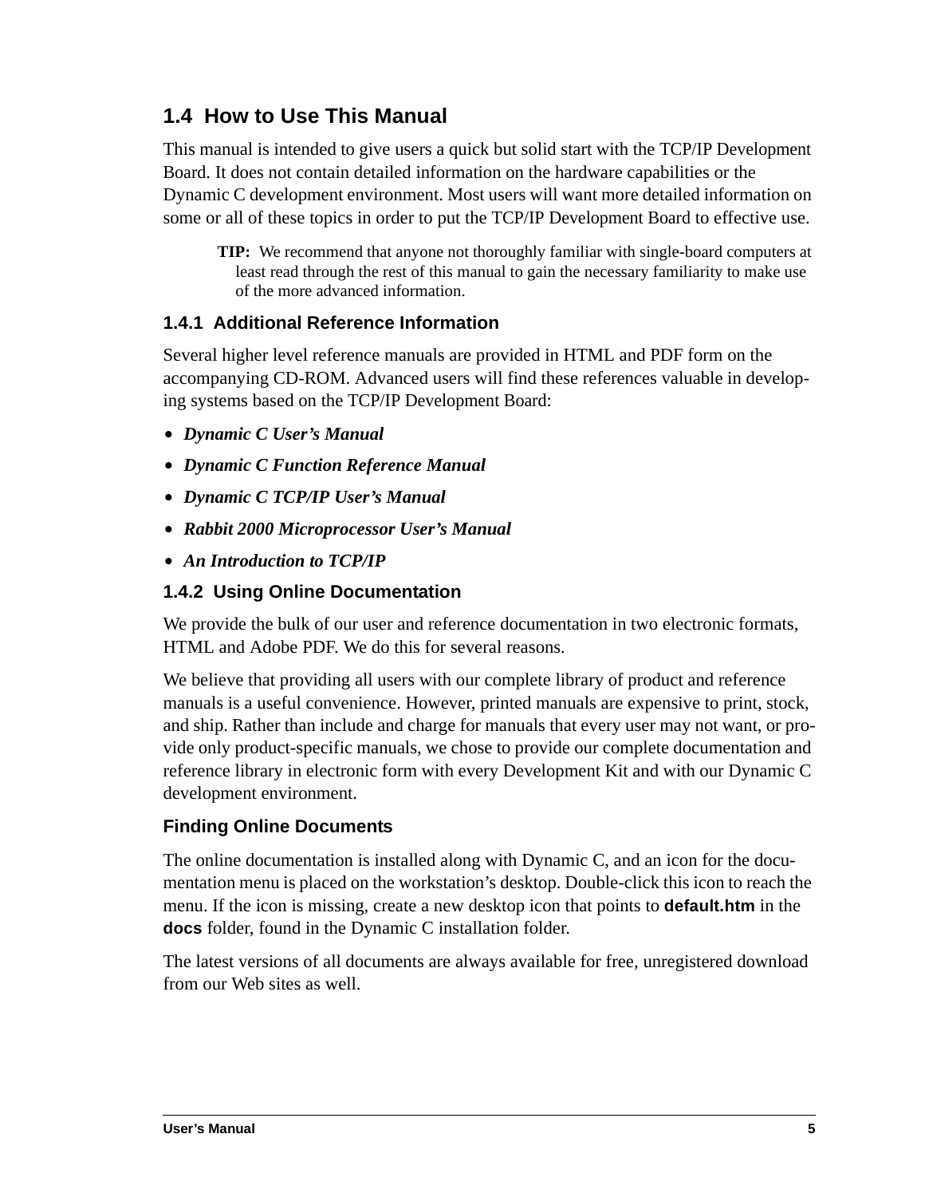## 1.4 How to Use This Manual

This manual is intended to give users a quick but solid start with the TCP/IP Development Board. It does not contain detailed information on the hardware capabilities or the Dynamic C development environment. Most users will want more detailed information on some or all of these topics in order to put the TCP/IP Development Board to effective use.

> **TIP:** We recommend that anyone not thoroughly familiar with single-board computers at least read through the rest of this manual to gain the necessary familiarity to make use of the more advanced information.

### 1.4.1 Additional Reference Information

Several higher level reference manuals are provided in HTML and PDF form on the accompanying CD-ROM. Advanced users will find these references valuable in developing systems based on the TCP/IP Development Board:

- ***Dynamic C User's Manual***
- ***Dynamic C Function Reference Manual***
- ***Dynamic C TCP/IP User's Manual***
- ***Rabbit 2000 Microprocessor User's Manual***
- ***An Introduction to TCP/IP***

### 1.4.2 Using Online Documentation

We provide the bulk of our user and reference documentation in two electronic formats, HTML and Adobe PDF. We do this for several reasons.

We believe that providing all users with our complete library of product and reference manuals is a useful convenience. However, printed manuals are expensive to print, stock, and ship. Rather than include and charge for manuals that every user may not want, or provide only product-specific manuals, we chose to provide our complete documentation and reference library in electronic form with every Development Kit and with our Dynamic C development environment.

#### Finding Online Documents

The online documentation is installed along with Dynamic C, and an icon for the documentation menu is placed on the workstation's desktop. Double-click this icon to reach the menu. If the icon is missing, create a new desktop icon that points to **default.htm** in the **docs** folder, found in the Dynamic C installation folder.

The latest versions of all documents are always available for free, unregistered download from our Web sites as well.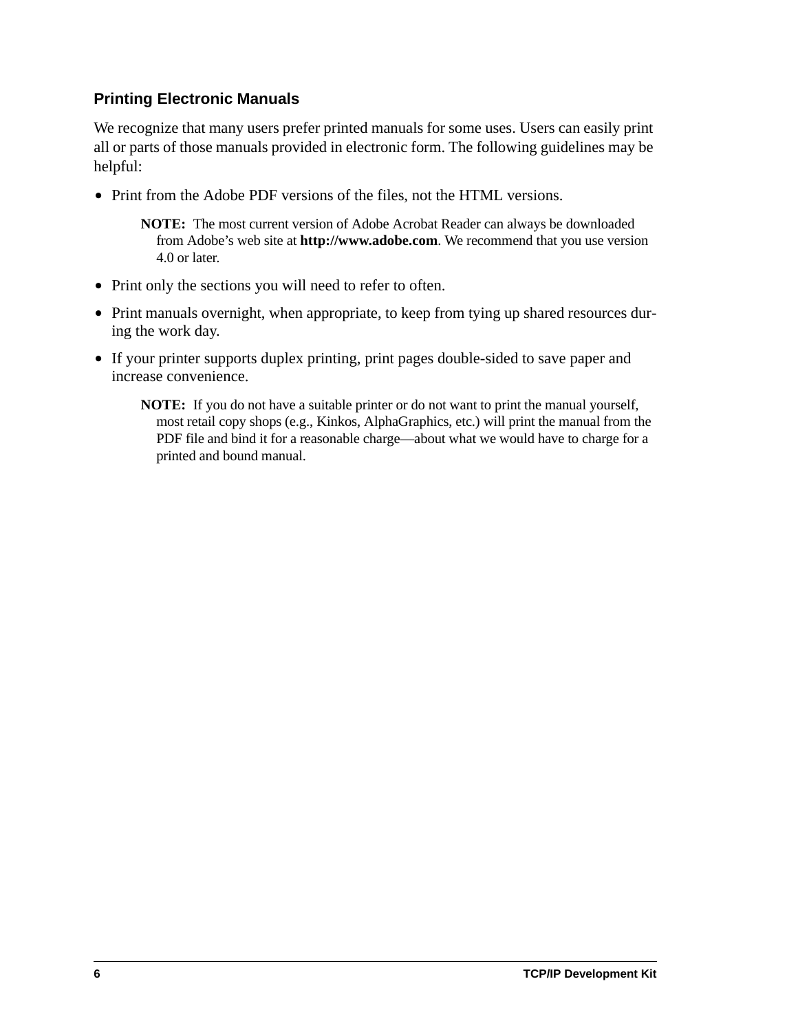### Printing Electronic Manuals

We recognize that many users prefer printed manuals for some uses. Users can easily print all or parts of those manuals provided in electronic form. The following guidelines may be helpful:

- Print from the Adobe PDF versions of the files, not the HTML versions.

  **NOTE:** The most current version of Adobe Acrobat Reader can always be downloaded from Adobe's web site at **http://www.adobe.com**. We recommend that you use version 4.0 or later.

- Print only the sections you will need to refer to often.
- Print manuals overnight, when appropriate, to keep from tying up shared resources during the work day.
- If your printer supports duplex printing, print pages double-sided to save paper and increase convenience.

  **NOTE:** If you do not have a suitable printer or do not want to print the manual yourself, most retail copy shops (e.g., Kinkos, AlphaGraphics, etc.) will print the manual from the PDF file and bind it for a reasonable charge—about what we would have to charge for a printed and bound manual.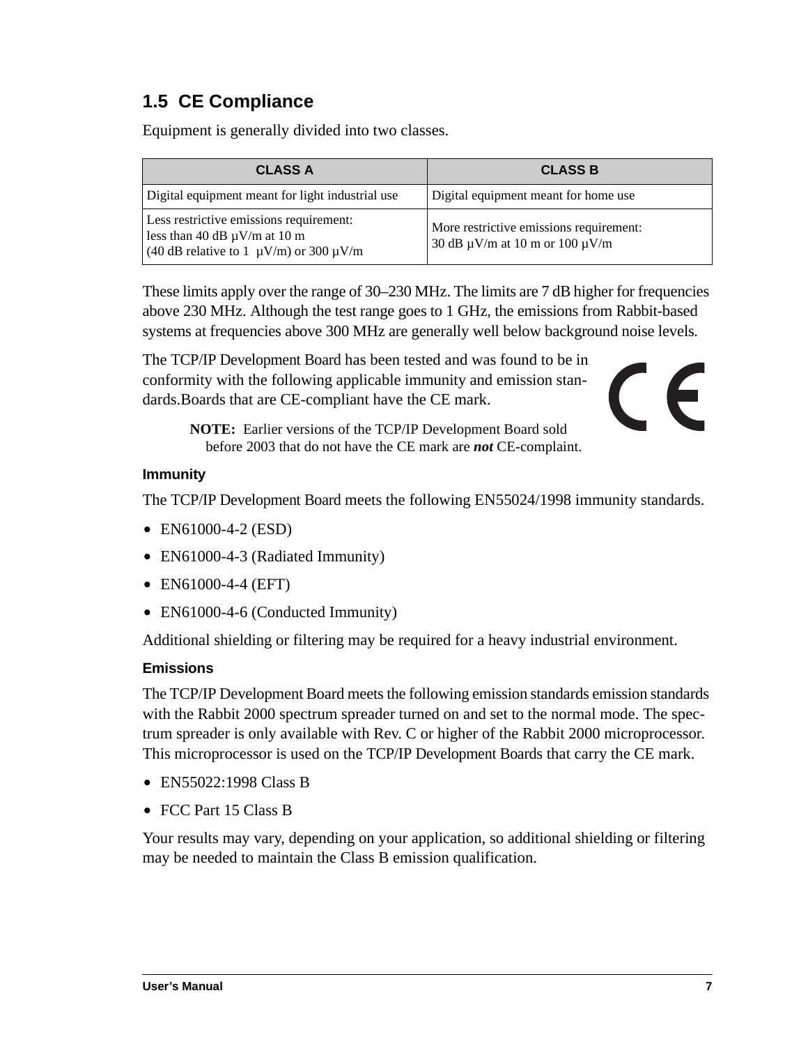## 1.5 CE Compliance

Equipment is generally divided into two classes.

| CLASS A | CLASS B |
| --- | --- |
| Digital equipment meant for light industrial use | Digital equipment meant for home use |
| Less restrictive emissions requirement: less than 40 dB µV/m at 10 m (40 dB relative to 1 µV/m) or 300 µV/m | More restrictive emissions requirement: 30 dB µV/m at 10 m or 100 µV/m |

These limits apply over the range of 30–230 MHz. The limits are 7 dB higher for frequencies above 230 MHz. Although the test range goes to 1 GHz, the emissions from Rabbit-based systems at frequencies above 300 MHz are generally well below background noise levels.

The TCP/IP Development Board has been tested and was found to be in conformity with the following applicable immunity and emission standards.Boards that are CE-compliant have the CE mark.

> **NOTE:** Earlier versions of the TCP/IP Development Board sold before 2003 that do not have the CE mark are ***not*** CE-complaint.

### Immunity

The TCP/IP Development Board meets the following EN55024/1998 immunity standards.

- EN61000-4-2 (ESD)
- EN61000-4-3 (Radiated Immunity)
- EN61000-4-4 (EFT)
- EN61000-4-6 (Conducted Immunity)

Additional shielding or filtering may be required for a heavy industrial environment.

### Emissions

The TCP/IP Development Board meets the following emission standards emission standards with the Rabbit 2000 spectrum spreader turned on and set to the normal mode. The spectrum spreader is only available with Rev. C or higher of the Rabbit 2000 microprocessor. This microprocessor is used on the TCP/IP Development Boards that carry the CE mark.

- EN55022:1998 Class B
- FCC Part 15 Class B

Your results may vary, depending on your application, so additional shielding or filtering may be needed to maintain the Class B emission qualification.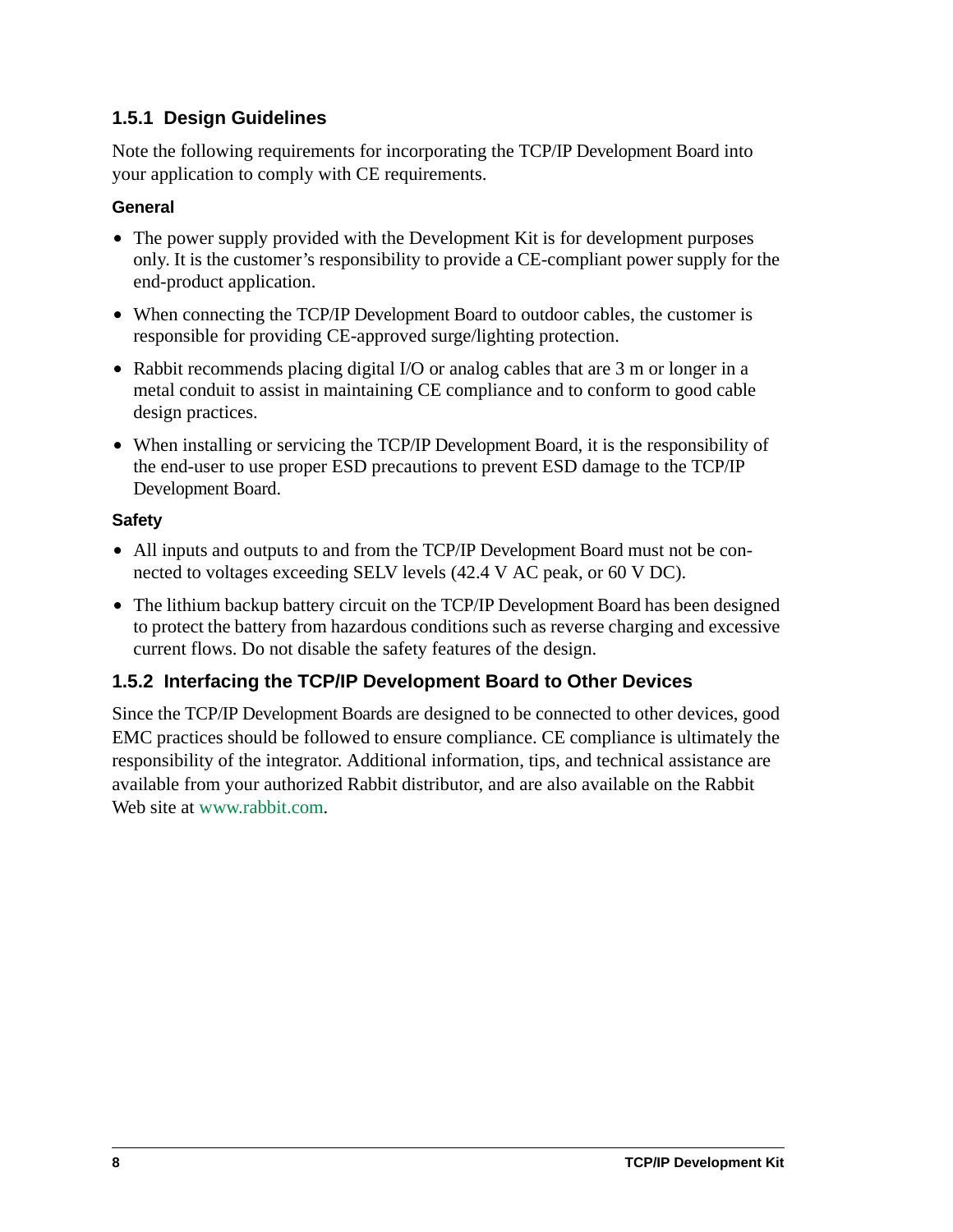### 1.5.1 Design Guidelines

Note the following requirements for incorporating the TCP/IP Development Board into your application to comply with CE requirements.

#### General

- The power supply provided with the Development Kit is for development purposes only. It is the customer's responsibility to provide a CE-compliant power supply for the end-product application.
- When connecting the TCP/IP Development Board to outdoor cables, the customer is responsible for providing CE-approved surge/lighting protection.
- Rabbit recommends placing digital I/O or analog cables that are 3 m or longer in a metal conduit to assist in maintaining CE compliance and to conform to good cable design practices.
- When installing or servicing the TCP/IP Development Board, it is the responsibility of the end-user to use proper ESD precautions to prevent ESD damage to the TCP/IP Development Board.

#### Safety

- All inputs and outputs to and from the TCP/IP Development Board must not be connected to voltages exceeding SELV levels (42.4 V AC peak, or 60 V DC).
- The lithium backup battery circuit on the TCP/IP Development Board has been designed to protect the battery from hazardous conditions such as reverse charging and excessive current flows. Do not disable the safety features of the design.

### 1.5.2 Interfacing the TCP/IP Development Board to Other Devices

Since the TCP/IP Development Boards are designed to be connected to other devices, good EMC practices should be followed to ensure compliance. CE compliance is ultimately the responsibility of the integrator. Additional information, tips, and technical assistance are available from your authorized Rabbit distributor, and are also available on the Rabbit Web site at www.rabbit.com.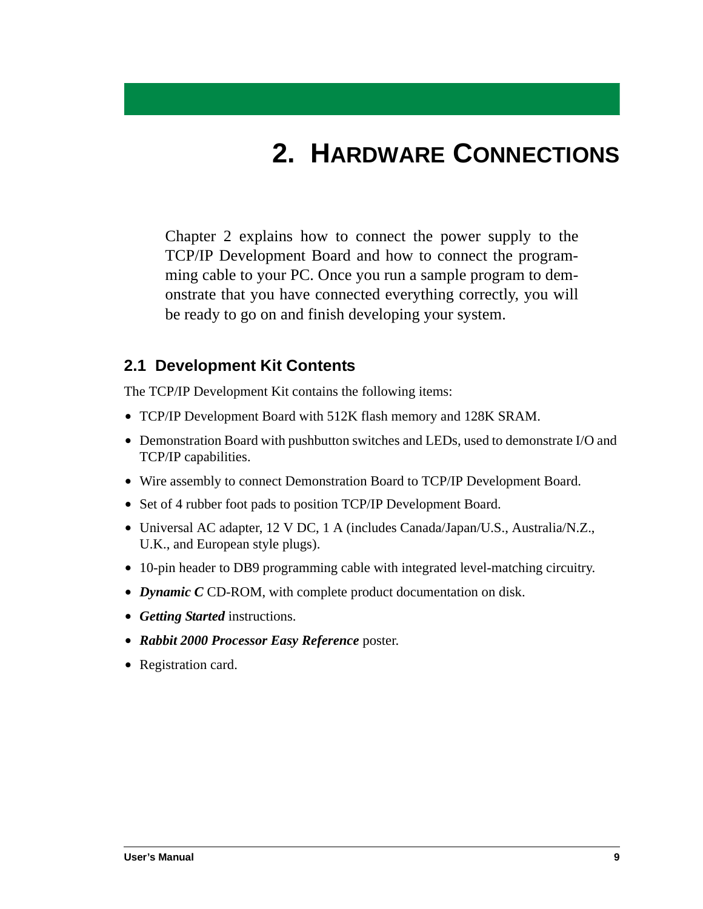# 2. HARDWARE CONNECTIONS

Chapter 2 explains how to connect the power supply to the TCP/IP Development Board and how to connect the programming cable to your PC. Once you run a sample program to demonstrate that you have connected everything correctly, you will be ready to go on and finish developing your system.

## 2.1 Development Kit Contents

The TCP/IP Development Kit contains the following items:

- TCP/IP Development Board with 512K flash memory and 128K SRAM.
- Demonstration Board with pushbutton switches and LEDs, used to demonstrate I/O and TCP/IP capabilities.
- Wire assembly to connect Demonstration Board to TCP/IP Development Board.
- Set of 4 rubber foot pads to position TCP/IP Development Board.
- Universal AC adapter, 12 V DC, 1 A (includes Canada/Japan/U.S., Australia/N.Z., U.K., and European style plugs).
- 10-pin header to DB9 programming cable with integrated level-matching circuitry.
- ***Dynamic C*** CD-ROM, with complete product documentation on disk.
- ***Getting Started*** instructions.
- ***Rabbit 2000 Processor Easy Reference*** poster.
- Registration card.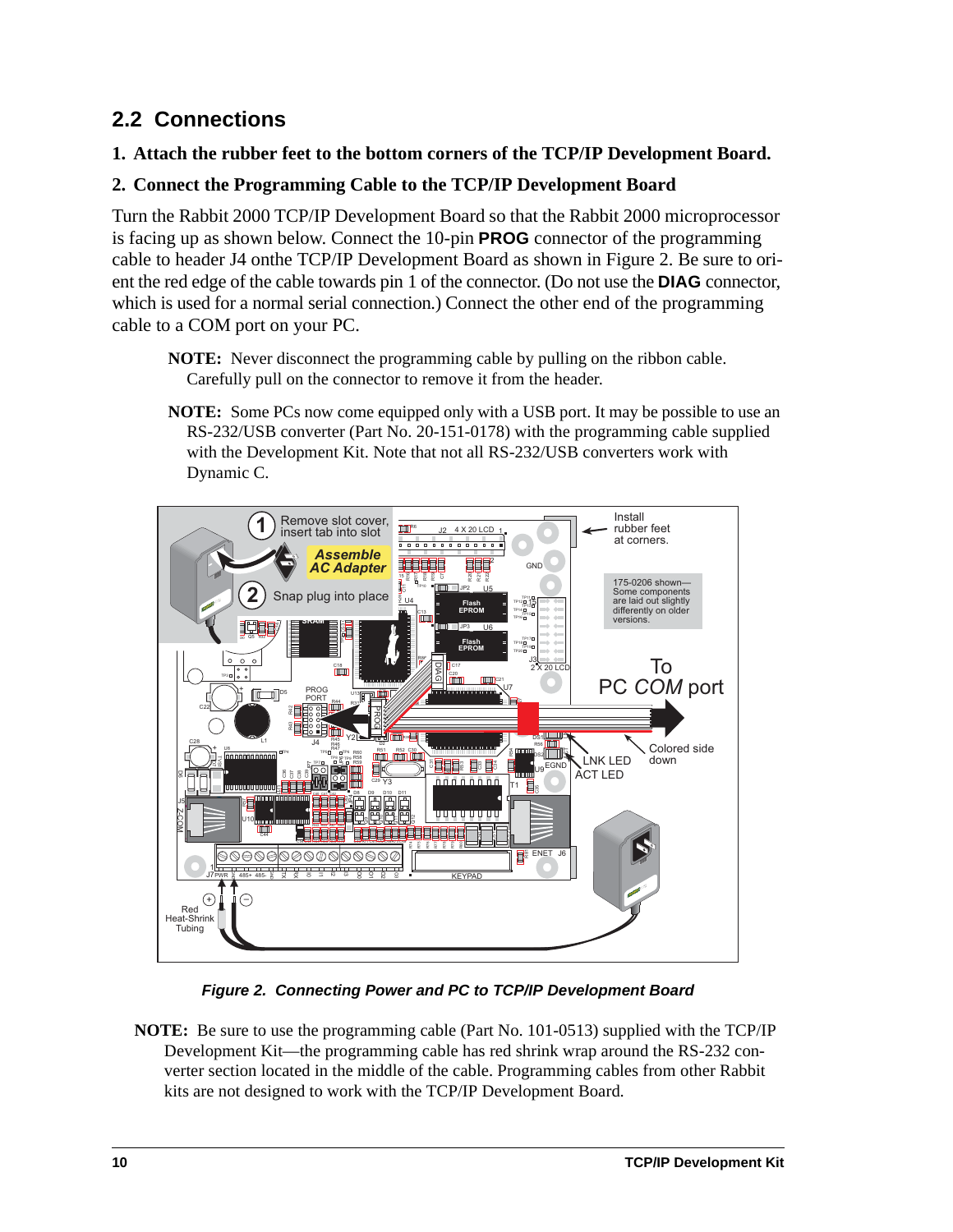## 2.2 Connections

### 1. Attach the rubber feet to the bottom corners of the TCP/IP Development Board.

### 2. Connect the Programming Cable to the TCP/IP Development Board

Turn the Rabbit 2000 TCP/IP Development Board so that the Rabbit 2000 microprocessor is facing up as shown below. Connect the 10-pin **PROG** connector of the programming cable to header J4 onthe TCP/IP Development Board as shown in Figure 2. Be sure to orient the red edge of the cable towards pin 1 of the connector. (Do not use the **DIAG** connector, which is used for a normal serial connection.) Connect the other end of the programming cable to a COM port on your PC.

> **NOTE:** Never disconnect the programming cable by pulling on the ribbon cable. Carefully pull on the connector to remove it from the header.

> **NOTE:** Some PCs now come equipped only with a USB port. It may be possible to use an RS-232/USB converter (Part No. 20-151-0178) with the programming cable supplied with the Development Kit. Note that not all RS-232/USB converters work with Dynamic C.

***Figure 2. Connecting Power and PC to TCP/IP Development Board***

**NOTE:** Be sure to use the programming cable (Part No. 101-0513) supplied with the TCP/IP Development Kit—the programming cable has red shrink wrap around the RS-232 converter section located in the middle of the cable. Programming cables from other Rabbit kits are not designed to work with the TCP/IP Development Board.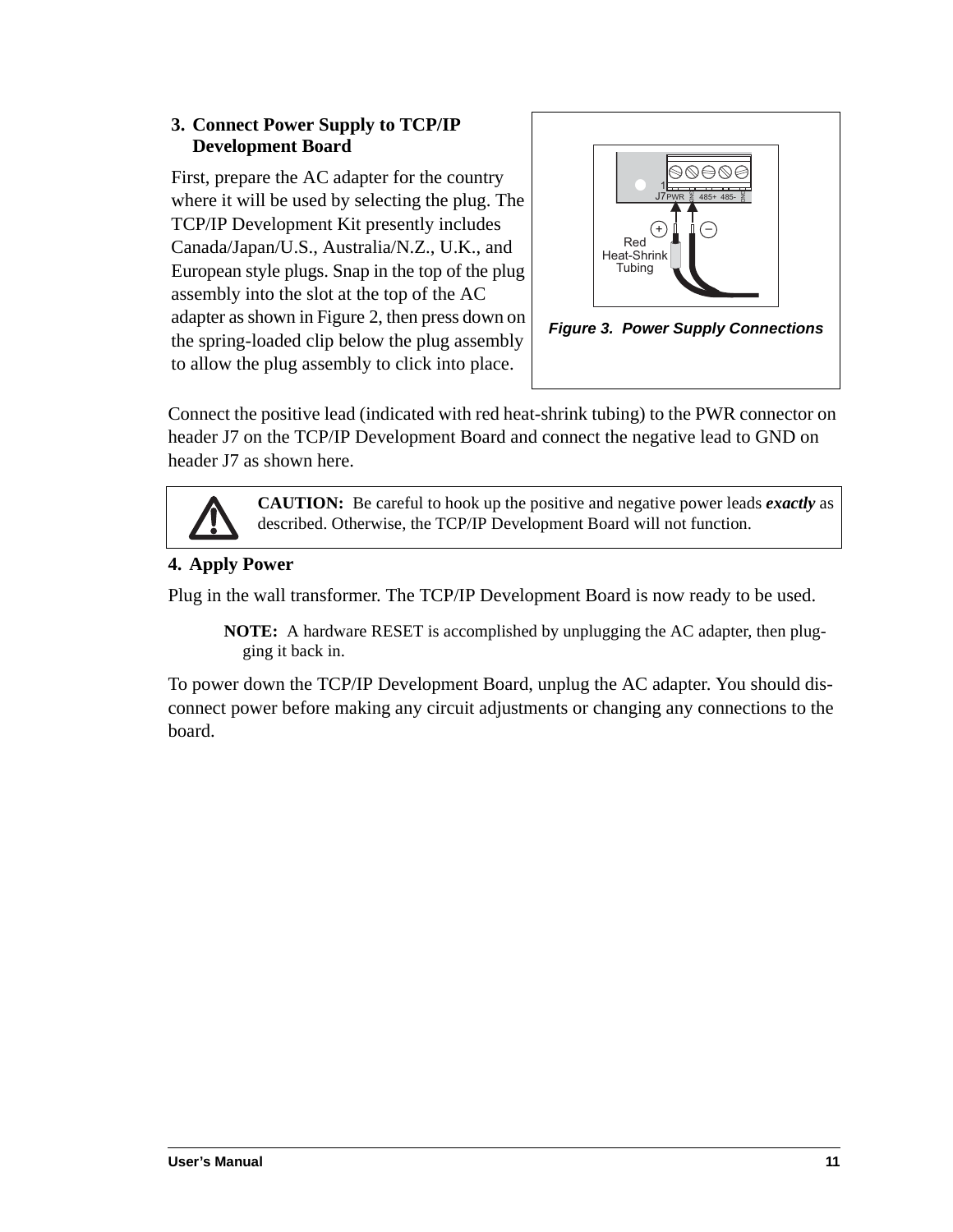### 3. Connect Power Supply to TCP/IP Development Board

First, prepare the AC adapter for the country where it will be used by selecting the plug. The TCP/IP Development Kit presently includes Canada/Japan/U.S., Australia/N.Z., U.K., and European style plugs. Snap in the top of the plug assembly into the slot at the top of the AC adapter as shown in Figure 2, then press down on the spring-loaded clip below the plug assembly to allow the plug assembly to click into place.

***Figure 3. Power Supply Connections***

Connect the positive lead (indicated with red heat-shrink tubing) to the PWR connector on header J7 on the TCP/IP Development Board and connect the negative lead to GND on header J7 as shown here.

> **CAUTION:** Be careful to hook up the positive and negative power leads ***exactly*** as described. Otherwise, the TCP/IP Development Board will not function.

### 4. Apply Power

Plug in the wall transformer. The TCP/IP Development Board is now ready to be used.

> **NOTE:** A hardware RESET is accomplished by unplugging the AC adapter, then plugging it back in.

To power down the TCP/IP Development Board, unplug the AC adapter. You should disconnect power before making any circuit adjustments or changing any connections to the board.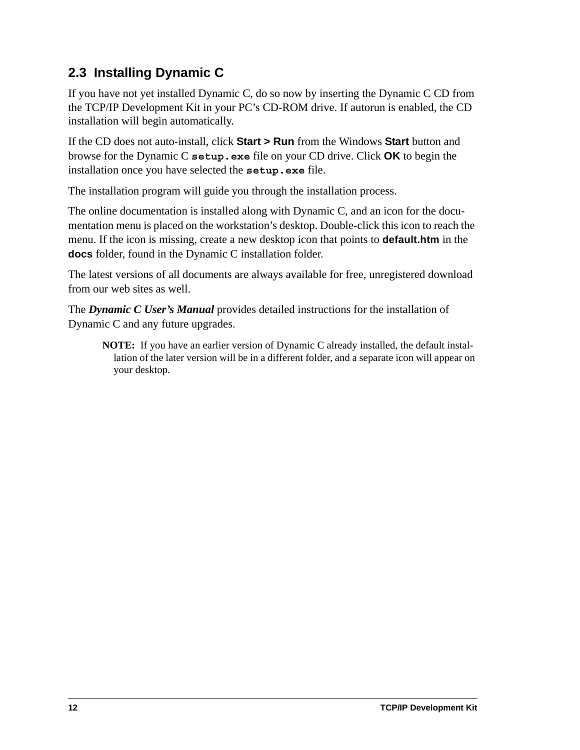## 2.3 Installing Dynamic C

If you have not yet installed Dynamic C, do so now by inserting the Dynamic C CD from the TCP/IP Development Kit in your PC's CD-ROM drive. If autorun is enabled, the CD installation will begin automatically.

If the CD does not auto-install, click **Start > Run** from the Windows **Start** button and browse for the Dynamic C `setup.exe` file on your CD drive. Click **OK** to begin the installation once you have selected the `setup.exe` file.

The installation program will guide you through the installation process.

The online documentation is installed along with Dynamic C, and an icon for the documentation menu is placed on the workstation's desktop. Double-click this icon to reach the menu. If the icon is missing, create a new desktop icon that points to **default.htm** in the **docs** folder, found in the Dynamic C installation folder.

The latest versions of all documents are always available for free, unregistered download from our web sites as well.

The ***Dynamic C User's Manual*** provides detailed instructions for the installation of Dynamic C and any future upgrades.

> **NOTE:** If you have an earlier version of Dynamic C already installed, the default installation of the later version will be in a different folder, and a separate icon will appear on your desktop.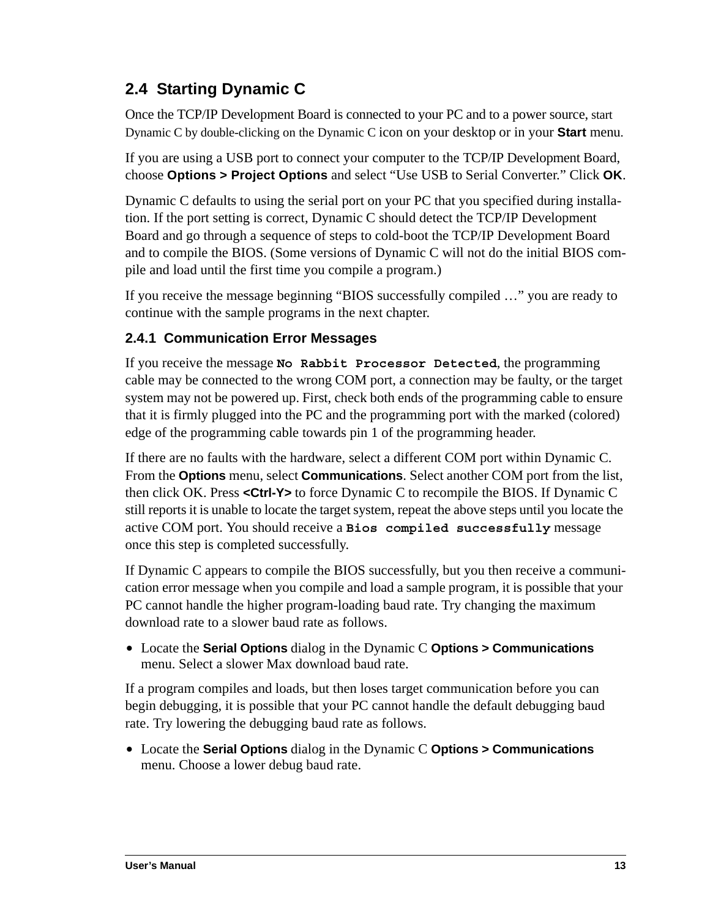## 2.4 Starting Dynamic C

Once the TCP/IP Development Board is connected to your PC and to a power source, start Dynamic C by double-clicking on the Dynamic C icon on your desktop or in your **Start** menu.

If you are using a USB port to connect your computer to the TCP/IP Development Board, choose **Options > Project Options** and select "Use USB to Serial Converter." Click **OK**.

Dynamic C defaults to using the serial port on your PC that you specified during installation. If the port setting is correct, Dynamic C should detect the TCP/IP Development Board and go through a sequence of steps to cold-boot the TCP/IP Development Board and to compile the BIOS. (Some versions of Dynamic C will not do the initial BIOS compile and load until the first time you compile a program.)

If you receive the message beginning "BIOS successfully compiled …" you are ready to continue with the sample programs in the next chapter.

### 2.4.1 Communication Error Messages

If you receive the message **`No Rabbit Processor Detected`**, the programming cable may be connected to the wrong COM port, a connection may be faulty, or the target system may not be powered up. First, check both ends of the programming cable to ensure that it is firmly plugged into the PC and the programming port with the marked (colored) edge of the programming cable towards pin 1 of the programming header.

If there are no faults with the hardware, select a different COM port within Dynamic C. From the **Options** menu, select **Communications**. Select another COM port from the list, then click OK. Press **<Ctrl-Y>** to force Dynamic C to recompile the BIOS. If Dynamic C still reports it is unable to locate the target system, repeat the above steps until you locate the active COM port. You should receive a **`Bios compiled successfully`** message once this step is completed successfully.

If Dynamic C appears to compile the BIOS successfully, but you then receive a communication error message when you compile and load a sample program, it is possible that your PC cannot handle the higher program-loading baud rate. Try changing the maximum download rate to a slower baud rate as follows.

- Locate the **Serial Options** dialog in the Dynamic C **Options > Communications** menu. Select a slower Max download baud rate.

If a program compiles and loads, but then loses target communication before you can begin debugging, it is possible that your PC cannot handle the default debugging baud rate. Try lowering the debugging baud rate as follows.

- Locate the **Serial Options** dialog in the Dynamic C **Options > Communications** menu. Choose a lower debug baud rate.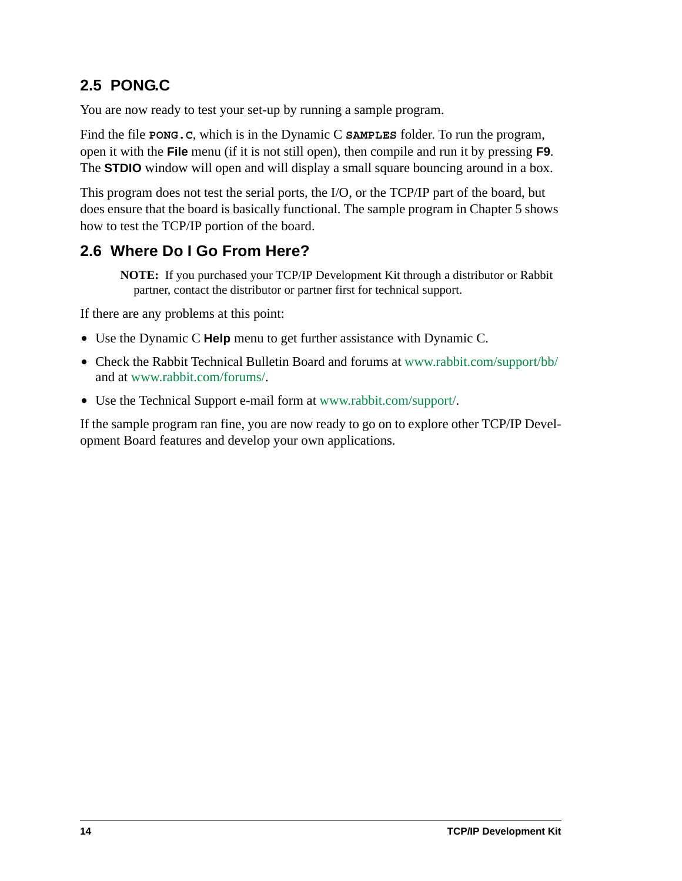## 2.5 PONG.C

You are now ready to test your set-up by running a sample program.

Find the file `PONG.C`, which is in the Dynamic C `SAMPLES` folder. To run the program, open it with the **File** menu (if it is not still open), then compile and run it by pressing **F9**. The **STDIO** window will open and will display a small square bouncing around in a box.

This program does not test the serial ports, the I/O, or the TCP/IP part of the board, but does ensure that the board is basically functional. The sample program in Chapter 5 shows how to test the TCP/IP portion of the board.

## 2.6 Where Do I Go From Here?

> **NOTE:** If you purchased your TCP/IP Development Kit through a distributor or Rabbit partner, contact the distributor or partner first for technical support.

If there are any problems at this point:

- Use the Dynamic C **Help** menu to get further assistance with Dynamic C.
- Check the Rabbit Technical Bulletin Board and forums at www.rabbit.com/support/bb/ and at www.rabbit.com/forums/.
- Use the Technical Support e-mail form at www.rabbit.com/support/.

If the sample program ran fine, you are now ready to go on to explore other TCP/IP Development Board features and develop your own applications.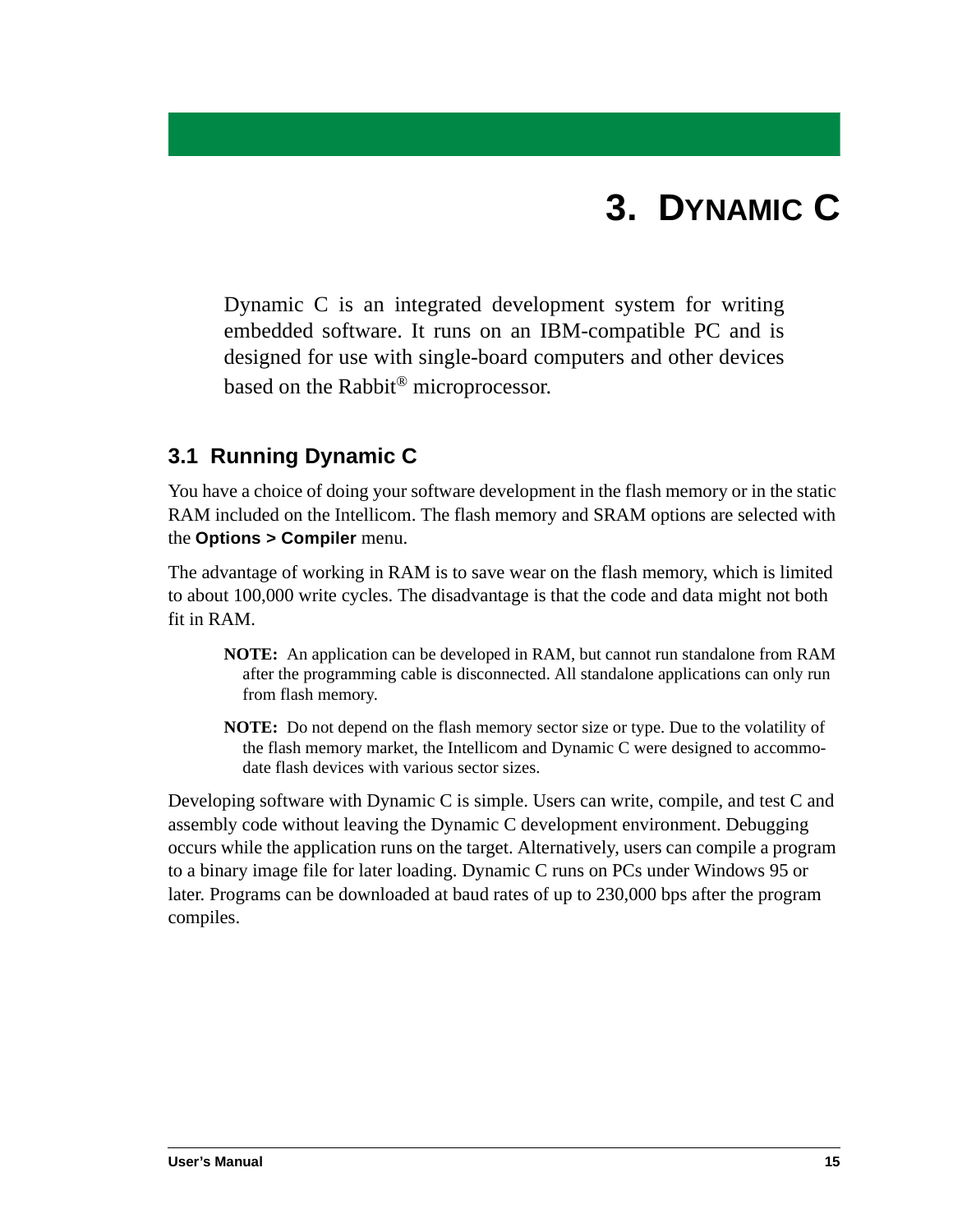# 3. DYNAMIC C

Dynamic C is an integrated development system for writing embedded software. It runs on an IBM-compatible PC and is designed for use with single-board computers and other devices based on the Rabbit® microprocessor.

## 3.1 Running Dynamic C

You have a choice of doing your software development in the flash memory or in the static RAM included on the Intellicom. The flash memory and SRAM options are selected with the **Options > Compiler** menu.

The advantage of working in RAM is to save wear on the flash memory, which is limited to about 100,000 write cycles. The disadvantage is that the code and data might not both fit in RAM.

> **NOTE:** An application can be developed in RAM, but cannot run standalone from RAM after the programming cable is disconnected. All standalone applications can only run from flash memory.

> **NOTE:** Do not depend on the flash memory sector size or type. Due to the volatility of the flash memory market, the Intellicom and Dynamic C were designed to accommodate flash devices with various sector sizes.

Developing software with Dynamic C is simple. Users can write, compile, and test C and assembly code without leaving the Dynamic C development environment. Debugging occurs while the application runs on the target. Alternatively, users can compile a program to a binary image file for later loading. Dynamic C runs on PCs under Windows 95 or later. Programs can be downloaded at baud rates of up to 230,000 bps after the program compiles.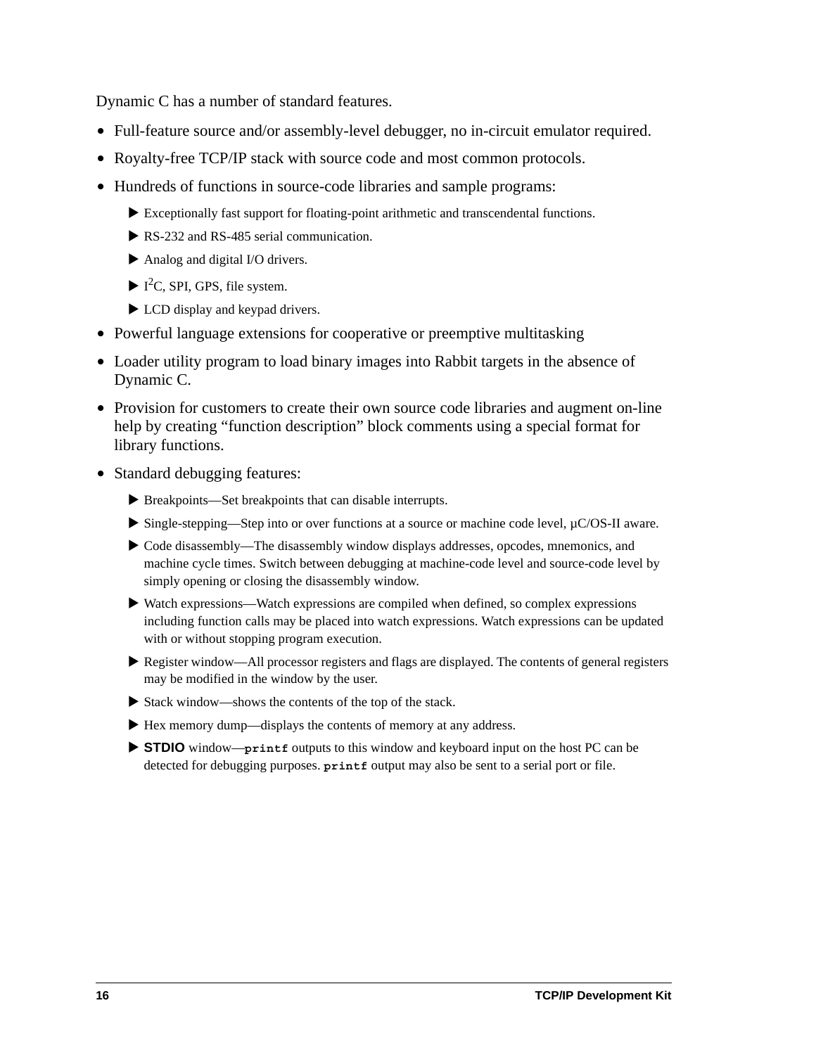Dynamic C has a number of standard features.

- Full-feature source and/or assembly-level debugger, no in-circuit emulator required.
- Royalty-free TCP/IP stack with source code and most common protocols.
- Hundreds of functions in source-code libraries and sample programs:
  - Exceptionally fast support for floating-point arithmetic and transcendental functions.
  - RS-232 and RS-485 serial communication.
  - Analog and digital I/O drivers.
  - $I^2C$, SPI, GPS, file system.
  - LCD display and keypad drivers.
- Powerful language extensions for cooperative or preemptive multitasking
- Loader utility program to load binary images into Rabbit targets in the absence of Dynamic C.
- Provision for customers to create their own source code libraries and augment on-line help by creating "function description" block comments using a special format for library functions.
- Standard debugging features:
  - Breakpoints—Set breakpoints that can disable interrupts.
  - Single-stepping—Step into or over functions at a source or machine code level, µC/OS-II aware.
  - Code disassembly—The disassembly window displays addresses, opcodes, mnemonics, and machine cycle times. Switch between debugging at machine-code level and source-code level by simply opening or closing the disassembly window.
  - Watch expressions—Watch expressions are compiled when defined, so complex expressions including function calls may be placed into watch expressions. Watch expressions can be updated with or without stopping program execution.
  - Register window—All processor registers and flags are displayed. The contents of general registers may be modified in the window by the user.
  - Stack window—shows the contents of the top of the stack.
  - Hex memory dump—displays the contents of memory at any address.
  - **STDIO** window—**`printf`** outputs to this window and keyboard input on the host PC can be detected for debugging purposes. **`printf`** output may also be sent to a serial port or file.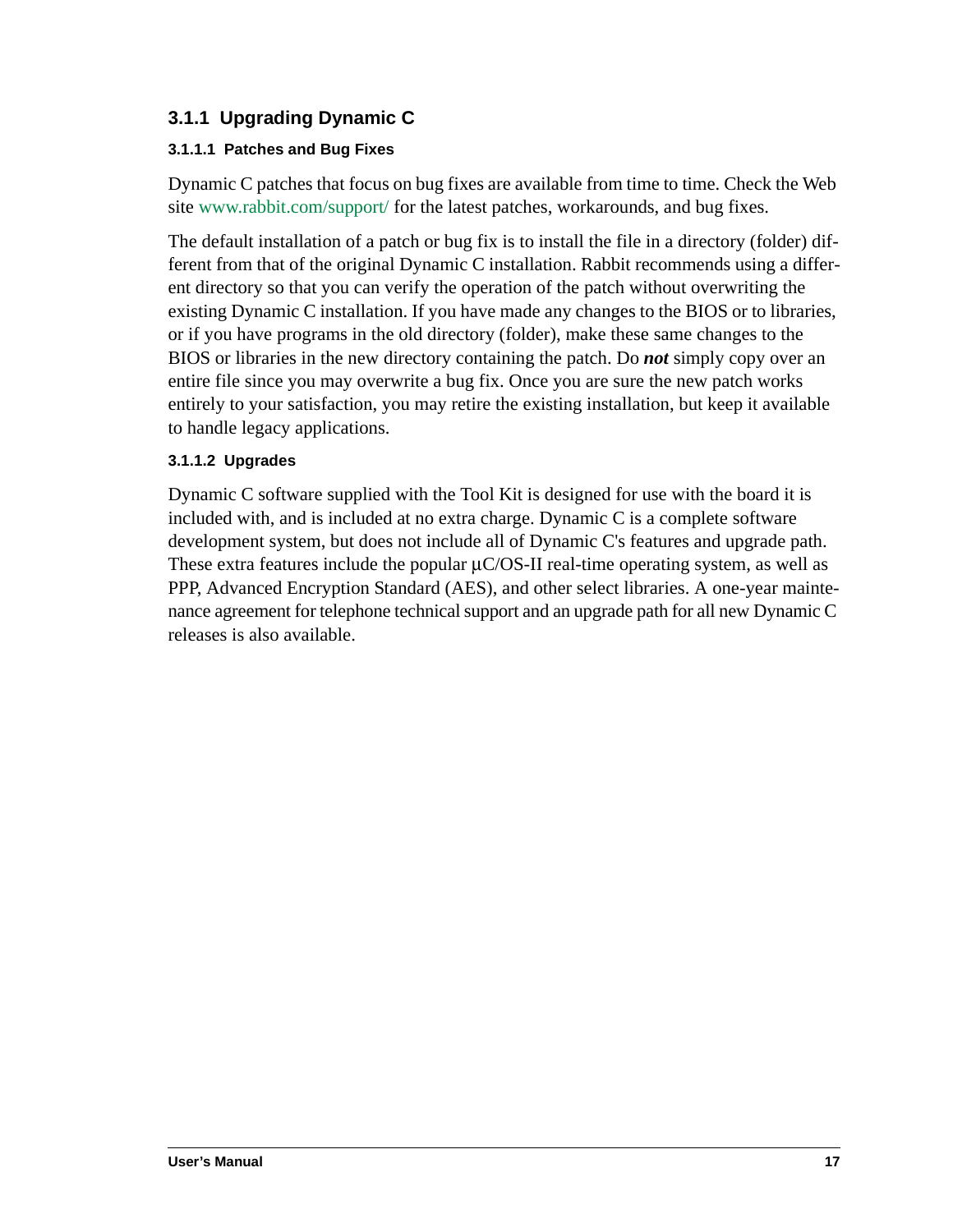### 3.1.1 Upgrading Dynamic C

#### 3.1.1.1 Patches and Bug Fixes

Dynamic C patches that focus on bug fixes are available from time to time. Check the Web site www.rabbit.com/support/ for the latest patches, workarounds, and bug fixes.

The default installation of a patch or bug fix is to install the file in a directory (folder) different from that of the original Dynamic C installation. Rabbit recommends using a different directory so that you can verify the operation of the patch without overwriting the existing Dynamic C installation. If you have made any changes to the BIOS or to libraries, or if you have programs in the old directory (folder), make these same changes to the BIOS or libraries in the new directory containing the patch. Do ***not*** simply copy over an entire file since you may overwrite a bug fix. Once you are sure the new patch works entirely to your satisfaction, you may retire the existing installation, but keep it available to handle legacy applications.

#### 3.1.1.2 Upgrades

Dynamic C software supplied with the Tool Kit is designed for use with the board it is included with, and is included at no extra charge. Dynamic C is a complete software development system, but does not include all of Dynamic C's features and upgrade path. These extra features include the popular µC/OS-II real-time operating system, as well as PPP, Advanced Encryption Standard (AES), and other select libraries. A one-year maintenance agreement for telephone technical support and an upgrade path for all new Dynamic C releases is also available.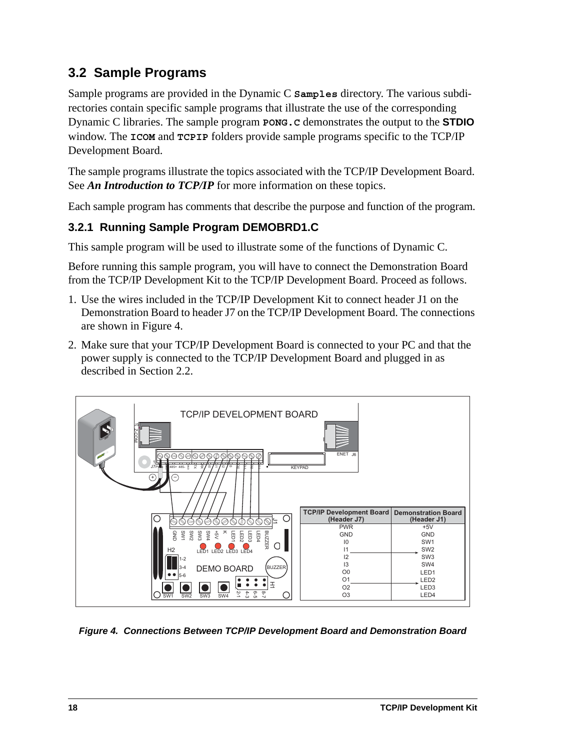## 3.2 Sample Programs

Sample programs are provided in the Dynamic C **Samples** directory. The various subdirectories contain specific sample programs that illustrate the use of the corresponding Dynamic C libraries. The sample program **PONG.C** demonstrates the output to the **STDIO** window. The **ICOM** and **TCPIP** folders provide sample programs specific to the TCP/IP Development Board.

The sample programs illustrate the topics associated with the TCP/IP Development Board. See ***An Introduction to TCP/IP*** for more information on these topics.

Each sample program has comments that describe the purpose and function of the program.

### 3.2.1 Running Sample Program DEMOBRD1.C

This sample program will be used to illustrate some of the functions of Dynamic C.

Before running this sample program, you will have to connect the Demonstration Board from the TCP/IP Development Kit to the TCP/IP Development Board. Proceed as follows.

1. Use the wires included in the TCP/IP Development Kit to connect header J1 on the Demonstration Board to header J7 on the TCP/IP Development Board. The connections are shown in Figure 4.
2. Make sure that your TCP/IP Development Board is connected to your PC and that the power supply is connected to the TCP/IP Development Board and plugged in as described in Section 2.2.

| TCP/IP Development Board (Header J7) | Demonstration Board (Header J1) |
|---|---|
| PWR | +5V |
| GND | GND |
| I0 | SW1 |
| I1 | SW2 |
| I2 | SW3 |
| I3 | SW4 |
| O0 | LED1 |
| O1 | LED2 |
| O2 | LED3 |
| O3 | LED4 |

*Figure 4. Connections Between TCP/IP Development Board and Demonstration Board*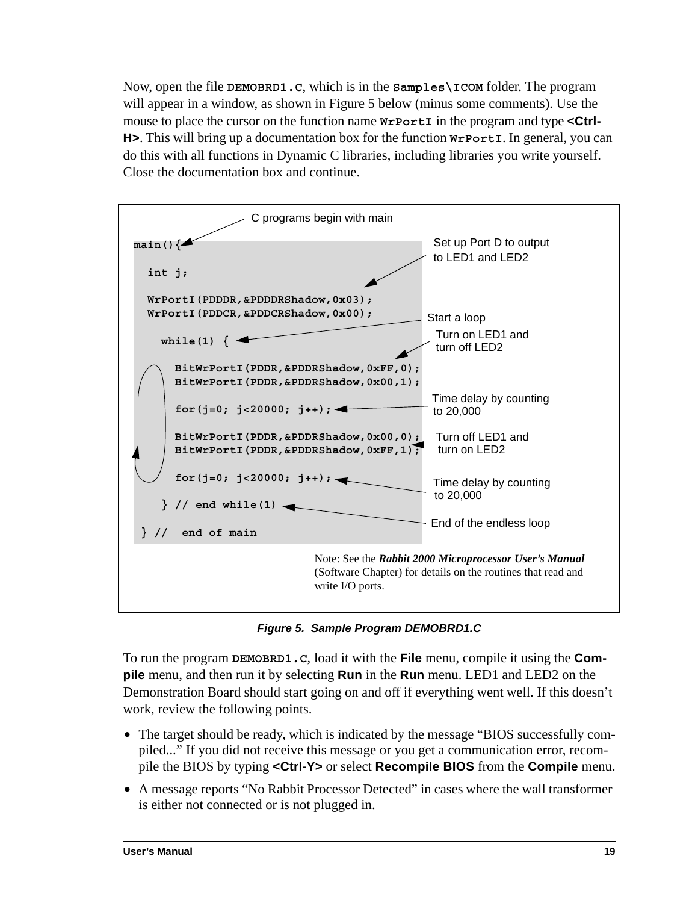Now, open the file **DEMOBRD1.C**, which is in the **Samples\ICOM** folder. The program will appear in a window, as shown in Figure 5 below (minus some comments). Use the mouse to place the cursor on the function name **WrPortI** in the program and type **<Ctrl-H>**. This will bring up a documentation box for the function **WrPortI**. In general, you can do this with all functions in Dynamic C libraries, including libraries you write yourself. Close the documentation box and continue.

```
main(){                                          <- C programs begin with main

  int j;

  WrPortI(PDDDR,&PDDDRShadow,0x03);              <- Set up Port D to output
  WrPortI(PDDCR,&PDDCRShadow,0x00);                 to LED1 and LED2

    while(1) {                                   <- Start a loop

      BitWrPortI(PDDR,&PDDRShadow,0xFF,0);       <- Turn on LED1 and
      BitWrPortI(PDDR,&PDDRShadow,0x00,1);          turn off LED2

      for(j=0; j<20000; j++);                    <- Time delay by counting
                                                    to 20,000

      BitWrPortI(PDDR,&PDDRShadow,0x00,0);       <- Turn off LED1 and
      BitWrPortI(PDDR,&PDDRShadow,0xFF,1);          turn on LED2

      for(j=0; j<20000; j++);                    <- Time delay by counting
                                                    to 20,000

    } // end while(1)                            <- End of the endless loop

} //  end of main
```

Note: See the ***Rabbit 2000 Microprocessor User's Manual*** (Software Chapter) for details on the routines that read and write I/O ports.

***Figure 5. Sample Program DEMOBRD1.C***

To run the program **DEMOBRD1.C**, load it with the **File** menu, compile it using the **Compile** menu, and then run it by selecting **Run** in the **Run** menu. LED1 and LED2 on the Demonstration Board should start going on and off if everything went well. If this doesn't work, review the following points.

- The target should be ready, which is indicated by the message "BIOS successfully compiled..." If you did not receive this message or you get a communication error, recompile the BIOS by typing **<Ctrl-Y>** or select **Recompile BIOS** from the **Compile** menu.
- A message reports "No Rabbit Processor Detected" in cases where the wall transformer is either not connected or is not plugged in.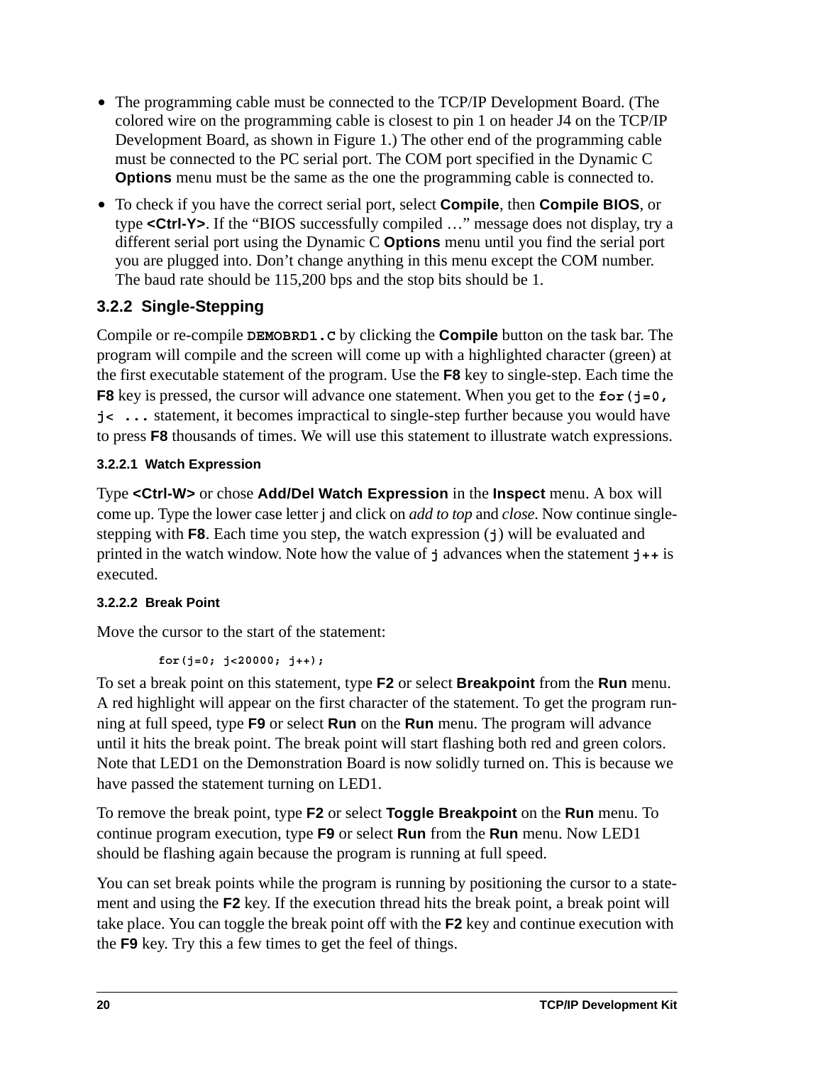- The programming cable must be connected to the TCP/IP Development Board. (The colored wire on the programming cable is closest to pin 1 on header J4 on the TCP/IP Development Board, as shown in Figure 1.) The other end of the programming cable must be connected to the PC serial port. The COM port specified in the Dynamic C **Options** menu must be the same as the one the programming cable is connected to.
- To check if you have the correct serial port, select **Compile**, then **Compile BIOS**, or type **<Ctrl-Y>**. If the "BIOS successfully compiled …" message does not display, try a different serial port using the Dynamic C **Options** menu until you find the serial port you are plugged into. Don't change anything in this menu except the COM number. The baud rate should be 115,200 bps and the stop bits should be 1.

### 3.2.2 Single-Stepping

Compile or re-compile `DEMOBRD1.C` by clicking the **Compile** button on the task bar. The program will compile and the screen will come up with a highlighted character (green) at the first executable statement of the program. Use the **F8** key to single-step. Each time the **F8** key is pressed, the cursor will advance one statement. When you get to the `for(j=0, j< ...` statement, it becomes impractical to single-step further because you would have to press **F8** thousands of times. We will use this statement to illustrate watch expressions.

#### 3.2.2.1 Watch Expression

Type **<Ctrl-W>** or chose **Add/Del Watch Expression** in the **Inspect** menu. A box will come up. Type the lower case letter j and click on *add to top* and *close*. Now continue single-stepping with **F8**. Each time you step, the watch expression (`j`) will be evaluated and printed in the watch window. Note how the value of `j` advances when the statement `j++` is executed.

#### 3.2.2.2 Break Point

Move the cursor to the start of the statement:

```
for(j=0; j<20000; j++);
```

To set a break point on this statement, type **F2** or select **Breakpoint** from the **Run** menu. A red highlight will appear on the first character of the statement. To get the program running at full speed, type **F9** or select **Run** on the **Run** menu. The program will advance until it hits the break point. The break point will start flashing both red and green colors. Note that LED1 on the Demonstration Board is now solidly turned on. This is because we have passed the statement turning on LED1.

To remove the break point, type **F2** or select **Toggle Breakpoint** on the **Run** menu. To continue program execution, type **F9** or select **Run** from the **Run** menu. Now LED1 should be flashing again because the program is running at full speed.

You can set break points while the program is running by positioning the cursor to a statement and using the **F2** key. If the execution thread hits the break point, a break point will take place. You can toggle the break point off with the **F2** key and continue execution with the **F9** key. Try this a few times to get the feel of things.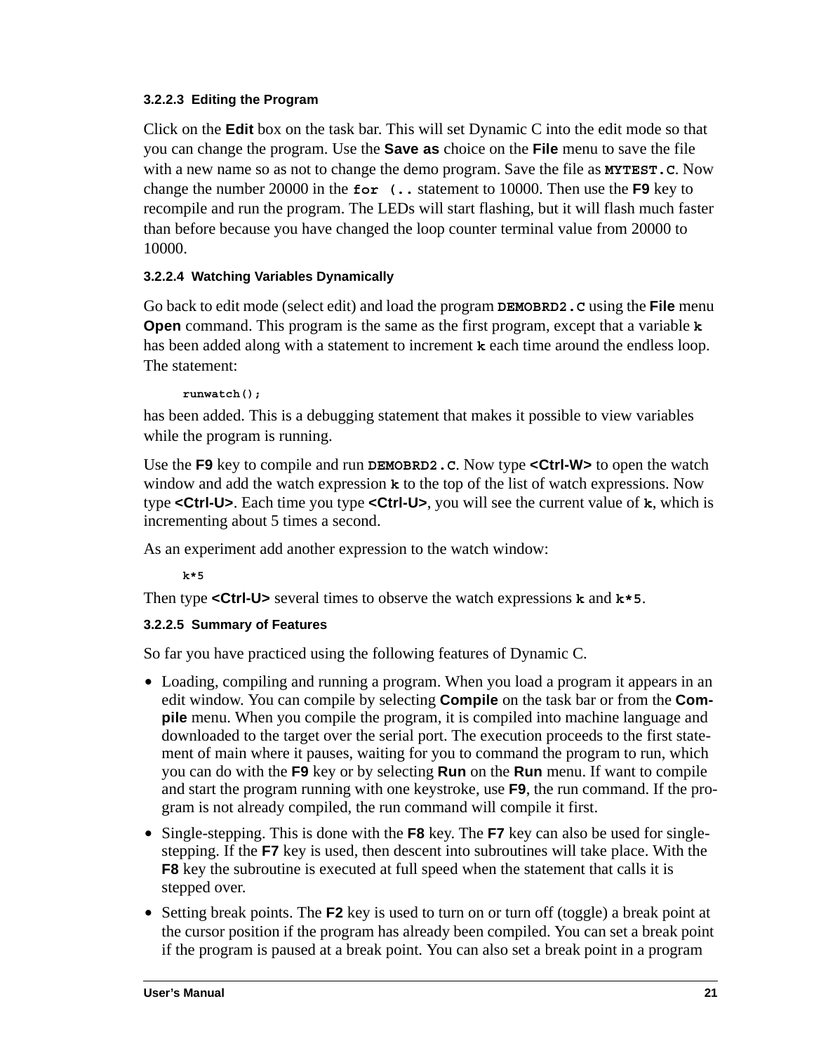#### 3.2.2.3 Editing the Program

Click on the **Edit** box on the task bar. This will set Dynamic C into the edit mode so that you can change the program. Use the **Save as** choice on the **File** menu to save the file with a new name so as not to change the demo program. Save the file as **`MYTEST.C`**. Now change the number 20000 in the **`for (..`** statement to 10000. Then use the **F9** key to recompile and run the program. The LEDs will start flashing, but it will flash much faster than before because you have changed the loop counter terminal value from 20000 to 10000.

#### 3.2.2.4 Watching Variables Dynamically

Go back to edit mode (select edit) and load the program **`DEMOBRD2.C`** using the **File** menu **Open** command. This program is the same as the first program, except that a variable **`k`** has been added along with a statement to increment **`k`** each time around the endless loop. The statement:

```
runwatch();
```

has been added. This is a debugging statement that makes it possible to view variables while the program is running.

Use the **F9** key to compile and run **`DEMOBRD2.C`**. Now type **<Ctrl-W>** to open the watch window and add the watch expression **`k`** to the top of the list of watch expressions. Now type **<Ctrl-U>**. Each time you type **<Ctrl-U>**, you will see the current value of **`k`**, which is incrementing about 5 times a second.

As an experiment add another expression to the watch window:

```
k*5
```

Then type **<Ctrl-U>** several times to observe the watch expressions **`k`** and **`k*5`**.

#### 3.2.2.5 Summary of Features

So far you have practiced using the following features of Dynamic C.

- Loading, compiling and running a program. When you load a program it appears in an edit window. You can compile by selecting **Compile** on the task bar or from the **Compile** menu. When you compile the program, it is compiled into machine language and downloaded to the target over the serial port. The execution proceeds to the first statement of main where it pauses, waiting for you to command the program to run, which you can do with the **F9** key or by selecting **Run** on the **Run** menu. If want to compile and start the program running with one keystroke, use **F9**, the run command. If the program is not already compiled, the run command will compile it first.
- Single-stepping. This is done with the **F8** key. The **F7** key can also be used for single-stepping. If the **F7** key is used, then descent into subroutines will take place. With the **F8** key the subroutine is executed at full speed when the statement that calls it is stepped over.
- Setting break points. The **F2** key is used to turn on or turn off (toggle) a break point at the cursor position if the program has already been compiled. You can set a break point if the program is paused at a break point. You can also set a break point in a program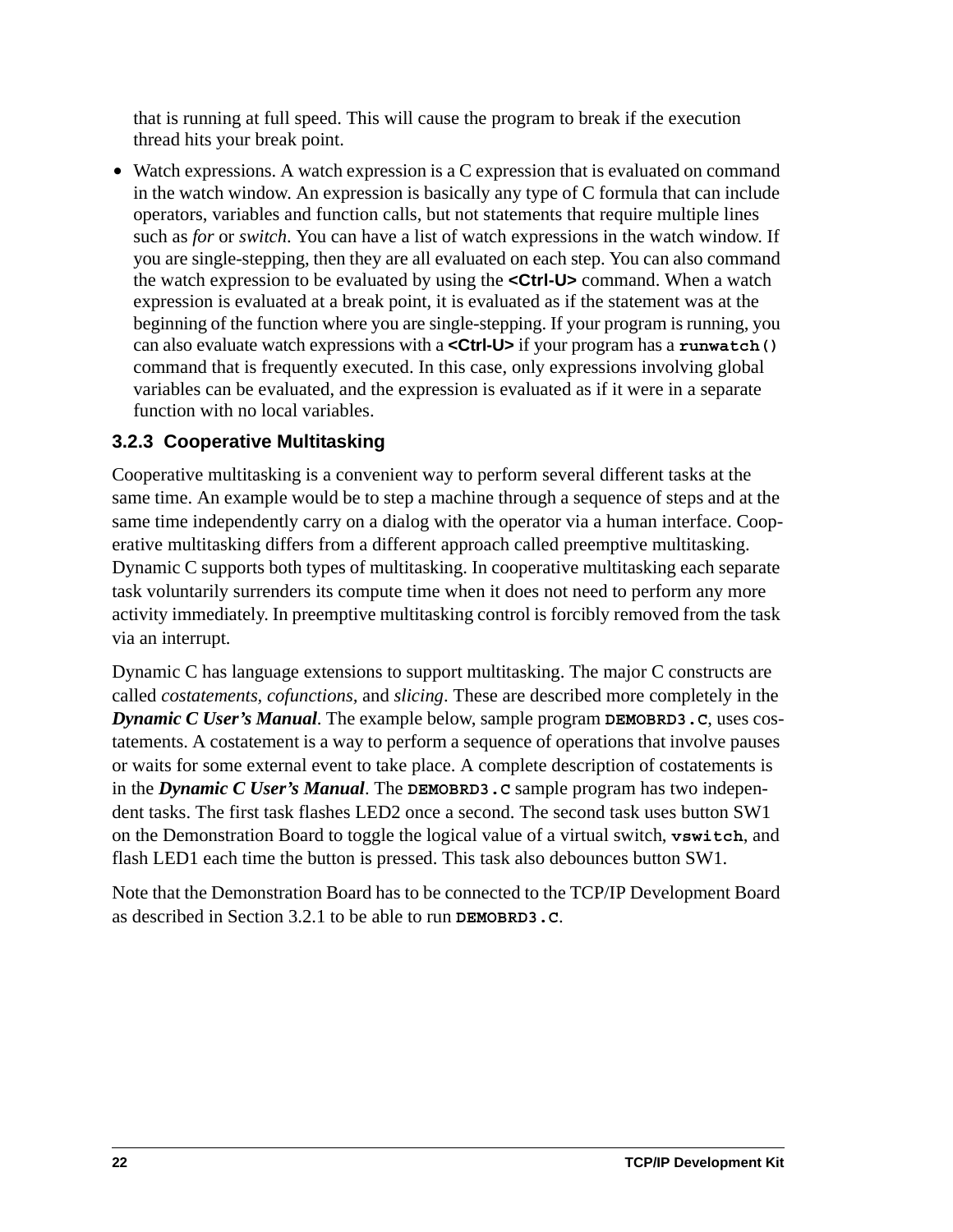that is running at full speed. This will cause the program to break if the execution thread hits your break point.

- Watch expressions. A watch expression is a C expression that is evaluated on command in the watch window. An expression is basically any type of C formula that can include operators, variables and function calls, but not statements that require multiple lines such as *for* or *switch*. You can have a list of watch expressions in the watch window. If you are single-stepping, then they are all evaluated on each step. You can also command the watch expression to be evaluated by using the **<Ctrl-U>** command. When a watch expression is evaluated at a break point, it is evaluated as if the statement was at the beginning of the function where you are single-stepping. If your program is running, you can also evaluate watch expressions with a **<Ctrl-U>** if your program has a **`runwatch()`** command that is frequently executed. In this case, only expressions involving global variables can be evaluated, and the expression is evaluated as if it were in a separate function with no local variables.

### 3.2.3 Cooperative Multitasking

Cooperative multitasking is a convenient way to perform several different tasks at the same time. An example would be to step a machine through a sequence of steps and at the same time independently carry on a dialog with the operator via a human interface. Cooperative multitasking differs from a different approach called preemptive multitasking. Dynamic C supports both types of multitasking. In cooperative multitasking each separate task voluntarily surrenders its compute time when it does not need to perform any more activity immediately. In preemptive multitasking control is forcibly removed from the task via an interrupt.

Dynamic C has language extensions to support multitasking. The major C constructs are called *costatements, cofunctions*, and *slicing*. These are described more completely in the ***Dynamic C User's Manual***. The example below, sample program **`DEMOBRD3.C`**, uses costatements. A costatement is a way to perform a sequence of operations that involve pauses or waits for some external event to take place. A complete description of costatements is in the ***Dynamic C User's Manual***. The **`DEMOBRD3.C`** sample program has two independent tasks. The first task flashes LED2 once a second. The second task uses button SW1 on the Demonstration Board to toggle the logical value of a virtual switch, **`vswitch`**, and flash LED1 each time the button is pressed. This task also debounces button SW1.

Note that the Demonstration Board has to be connected to the TCP/IP Development Board as described in Section 3.2.1 to be able to run **`DEMOBRD3.C`**.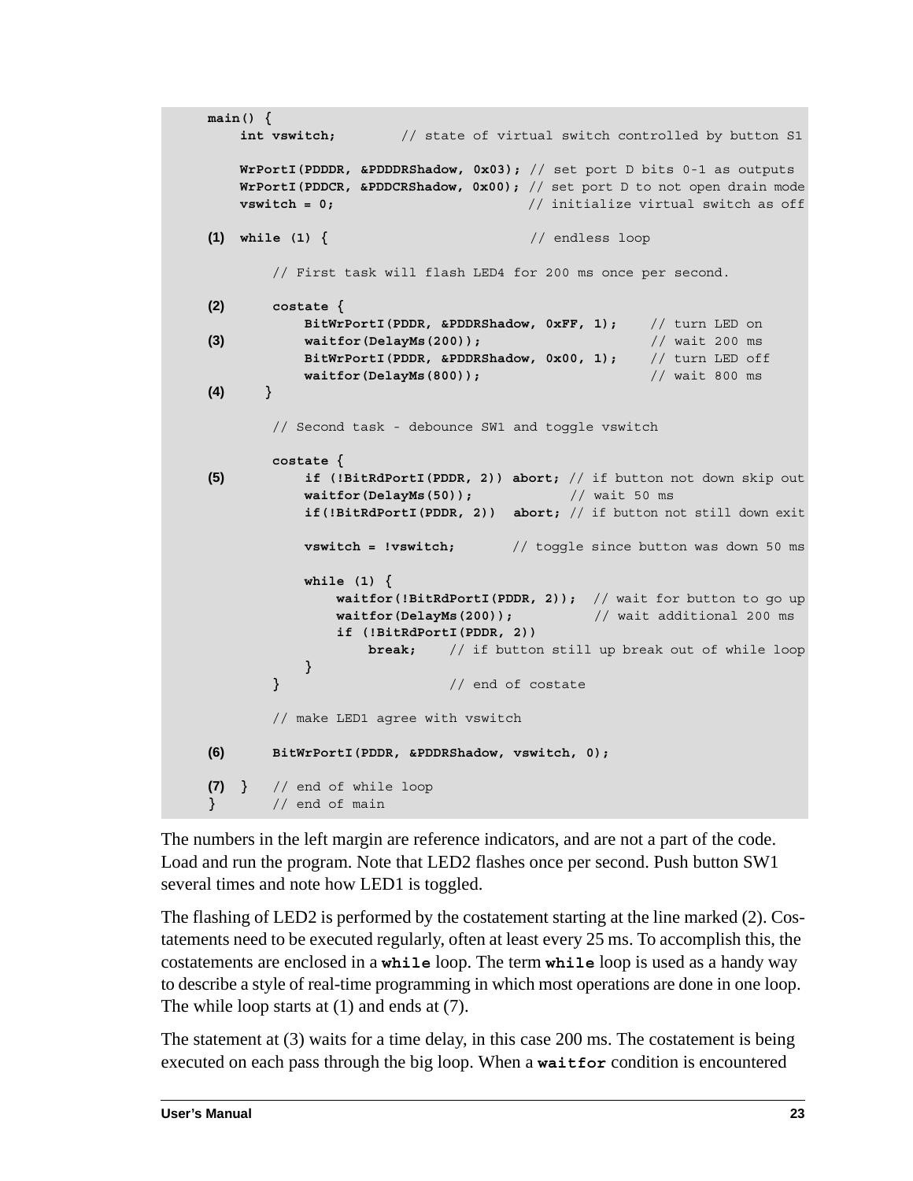```
main() {
    int vswitch;        // state of virtual switch controlled by button S1

    WrPortI(PDDDR, &PDDDRShadow, 0x03); // set port D bits 0-1 as outputs
    WrPortI(PDDCR, &PDDCRShadow, 0x00); // set port D to not open drain mode
    vswitch = 0;                        // initialize virtual switch as off

(1) while (1) {                         // endless loop

        // First task will flash LED4 for 200 ms once per second.

(2)     costate {
            BitWrPortI(PDDR, &PDDRShadow, 0xFF, 1);    // turn LED on
(3)         waitfor(DelayMs(200));                     // wait 200 ms
            BitWrPortI(PDDR, &PDDRShadow, 0x00, 1);    // turn LED off
            waitfor(DelayMs(800));                     // wait 800 ms
(4)     }

        // Second task - debounce SW1 and toggle vswitch

        costate {
(5)         if (!BitRdPortI(PDDR, 2)) abort; // if button not down skip out
            waitfor(DelayMs(50));            // wait 50 ms
            if(!BitRdPortI(PDDR, 2))  abort; // if button not still down exit

            vswitch = !vswitch;       // toggle since button was down 50 ms

            while (1) {
                waitfor(!BitRdPortI(PDDR, 2));  // wait for button to go up
                waitfor(DelayMs(200));          // wait additional 200 ms
                if (!BitRdPortI(PDDR, 2))
                    break;    // if button still up break out of while loop
            }
        }                     // end of costate

        // make LED1 agree with vswitch

(6)     BitWrPortI(PDDR, &PDDRShadow, vswitch, 0);

(7) }   // end of while loop
}       // end of main
```

The numbers in the left margin are reference indicators, and are not a part of the code. Load and run the program. Note that LED2 flashes once per second. Push button SW1 several times and note how LED1 is toggled.

The flashing of LED2 is performed by the costatement starting at the line marked (2). Costatements need to be executed regularly, often at least every 25 ms. To accomplish this, the costatements are enclosed in a **`while`** loop. The term **`while`** loop is used as a handy way to describe a style of real-time programming in which most operations are done in one loop. The while loop starts at (1) and ends at (7).

The statement at (3) waits for a time delay, in this case 200 ms. The costatement is being executed on each pass through the big loop. When a **`waitfor`** condition is encountered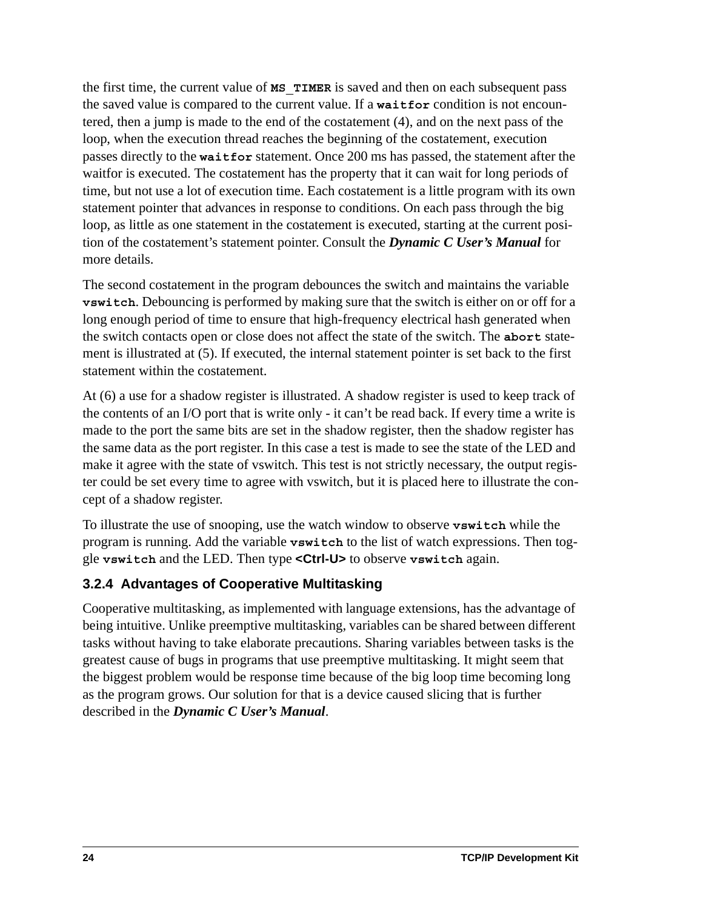the first time, the current value of **`MS_TIMER`** is saved and then on each subsequent pass the saved value is compared to the current value. If a **`waitfor`** condition is not encountered, then a jump is made to the end of the costatement (4), and on the next pass of the loop, when the execution thread reaches the beginning of the costatement, execution passes directly to the **`waitfor`** statement. Once 200 ms has passed, the statement after the waitfor is executed. The costatement has the property that it can wait for long periods of time, but not use a lot of execution time. Each costatement is a little program with its own statement pointer that advances in response to conditions. On each pass through the big loop, as little as one statement in the costatement is executed, starting at the current position of the costatement's statement pointer. Consult the ***Dynamic C User's Manual*** for more details.

The second costatement in the program debounces the switch and maintains the variable **`vswitch`**. Debouncing is performed by making sure that the switch is either on or off for a long enough period of time to ensure that high-frequency electrical hash generated when the switch contacts open or close does not affect the state of the switch. The **`abort`** statement is illustrated at (5). If executed, the internal statement pointer is set back to the first statement within the costatement.

At (6) a use for a shadow register is illustrated. A shadow register is used to keep track of the contents of an I/O port that is write only - it can't be read back. If every time a write is made to the port the same bits are set in the shadow register, then the shadow register has the same data as the port register. In this case a test is made to see the state of the LED and make it agree with the state of vswitch. This test is not strictly necessary, the output register could be set every time to agree with vswitch, but it is placed here to illustrate the concept of a shadow register.

To illustrate the use of snooping, use the watch window to observe **`vswitch`** while the program is running. Add the variable **`vswitch`** to the list of watch expressions. Then toggle **`vswitch`** and the LED. Then type **<Ctrl-U>** to observe **`vswitch`** again.

### 3.2.4 Advantages of Cooperative Multitasking

Cooperative multitasking, as implemented with language extensions, has the advantage of being intuitive. Unlike preemptive multitasking, variables can be shared between different tasks without having to take elaborate precautions. Sharing variables between tasks is the greatest cause of bugs in programs that use preemptive multitasking. It might seem that the biggest problem would be response time because of the big loop time becoming long as the program grows. Our solution for that is a device caused slicing that is further described in the ***Dynamic C User's Manual***.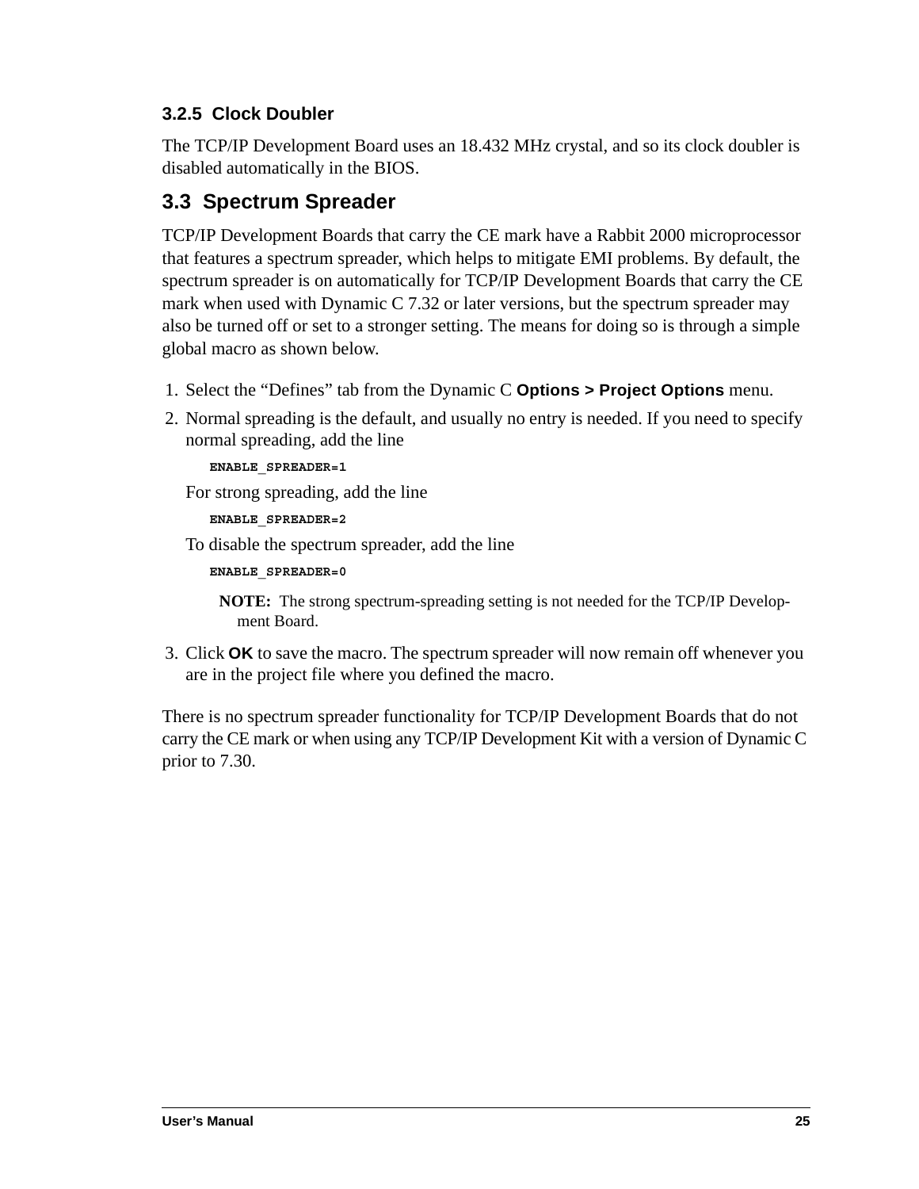### 3.2.5 Clock Doubler

The TCP/IP Development Board uses an 18.432 MHz crystal, and so its clock doubler is disabled automatically in the BIOS.

## 3.3 Spectrum Spreader

TCP/IP Development Boards that carry the CE mark have a Rabbit 2000 microprocessor that features a spectrum spreader, which helps to mitigate EMI problems. By default, the spectrum spreader is on automatically for TCP/IP Development Boards that carry the CE mark when used with Dynamic C 7.32 or later versions, but the spectrum spreader may also be turned off or set to a stronger setting. The means for doing so is through a simple global macro as shown below.

1. Select the “Defines” tab from the Dynamic C **Options > Project Options** menu.
2. Normal spreading is the default, and usually no entry is needed. If you need to specify normal spreading, add the line

   ```
   ENABLE_SPREADER=1
   ```

   For strong spreading, add the line

   ```
   ENABLE_SPREADER=2
   ```

   To disable the spectrum spreader, add the line

   ```
   ENABLE_SPREADER=0
   ```

   **NOTE:** The strong spectrum-spreading setting is not needed for the TCP/IP Development Board.

3. Click **OK** to save the macro. The spectrum spreader will now remain off whenever you are in the project file where you defined the macro.

There is no spectrum spreader functionality for TCP/IP Development Boards that do not carry the CE mark or when using any TCP/IP Development Kit with a version of Dynamic C prior to 7.30.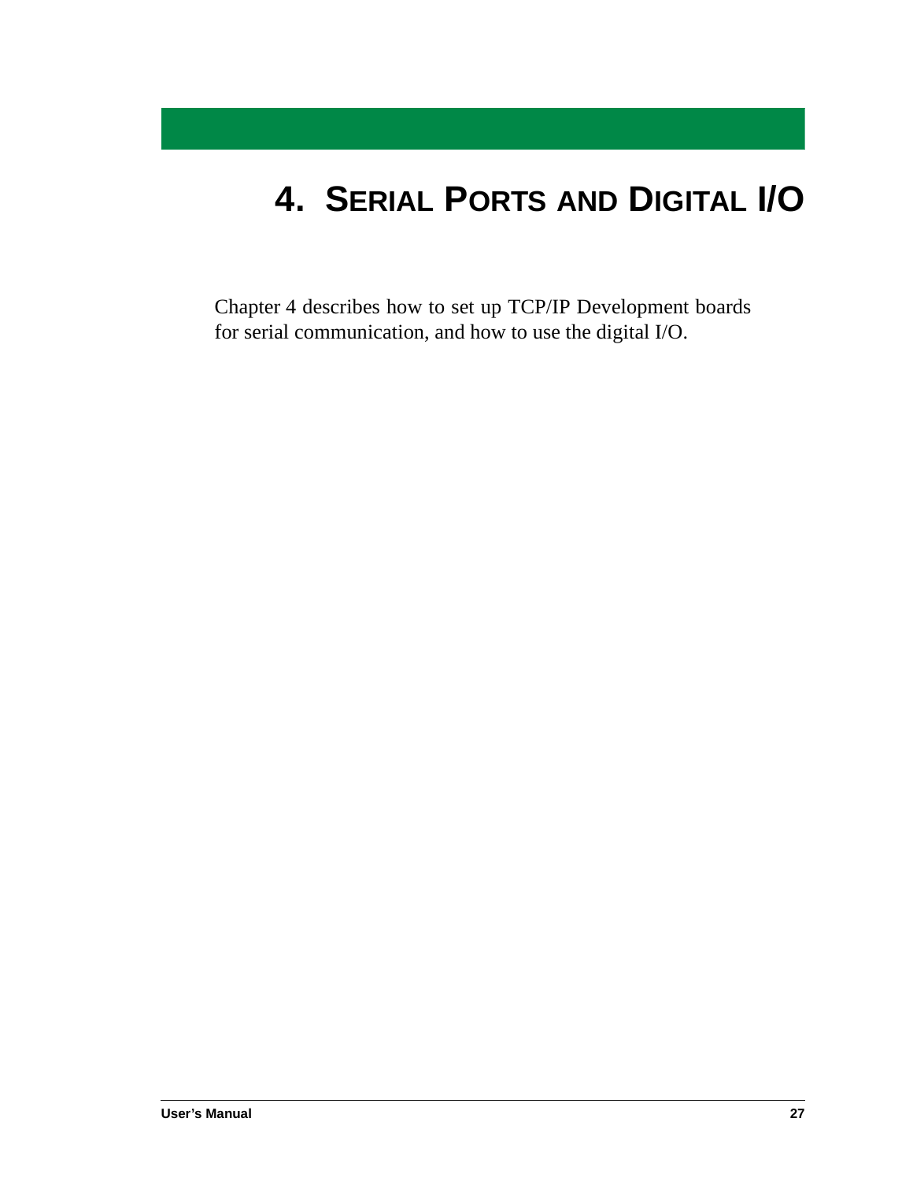# 4. Serial Ports and Digital I/O

Chapter 4 describes how to set up TCP/IP Development boards for serial communication, and how to use the digital I/O.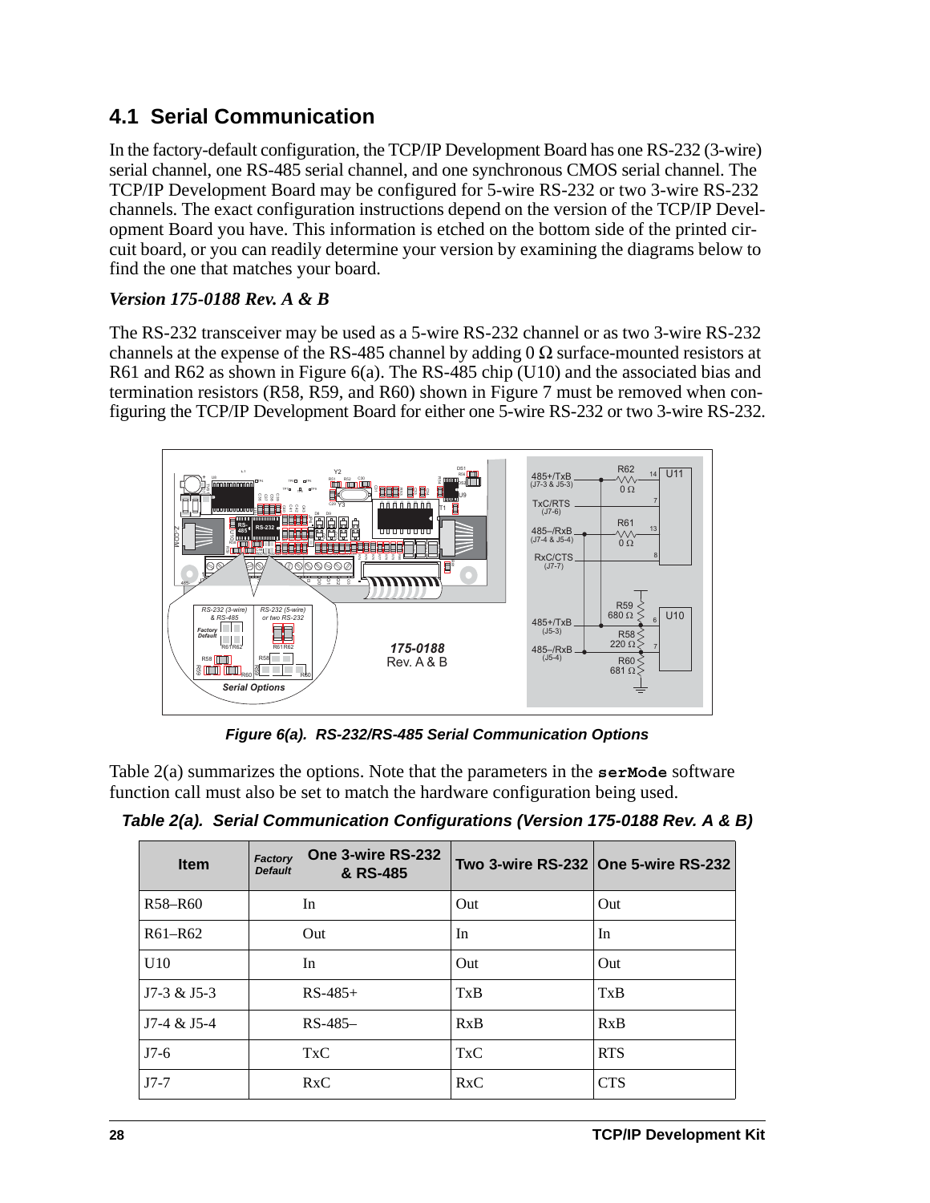## 4.1 Serial Communication

In the factory-default configuration, the TCP/IP Development Board has one RS-232 (3-wire) serial channel, one RS-485 serial channel, and one synchronous CMOS serial channel. The TCP/IP Development Board may be configured for 5-wire RS-232 or two 3-wire RS-232 channels. The exact configuration instructions depend on the version of the TCP/IP Development Board you have. This information is etched on the bottom side of the printed circuit board, or you can readily determine your version by examining the diagrams below to find the one that matches your board.

### *Version 175-0188 Rev. A & B*

The RS-232 transceiver may be used as a 5-wire RS-232 channel or as two 3-wire RS-232 channels at the expense of the RS-485 channel by adding 0 Ω surface-mounted resistors at R61 and R62 as shown in Figure 6(a). The RS-485 chip (U10) and the associated bias and termination resistors (R58, R59, and R60) shown in Figure 7 must be removed when configuring the TCP/IP Development Board for either one 5-wire RS-232 or two 3-wire RS-232.

**Figure 6(a). RS-232/RS-485 Serial Communication Options**

Table 2(a) summarizes the options. Note that the parameters in the **serMode** software function call must also be set to match the hardware configuration being used.

**Table 2(a). Serial Communication Configurations (Version 175-0188 Rev. A & B)**

| Item | *Factory Default* One 3-wire RS-232 & RS-485 | Two 3-wire RS-232 | One 5-wire RS-232 |
|---|---|---|---|
| R58–R60 | In | Out | Out |
| R61–R62 | Out | In | In |
| U10 | In | Out | Out |
| J7-3 & J5-3 | RS-485+ | TxB | TxB |
| J7-4 & J5-4 | RS-485– | RxB | RxB |
| J7-6 | TxC | TxC | RTS |
| J7-7 | RxC | RxC | CTS |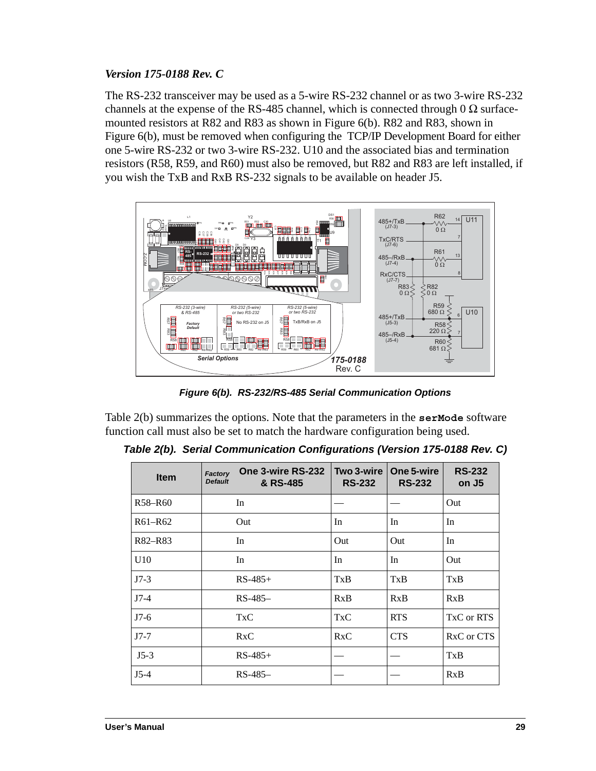### *Version 175-0188 Rev. C*

The RS-232 transceiver may be used as a 5-wire RS-232 channel or as two 3-wire RS-232 channels at the expense of the RS-485 channel, which is connected through 0 Ω surface-mounted resistors at R82 and R83 as shown in Figure 6(b). R82 and R83, shown in Figure 6(b), must be removed when configuring the TCP/IP Development Board for either one 5-wire RS-232 or two 3-wire RS-232. U10 and the associated bias and termination resistors (R58, R59, and R60) must also be removed, but R82 and R83 are left installed, if you wish the TxB and RxB RS-232 signals to be available on header J5.

***Figure 6(b). RS-232/RS-485 Serial Communication Options***

Table 2(b) summarizes the options. Note that the parameters in the **serMode** software function call must also be set to match the hardware configuration being used.

***Table 2(b). Serial Communication Configurations (Version 175-0188 Rev. C)***

| Item | *Factory Default* One 3-wire RS-232 & RS-485 | Two 3-wire RS-232 | One 5-wire RS-232 | RS-232 on J5 |
|---|---|---|---|---|
| R58–R60 | In | — | — | Out |
| R61–R62 | Out | In | In | In |
| R82–R83 | In | Out | Out | In |
| U10 | In | In | In | Out |
| J7-3 | RS-485+ | TxB | TxB | TxB |
| J7-4 | RS-485– | RxB | RxB | RxB |
| J7-6 | TxC | TxC | RTS | TxC or RTS |
| J7-7 | RxC | RxC | CTS | RxC or CTS |
| J5-3 | RS-485+ | — | — | TxB |
| J5-4 | RS-485– | — | — | RxB |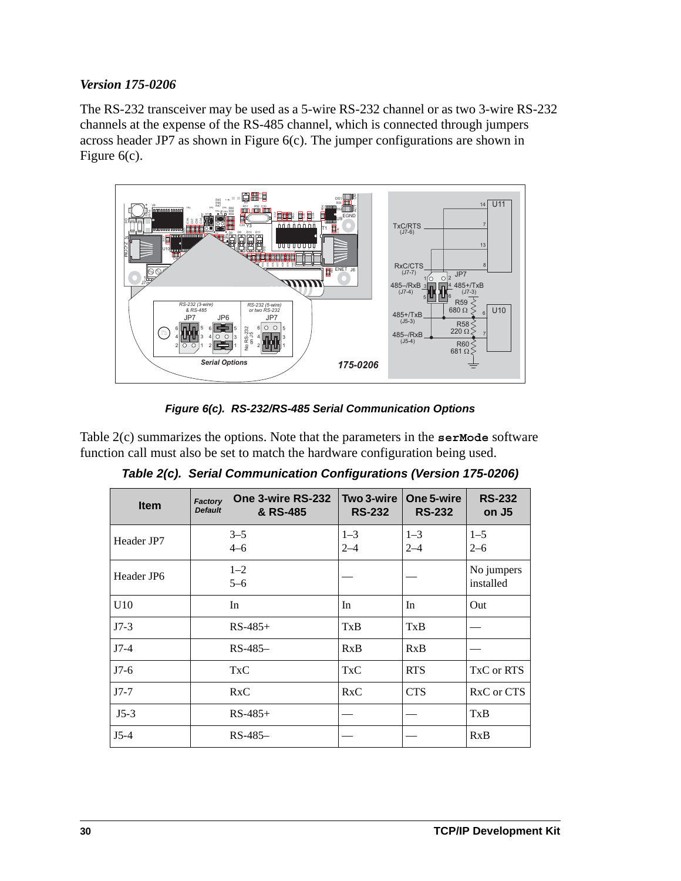### *Version 175-0206*

The RS-232 transceiver may be used as a 5-wire RS-232 channel or as two 3-wire RS-232 channels at the expense of the RS-485 channel, which is connected through jumpers across header JP7 as shown in Figure 6(c). The jumper configurations are shown in Figure 6(c).

***Figure 6(c). RS-232/RS-485 Serial Communication Options***

Table 2(c) summarizes the options. Note that the parameters in the **serMode** software function call must also be set to match the hardware configuration being used.

***Table 2(c). Serial Communication Configurations (Version 175-0206)***

| Item | *Factory Default* One 3-wire RS-232 & RS-485 | Two 3-wire RS-232 | One 5-wire RS-232 | RS-232 on J5 |
|---|---|---|---|---|
| Header JP7 | 3–5<br>4–6 | 1–3<br>2–4 | 1–3<br>2–4 | 1–5<br>2–6 |
| Header JP6 | 1–2<br>5–6 | — | — | No jumpers installed |
| U10 | In | In | In | Out |
| J7-3 | RS-485+ | TxB | TxB | — |
| J7-4 | RS-485– | RxB | RxB | — |
| J7-6 | TxC | TxC | RTS | TxC or RTS |
| J7-7 | RxC | RxC | CTS | RxC or CTS |
| J5-3 | RS-485+ | — | — | TxB |
| J5-4 | RS-485– | — | — | RxB |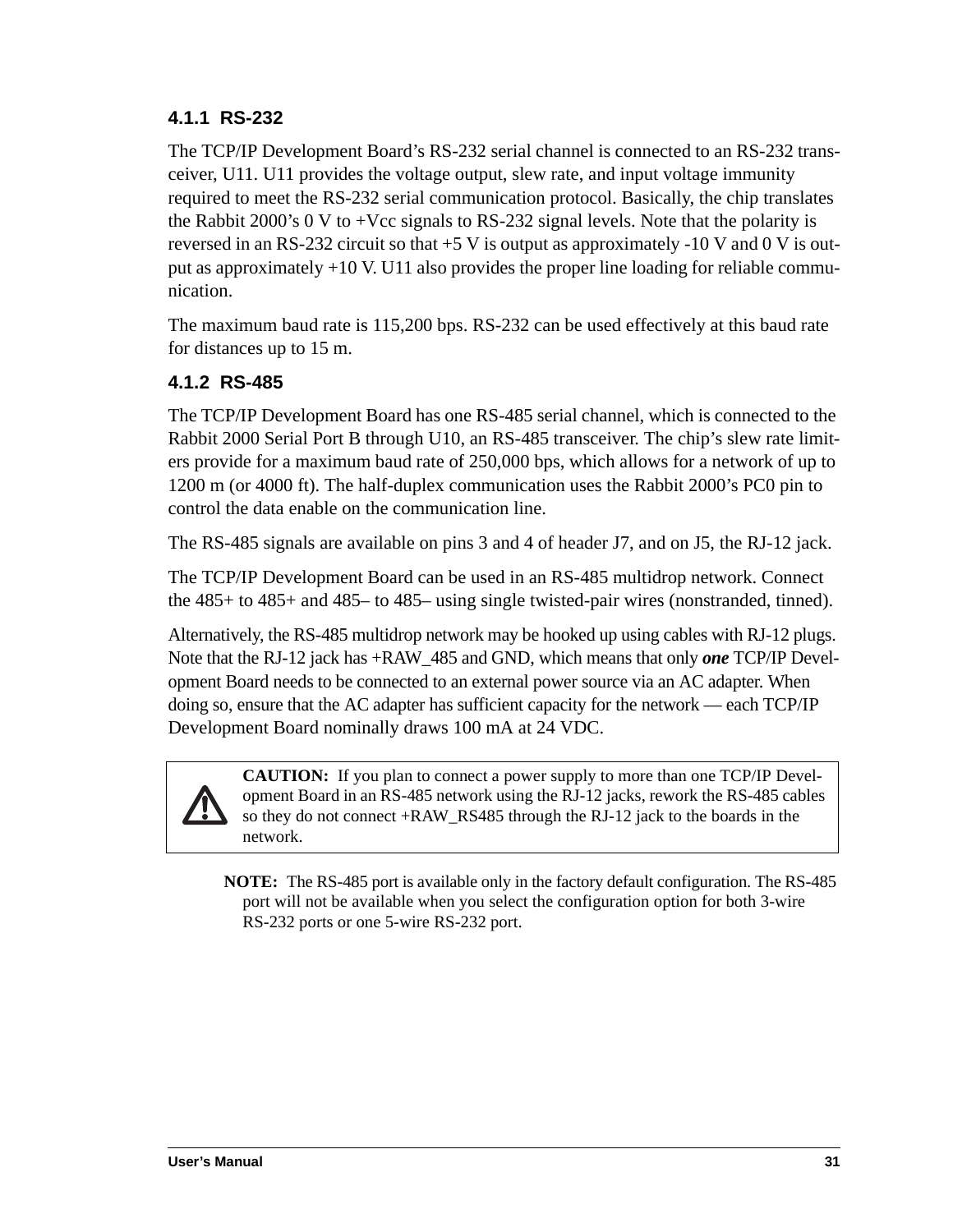### 4.1.1 RS-232

The TCP/IP Development Board's RS-232 serial channel is connected to an RS-232 transceiver, U11. U11 provides the voltage output, slew rate, and input voltage immunity required to meet the RS-232 serial communication protocol. Basically, the chip translates the Rabbit 2000's 0 V to +Vcc signals to RS-232 signal levels. Note that the polarity is reversed in an RS-232 circuit so that +5 V is output as approximately -10 V and 0 V is output as approximately +10 V. U11 also provides the proper line loading for reliable communication.

The maximum baud rate is 115,200 bps. RS-232 can be used effectively at this baud rate for distances up to 15 m.

### 4.1.2 RS-485

The TCP/IP Development Board has one RS-485 serial channel, which is connected to the Rabbit 2000 Serial Port B through U10, an RS-485 transceiver. The chip's slew rate limiters provide for a maximum baud rate of 250,000 bps, which allows for a network of up to 1200 m (or 4000 ft). The half-duplex communication uses the Rabbit 2000's PC0 pin to control the data enable on the communication line.

The RS-485 signals are available on pins 3 and 4 of header J7, and on J5, the RJ-12 jack.

The TCP/IP Development Board can be used in an RS-485 multidrop network. Connect the 485+ to 485+ and 485– to 485– using single twisted-pair wires (nonstranded, tinned).

Alternatively, the RS-485 multidrop network may be hooked up using cables with RJ-12 plugs. Note that the RJ-12 jack has +RAW_485 and GND, which means that only ***one*** TCP/IP Development Board needs to be connected to an external power source via an AC adapter. When doing so, ensure that the AC adapter has sufficient capacity for the network — each TCP/IP Development Board nominally draws 100 mA at 24 VDC.

> **CAUTION:** If you plan to connect a power supply to more than one TCP/IP Development Board in an RS-485 network using the RJ-12 jacks, rework the RS-485 cables so they do not connect +RAW_RS485 through the RJ-12 jack to the boards in the network.

**NOTE:** The RS-485 port is available only in the factory default configuration. The RS-485 port will not be available when you select the configuration option for both 3-wire RS-232 ports or one 5-wire RS-232 port.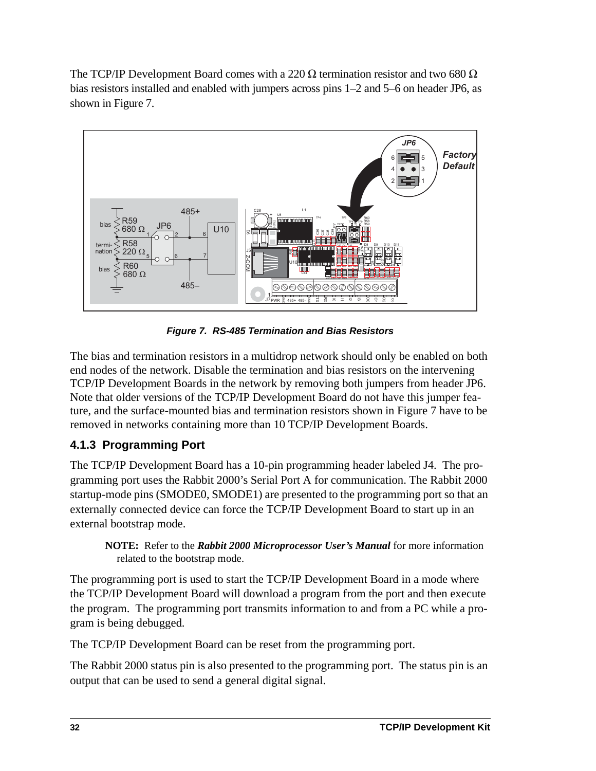The TCP/IP Development Board comes with a 220 Ω termination resistor and two 680 Ω bias resistors installed and enabled with jumpers across pins 1–2 and 5–6 on header JP6, as shown in Figure 7.

***Figure 7. RS-485 Termination and Bias Resistors***

The bias and termination resistors in a multidrop network should only be enabled on both end nodes of the network. Disable the termination and bias resistors on the intervening TCP/IP Development Boards in the network by removing both jumpers from header JP6. Note that older versions of the TCP/IP Development Board do not have this jumper feature, and the surface-mounted bias and termination resistors shown in Figure 7 have to be removed in networks containing more than 10 TCP/IP Development Boards.

### 4.1.3 Programming Port

The TCP/IP Development Board has a 10-pin programming header labeled J4. The programming port uses the Rabbit 2000's Serial Port A for communication. The Rabbit 2000 startup-mode pins (SMODE0, SMODE1) are presented to the programming port so that an externally connected device can force the TCP/IP Development Board to start up in an external bootstrap mode.

> **NOTE:** Refer to the ***Rabbit 2000 Microprocessor User's Manual*** for more information related to the bootstrap mode.

The programming port is used to start the TCP/IP Development Board in a mode where the TCP/IP Development Board will download a program from the port and then execute the program. The programming port transmits information to and from a PC while a program is being debugged.

The TCP/IP Development Board can be reset from the programming port.

The Rabbit 2000 status pin is also presented to the programming port. The status pin is an output that can be used to send a general digital signal.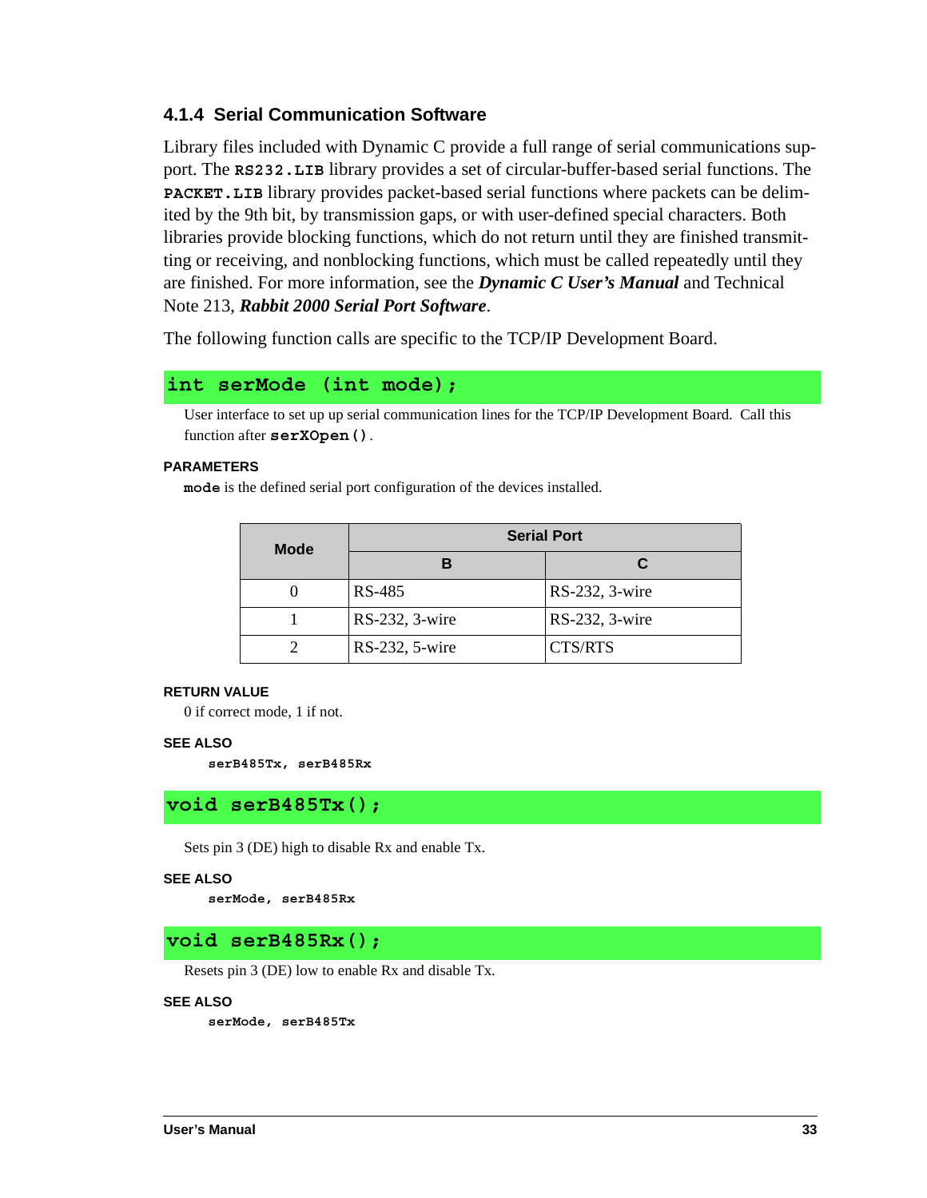### 4.1.4 Serial Communication Software

Library files included with Dynamic C provide a full range of serial communications support. The **RS232.LIB** library provides a set of circular-buffer-based serial functions. The **PACKET.LIB** library provides packet-based serial functions where packets can be delimited by the 9th bit, by transmission gaps, or with user-defined special characters. Both libraries provide blocking functions, which do not return until they are finished transmitting or receiving, and nonblocking functions, which must be called repeatedly until they are finished. For more information, see the ***Dynamic C User's Manual*** and Technical Note 213, ***Rabbit 2000 Serial Port Software***.

The following function calls are specific to the TCP/IP Development Board.

```
int serMode (int mode);
```

User interface to set up up serial communication lines for the TCP/IP Development Board. Call this function after **serXOpen()**.

**PARAMETERS**

**mode** is the defined serial port configuration of the devices installed.

| Mode | Serial Port | |
|---|---|---|
| | B | C |
| 0 | RS-485 | RS-232, 3-wire |
| 1 | RS-232, 3-wire | RS-232, 3-wire |
| 2 | RS-232, 5-wire | CTS/RTS |

**RETURN VALUE**

0 if correct mode, 1 if not.

**SEE ALSO**

**serB485Tx, serB485Rx**

```
void serB485Tx();
```

Sets pin 3 (DE) high to disable Rx and enable Tx.

**SEE ALSO**

**serMode, serB485Rx**

```
void serB485Rx();
```

Resets pin 3 (DE) low to enable Rx and disable Tx.

**SEE ALSO**

**serMode, serB485Tx**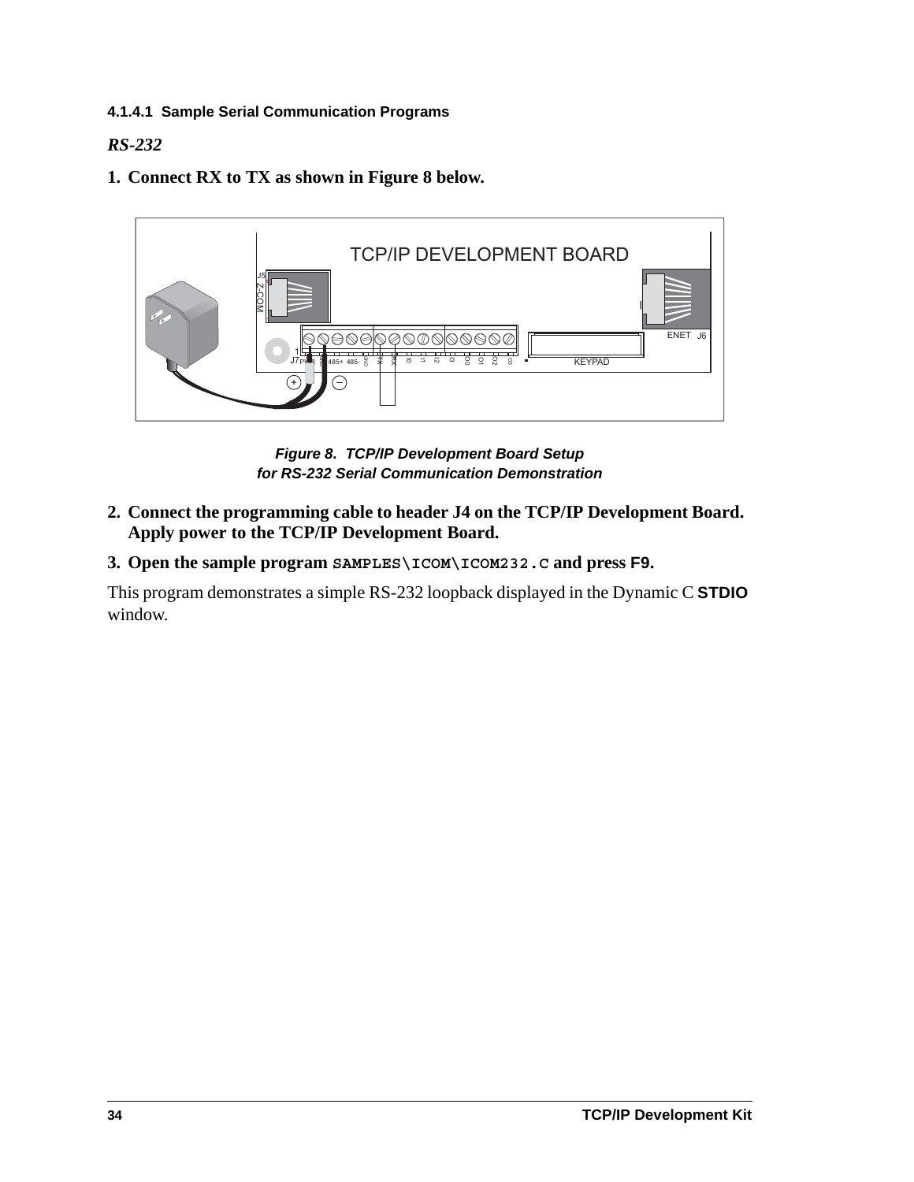#### 4.1.4.1 Sample Serial Communication Programs

***RS-232***

**1. Connect RX to TX as shown in Figure 8 below.**

***Figure 8. TCP/IP Development Board Setup for RS-232 Serial Communication Demonstration***

**2. Connect the programming cable to header J4 on the TCP/IP Development Board. Apply power to the TCP/IP Development Board.**

**3. Open the sample program `SAMPLES\ICOM\ICOM232.C` and press F9.**

This program demonstrates a simple RS-232 loopback displayed in the Dynamic C **STDIO** window.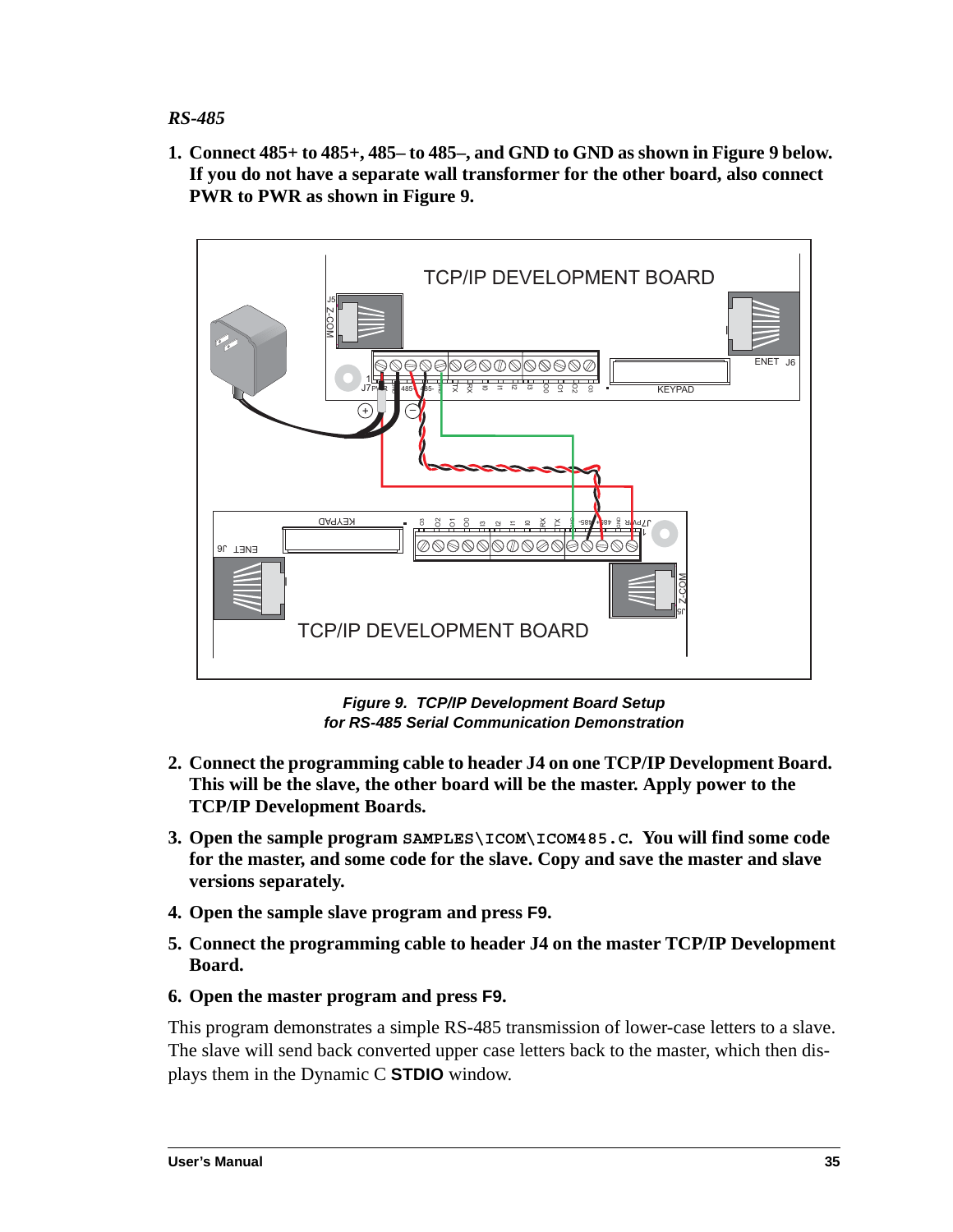*RS-485*

1. **Connect 485+ to 485+, 485– to 485–, and GND to GND as shown in Figure 9 below. If you do not have a separate wall transformer for the other board, also connect PWR to PWR as shown in Figure 9.**

***Figure 9. TCP/IP Development Board Setup for RS-485 Serial Communication Demonstration***

2. **Connect the programming cable to header J4 on one TCP/IP Development Board. This will be the slave, the other board will be the master. Apply power to the TCP/IP Development Boards.**
3. **Open the sample program `SAMPLES\ICOM\ICOM485.C`. You will find some code for the master, and some code for the slave. Copy and save the master and slave versions separately.**
4. **Open the sample slave program and press F9.**
5. **Connect the programming cable to header J4 on the master TCP/IP Development Board.**
6. **Open the master program and press F9.**

This program demonstrates a simple RS-485 transmission of lower-case letters to a slave. The slave will send back converted upper case letters back to the master, which then displays them in the Dynamic C **STDIO** window.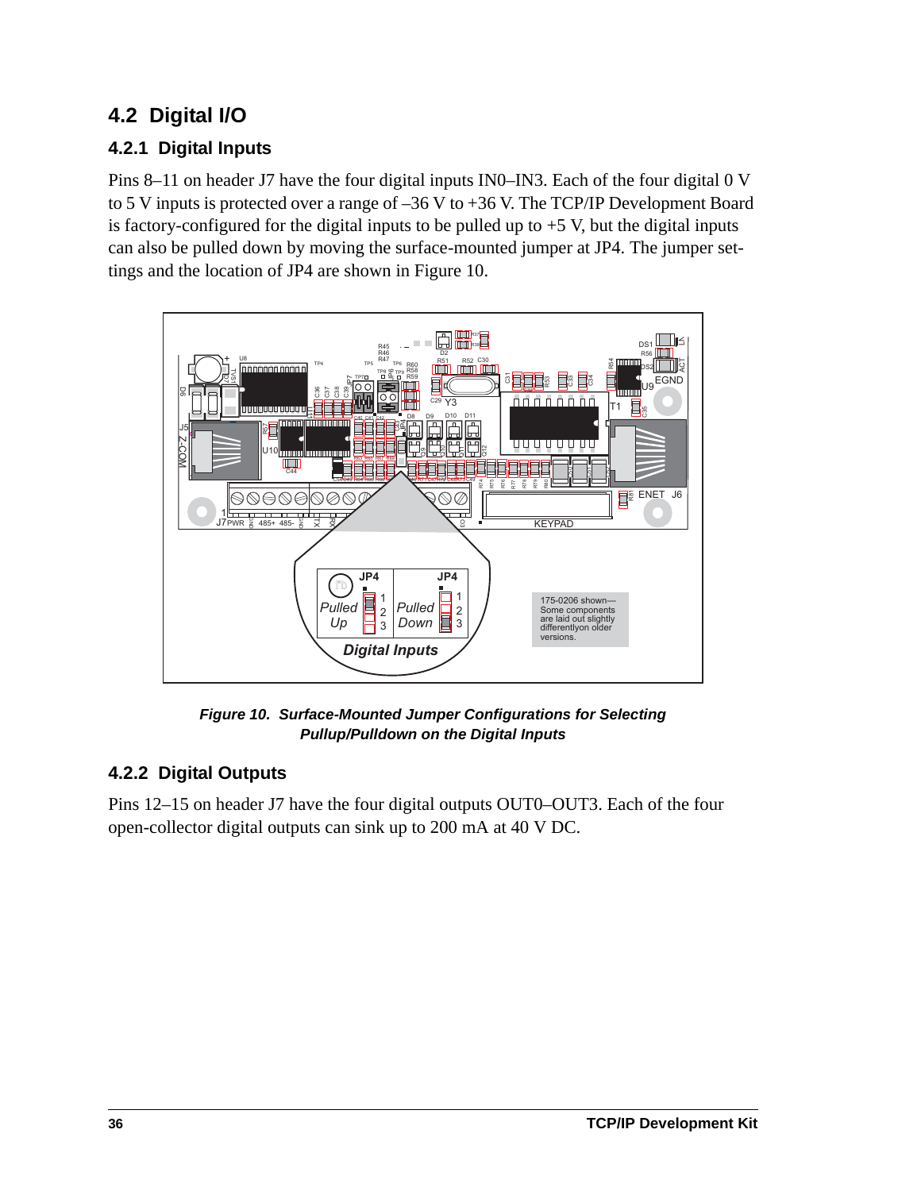## 4.2 Digital I/O

### 4.2.1 Digital Inputs

Pins 8–11 on header J7 have the four digital inputs IN0–IN3. Each of the four digital 0 V to 5 V inputs is protected over a range of –36 V to +36 V. The TCP/IP Development Board is factory-configured for the digital inputs to be pulled up to +5 V, but the digital inputs can also be pulled down by moving the surface-mounted jumper at JP4. The jumper settings and the location of JP4 are shown in Figure 10.

***Figure 10. Surface-Mounted Jumper Configurations for Selecting Pullup/Pulldown on the Digital Inputs***

### 4.2.2 Digital Outputs

Pins 12–15 on header J7 have the four digital outputs OUT0–OUT3. Each of the four open-collector digital outputs can sink up to 200 mA at 40 V DC.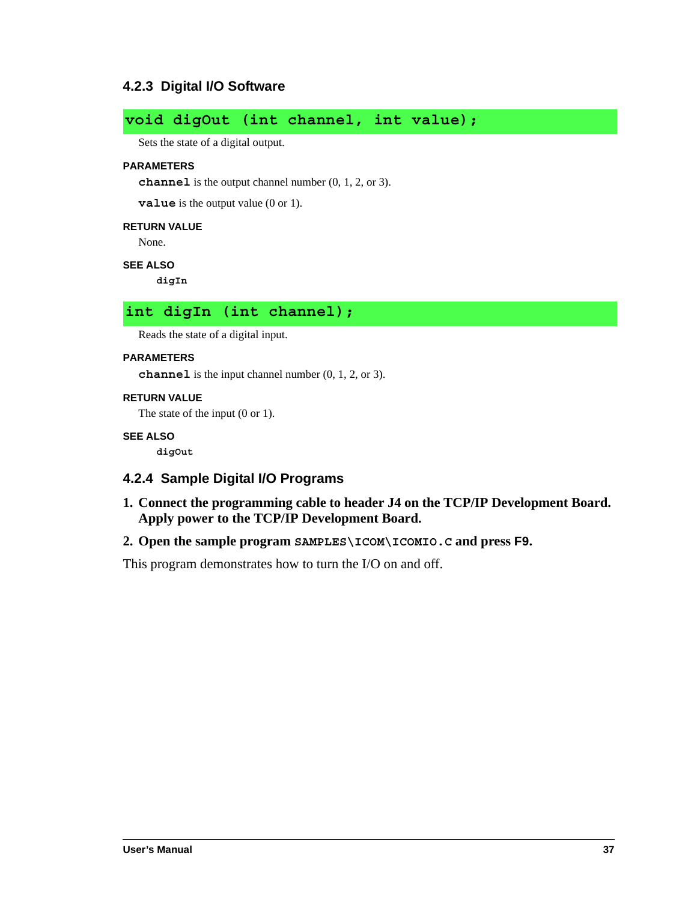### 4.2.3 Digital I/O Software

```
void digOut (int channel, int value);
```

Sets the state of a digital output.

**PARAMETERS**

**`channel`** is the output channel number (0, 1, 2, or 3).

**`value`** is the output value (0 or 1).

**RETURN VALUE**

None.

**SEE ALSO**

`digIn`

```
int digIn (int channel);
```

Reads the state of a digital input.

**PARAMETERS**

**`channel`** is the input channel number (0, 1, 2, or 3).

**RETURN VALUE**

The state of the input (0 or 1).

**SEE ALSO**

`digOut`

### 4.2.4 Sample Digital I/O Programs

1. **Connect the programming cable to header J4 on the TCP/IP Development Board. Apply power to the TCP/IP Development Board.**
2. **Open the sample program `SAMPLES\ICOM\ICOMIO.C` and press F9.**

This program demonstrates how to turn the I/O on and off.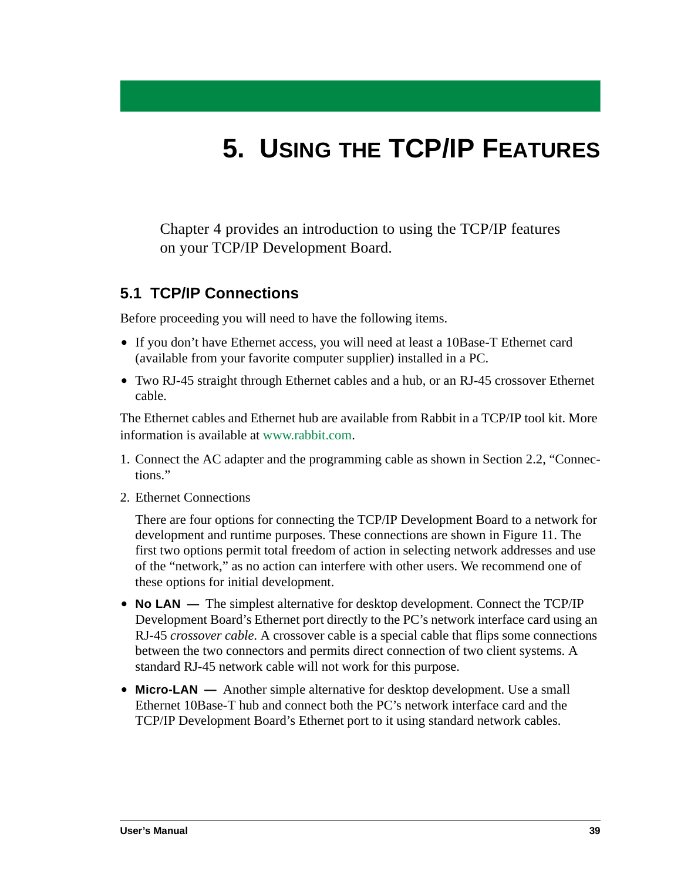# 5. USING THE TCP/IP FEATURES

Chapter 4 provides an introduction to using the TCP/IP features on your TCP/IP Development Board.

## 5.1 TCP/IP Connections

Before proceeding you will need to have the following items.

- If you don't have Ethernet access, you will need at least a 10Base-T Ethernet card (available from your favorite computer supplier) installed in a PC.
- Two RJ-45 straight through Ethernet cables and a hub, or an RJ-45 crossover Ethernet cable.

The Ethernet cables and Ethernet hub are available from Rabbit in a TCP/IP tool kit. More information is available at www.rabbit.com.

1. Connect the AC adapter and the programming cable as shown in Section 2.2, "Connections."
2. Ethernet Connections

   There are four options for connecting the TCP/IP Development Board to a network for development and runtime purposes. These connections are shown in Figure 11. The first two options permit total freedom of action in selecting network addresses and use of the "network," as no action can interfere with other users. We recommend one of these options for initial development.

- **No LAN —** The simplest alternative for desktop development. Connect the TCP/IP Development Board's Ethernet port directly to the PC's network interface card using an RJ-45 *crossover cable*. A crossover cable is a special cable that flips some connections between the two connectors and permits direct connection of two client systems. A standard RJ-45 network cable will not work for this purpose.
- **Micro-LAN —** Another simple alternative for desktop development. Use a small Ethernet 10Base-T hub and connect both the PC's network interface card and the TCP/IP Development Board's Ethernet port to it using standard network cables.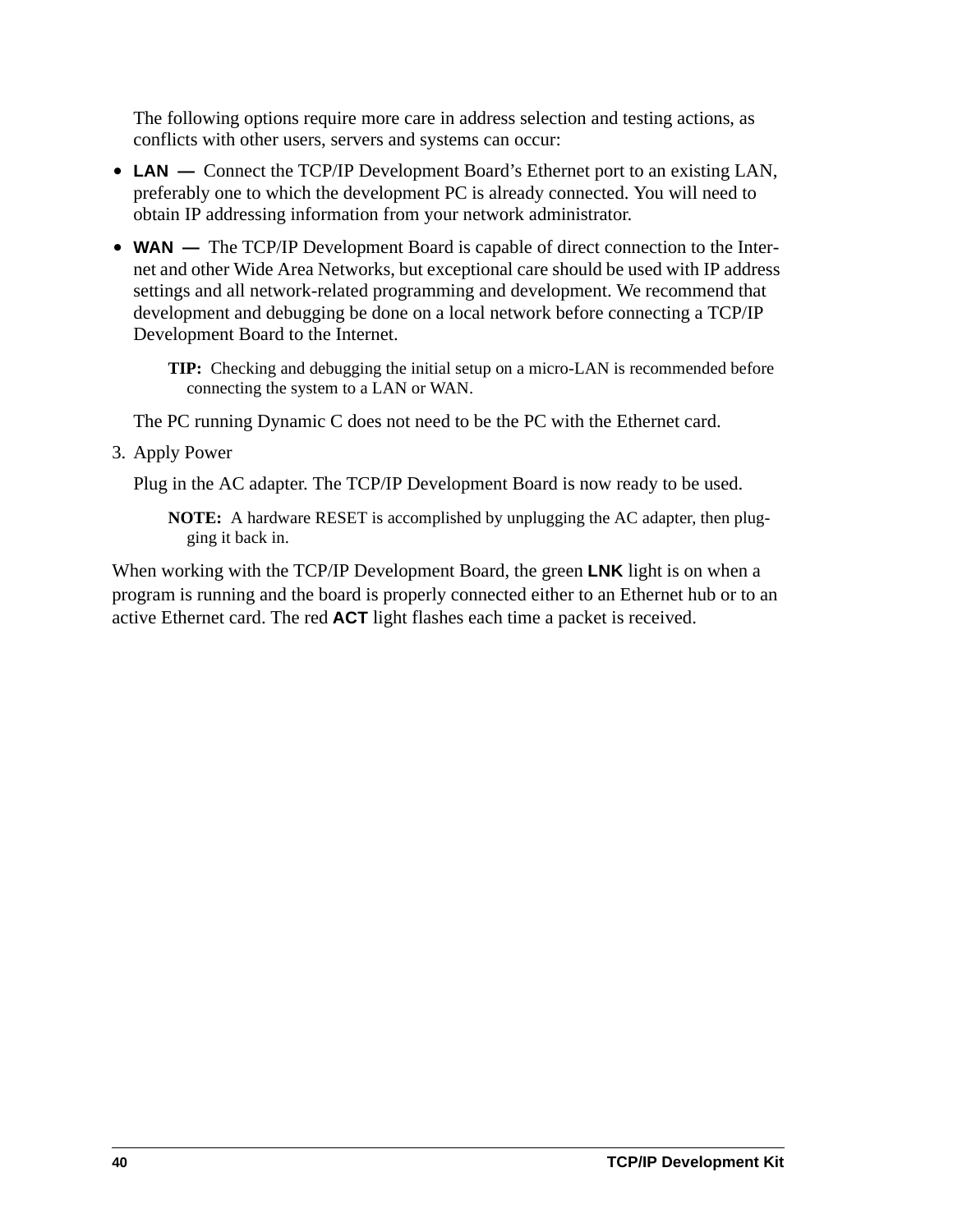The following options require more care in address selection and testing actions, as conflicts with other users, servers and systems can occur:

- **LAN —** Connect the TCP/IP Development Board's Ethernet port to an existing LAN, preferably one to which the development PC is already connected. You will need to obtain IP addressing information from your network administrator.
- **WAN —** The TCP/IP Development Board is capable of direct connection to the Internet and other Wide Area Networks, but exceptional care should be used with IP address settings and all network-related programming and development. We recommend that development and debugging be done on a local network before connecting a TCP/IP Development Board to the Internet.

> **TIP:** Checking and debugging the initial setup on a micro-LAN is recommended before connecting the system to a LAN or WAN.

The PC running Dynamic C does not need to be the PC with the Ethernet card.

3. Apply Power

   Plug in the AC adapter. The TCP/IP Development Board is now ready to be used.

> **NOTE:** A hardware RESET is accomplished by unplugging the AC adapter, then plugging it back in.

When working with the TCP/IP Development Board, the green **LNK** light is on when a program is running and the board is properly connected either to an Ethernet hub or to an active Ethernet card. The red **ACT** light flashes each time a packet is received.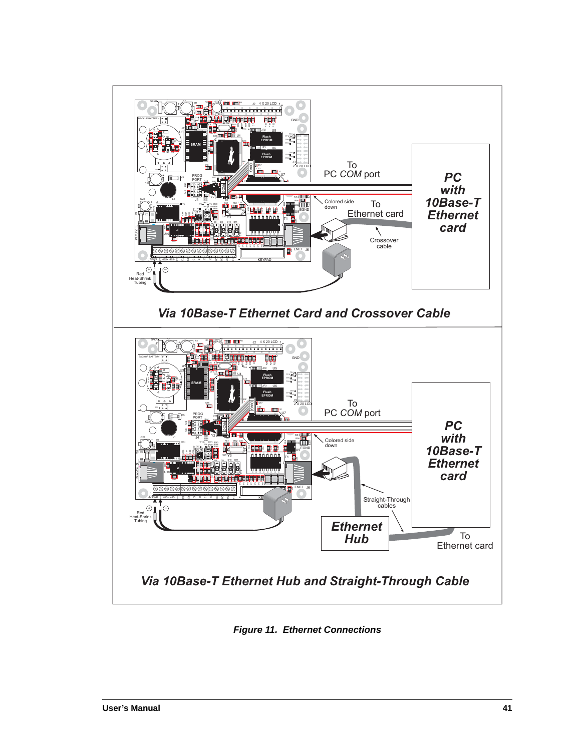*Via 10Base-T Ethernet Card and Crossover Cable*

*Via 10Base-T Ethernet Hub and Straight-Through Cable*

***Figure 11. Ethernet Connections***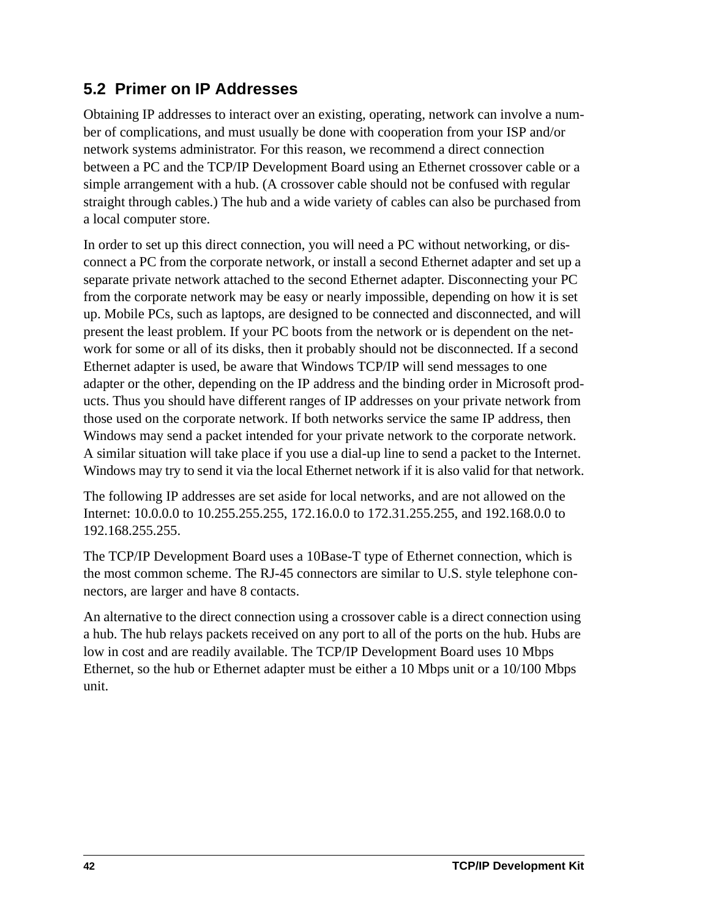## 5.2 Primer on IP Addresses

Obtaining IP addresses to interact over an existing, operating, network can involve a number of complications, and must usually be done with cooperation from your ISP and/or network systems administrator. For this reason, we recommend a direct connection between a PC and the TCP/IP Development Board using an Ethernet crossover cable or a simple arrangement with a hub. (A crossover cable should not be confused with regular straight through cables.) The hub and a wide variety of cables can also be purchased from a local computer store.

In order to set up this direct connection, you will need a PC without networking, or disconnect a PC from the corporate network, or install a second Ethernet adapter and set up a separate private network attached to the second Ethernet adapter. Disconnecting your PC from the corporate network may be easy or nearly impossible, depending on how it is set up. Mobile PCs, such as laptops, are designed to be connected and disconnected, and will present the least problem. If your PC boots from the network or is dependent on the network for some or all of its disks, then it probably should not be disconnected. If a second Ethernet adapter is used, be aware that Windows TCP/IP will send messages to one adapter or the other, depending on the IP address and the binding order in Microsoft products. Thus you should have different ranges of IP addresses on your private network from those used on the corporate network. If both networks service the same IP address, then Windows may send a packet intended for your private network to the corporate network. A similar situation will take place if you use a dial-up line to send a packet to the Internet. Windows may try to send it via the local Ethernet network if it is also valid for that network.

The following IP addresses are set aside for local networks, and are not allowed on the Internet: 10.0.0.0 to 10.255.255.255, 172.16.0.0 to 172.31.255.255, and 192.168.0.0 to 192.168.255.255.

The TCP/IP Development Board uses a 10Base-T type of Ethernet connection, which is the most common scheme. The RJ-45 connectors are similar to U.S. style telephone connectors, are larger and have 8 contacts.

An alternative to the direct connection using a crossover cable is a direct connection using a hub. The hub relays packets received on any port to all of the ports on the hub. Hubs are low in cost and are readily available. The TCP/IP Development Board uses 10 Mbps Ethernet, so the hub or Ethernet adapter must be either a 10 Mbps unit or a 10/100 Mbps unit.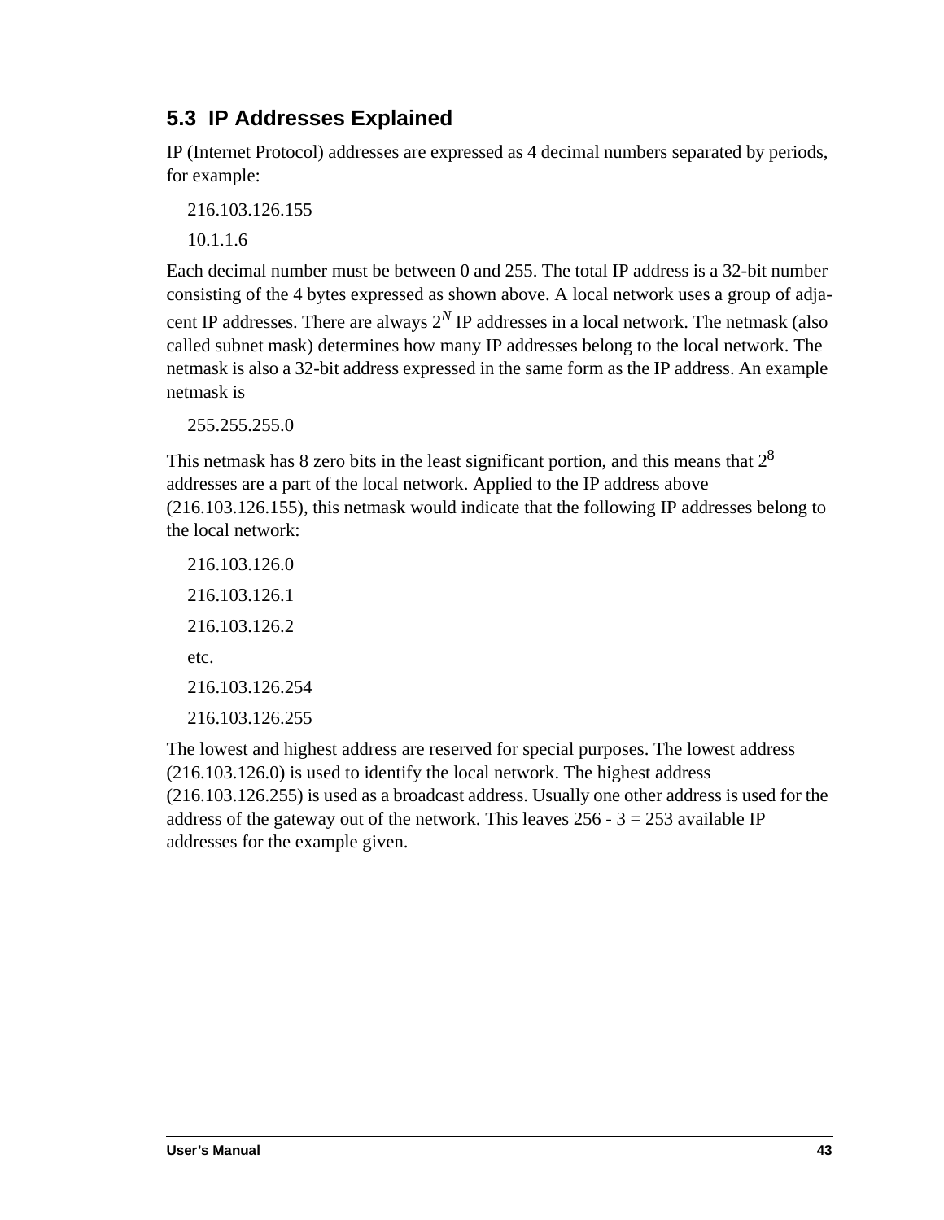## 5.3 IP Addresses Explained

IP (Internet Protocol) addresses are expressed as 4 decimal numbers separated by periods, for example:

216.103.126.155

10.1.1.6

Each decimal number must be between 0 and 255. The total IP address is a 32-bit number consisting of the 4 bytes expressed as shown above. A local network uses a group of adjacent IP addresses. There are always $2^N$ IP addresses in a local network. The netmask (also called subnet mask) determines how many IP addresses belong to the local network. The netmask is also a 32-bit address expressed in the same form as the IP address. An example netmask is

255.255.255.0

This netmask has 8 zero bits in the least significant portion, and this means that $2^8$ addresses are a part of the local network. Applied to the IP address above (216.103.126.155), this netmask would indicate that the following IP addresses belong to the local network:

216.103.126.0

216.103.126.1

216.103.126.2

etc.

216.103.126.254

216.103.126.255

The lowest and highest address are reserved for special purposes. The lowest address (216.103.126.0) is used to identify the local network. The highest address (216.103.126.255) is used as a broadcast address. Usually one other address is used for the address of the gateway out of the network. This leaves 256 - 3 = 253 available IP addresses for the example given.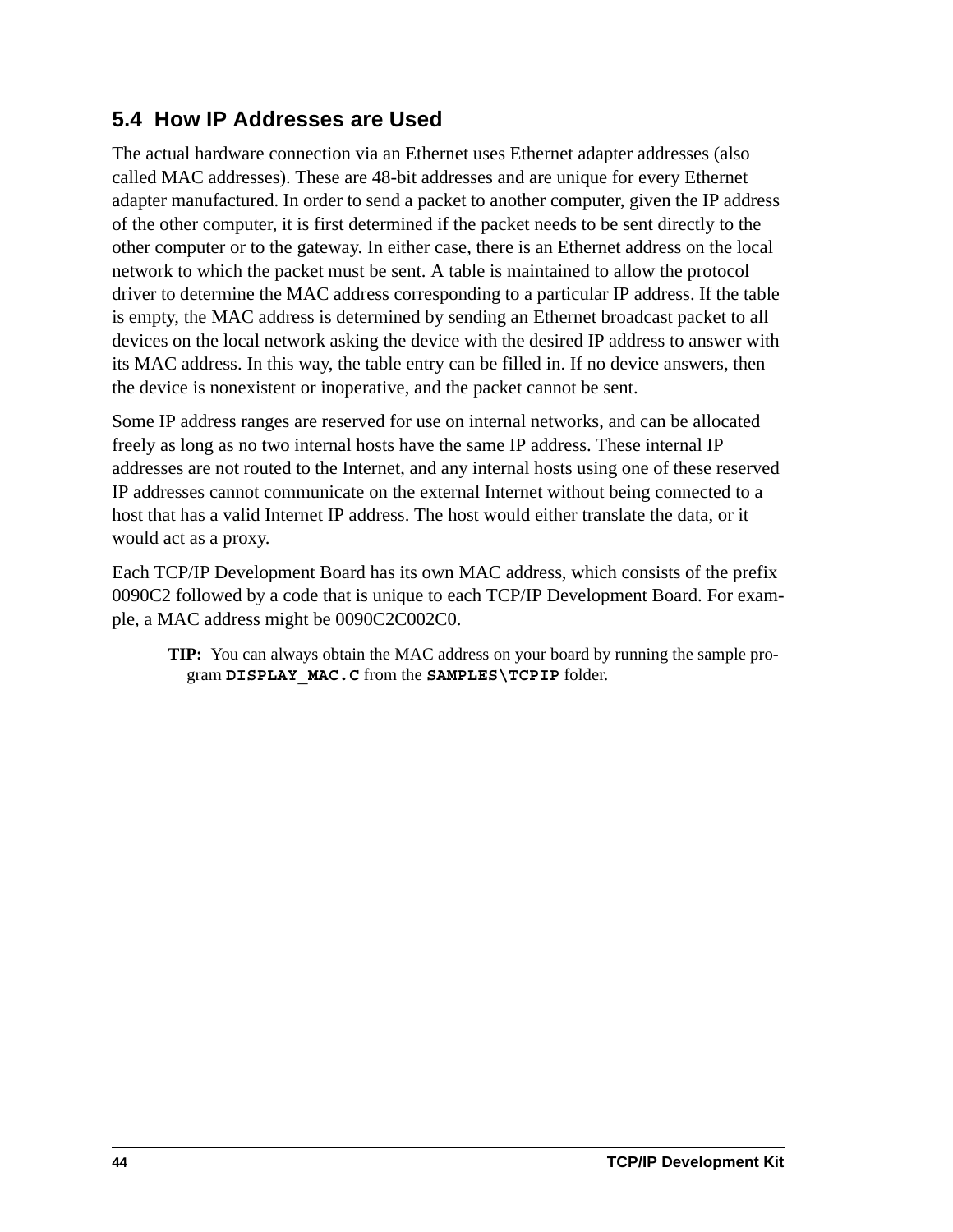## 5.4 How IP Addresses are Used

The actual hardware connection via an Ethernet uses Ethernet adapter addresses (also called MAC addresses). These are 48-bit addresses and are unique for every Ethernet adapter manufactured. In order to send a packet to another computer, given the IP address of the other computer, it is first determined if the packet needs to be sent directly to the other computer or to the gateway. In either case, there is an Ethernet address on the local network to which the packet must be sent. A table is maintained to allow the protocol driver to determine the MAC address corresponding to a particular IP address. If the table is empty, the MAC address is determined by sending an Ethernet broadcast packet to all devices on the local network asking the device with the desired IP address to answer with its MAC address. In this way, the table entry can be filled in. If no device answers, then the device is nonexistent or inoperative, and the packet cannot be sent.

Some IP address ranges are reserved for use on internal networks, and can be allocated freely as long as no two internal hosts have the same IP address. These internal IP addresses are not routed to the Internet, and any internal hosts using one of these reserved IP addresses cannot communicate on the external Internet without being connected to a host that has a valid Internet IP address. The host would either translate the data, or it would act as a proxy.

Each TCP/IP Development Board has its own MAC address, which consists of the prefix 0090C2 followed by a code that is unique to each TCP/IP Development Board. For example, a MAC address might be 0090C2C002C0.

> **TIP:** You can always obtain the MAC address on your board by running the sample program **`DISPLAY_MAC.C`** from the **`SAMPLES\TCPIP`** folder.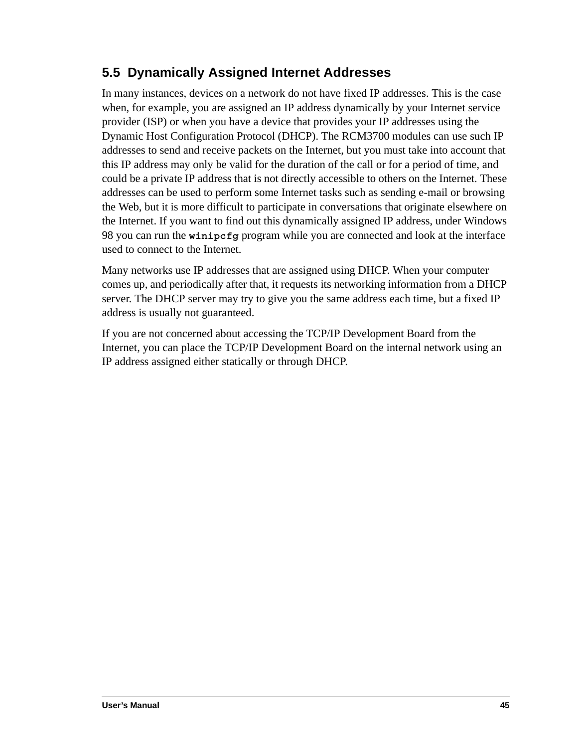## 5.5 Dynamically Assigned Internet Addresses

In many instances, devices on a network do not have fixed IP addresses. This is the case when, for example, you are assigned an IP address dynamically by your Internet service provider (ISP) or when you have a device that provides your IP addresses using the Dynamic Host Configuration Protocol (DHCP). The RCM3700 modules can use such IP addresses to send and receive packets on the Internet, but you must take into account that this IP address may only be valid for the duration of the call or for a period of time, and could be a private IP address that is not directly accessible to others on the Internet. These addresses can be used to perform some Internet tasks such as sending e-mail or browsing the Web, but it is more difficult to participate in conversations that originate elsewhere on the Internet. If you want to find out this dynamically assigned IP address, under Windows 98 you can run the **`winipcfg`** program while you are connected and look at the interface used to connect to the Internet.

Many networks use IP addresses that are assigned using DHCP. When your computer comes up, and periodically after that, it requests its networking information from a DHCP server. The DHCP server may try to give you the same address each time, but a fixed IP address is usually not guaranteed.

If you are not concerned about accessing the TCP/IP Development Board from the Internet, you can place the TCP/IP Development Board on the internal network using an IP address assigned either statically or through DHCP.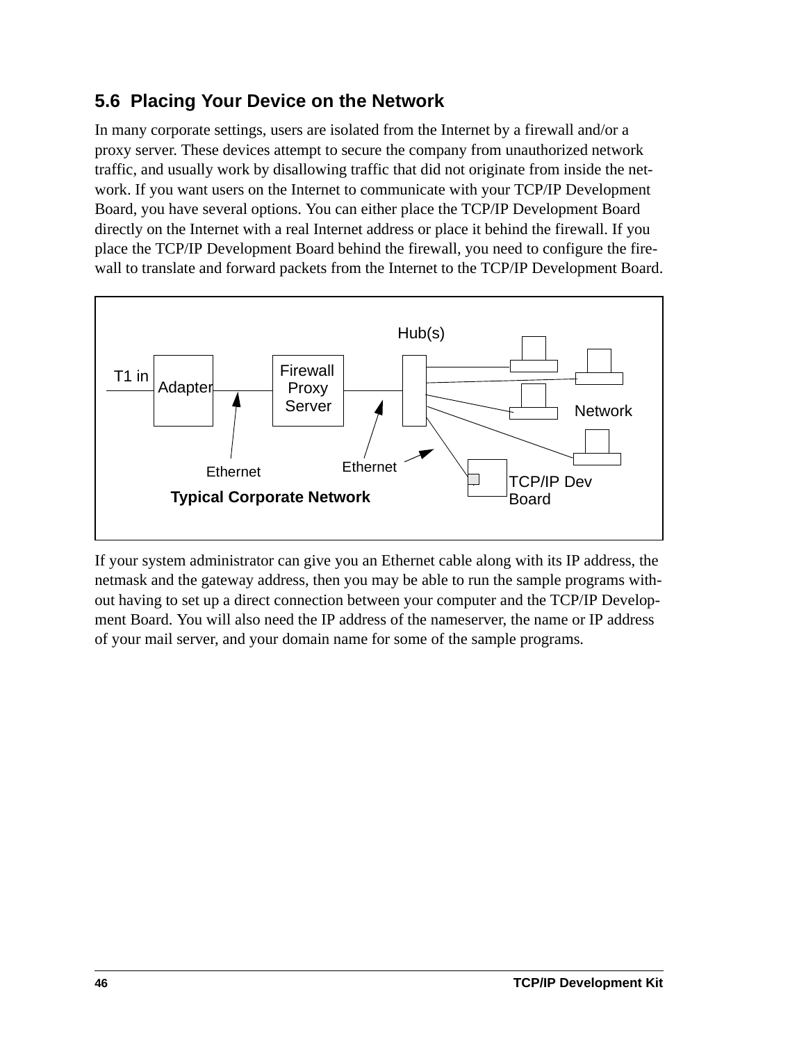## 5.6 Placing Your Device on the Network

In many corporate settings, users are isolated from the Internet by a firewall and/or a proxy server. These devices attempt to secure the company from unauthorized network traffic, and usually work by disallowing traffic that did not originate from inside the network. If you want users on the Internet to communicate with your TCP/IP Development Board, you have several options. You can either place the TCP/IP Development Board directly on the Internet with a real Internet address or place it behind the firewall. If you place the TCP/IP Development Board behind the firewall, you need to configure the firewall to translate and forward packets from the Internet to the TCP/IP Development Board.

Hub(s)

T1 in Adapter Firewall Proxy Server Network

Ethernet Ethernet TCP/IP Dev Board

**Typical Corporate Network**

If your system administrator can give you an Ethernet cable along with its IP address, the netmask and the gateway address, then you may be able to run the sample programs without having to set up a direct connection between your computer and the TCP/IP Development Board. You will also need the IP address of the nameserver, the name or IP address of your mail server, and your domain name for some of the sample programs.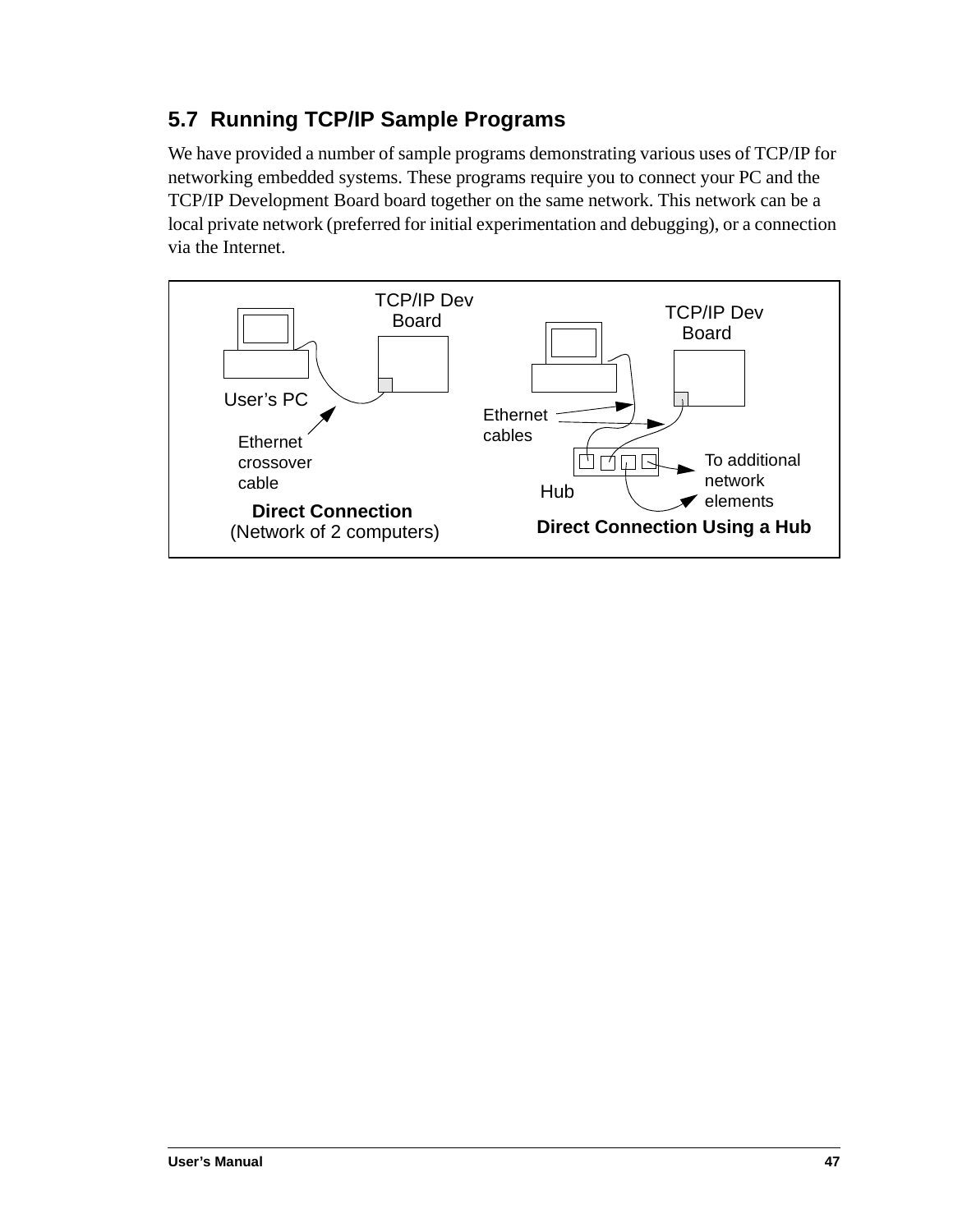## 5.7 Running TCP/IP Sample Programs

We have provided a number of sample programs demonstrating various uses of TCP/IP for networking embedded systems. These programs require you to connect your PC and the TCP/IP Development Board board together on the same network. This network can be a local private network (preferred for initial experimentation and debugging), or a connection via the Internet.

TCP/IP Dev Board

User's PC

Ethernet crossover cable

**Direct Connection**
(Network of 2 computers)

TCP/IP Dev Board

Ethernet cables

Hub

To additional network elements

**Direct Connection Using a Hub**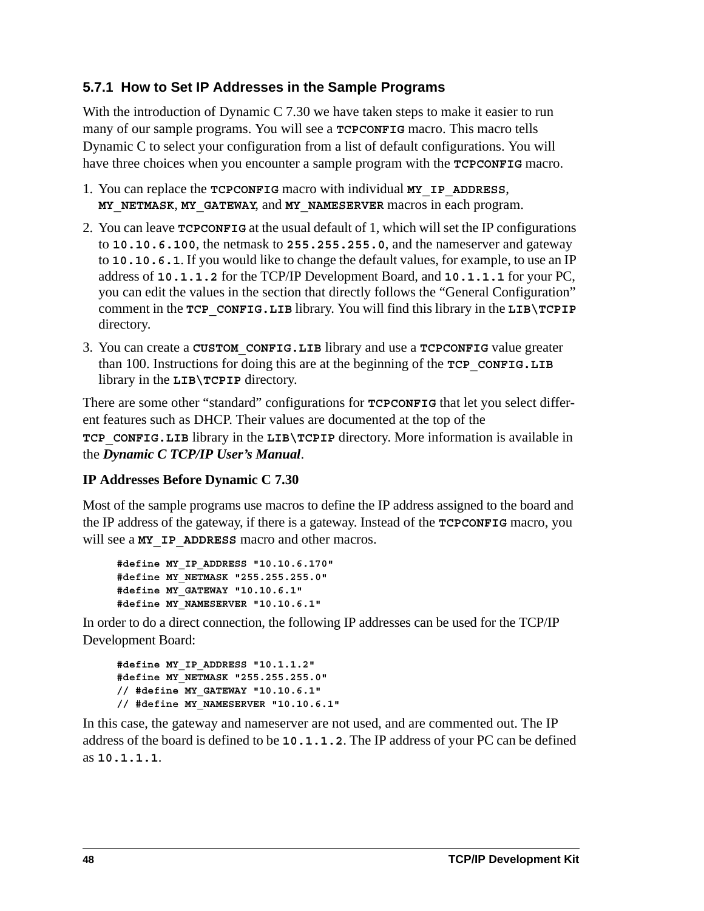### 5.7.1 How to Set IP Addresses in the Sample Programs

With the introduction of Dynamic C 7.30 we have taken steps to make it easier to run many of our sample programs. You will see a `TCPCONFIG` macro. This macro tells Dynamic C to select your configuration from a list of default configurations. You will have three choices when you encounter a sample program with the `TCPCONFIG` macro.

1. You can replace the `TCPCONFIG` macro with individual `MY_IP_ADDRESS`, `MY_NETMASK`, `MY_GATEWAY`, and `MY_NAMESERVER` macros in each program.
2. You can leave `TCPCONFIG` at the usual default of 1, which will set the IP configurations to `10.10.6.100`, the netmask to `255.255.255.0`, and the nameserver and gateway to `10.10.6.1`. If you would like to change the default values, for example, to use an IP address of `10.1.1.2` for the TCP/IP Development Board, and `10.1.1.1` for your PC, you can edit the values in the section that directly follows the "General Configuration" comment in the `TCP_CONFIG.LIB` library. You will find this library in the `LIB\TCPIP` directory.
3. You can create a `CUSTOM_CONFIG.LIB` library and use a `TCPCONFIG` value greater than 100. Instructions for doing this are at the beginning of the `TCP_CONFIG.LIB` library in the `LIB\TCPIP` directory.

There are some other "standard" configurations for `TCPCONFIG` that let you select different features such as DHCP. Their values are documented at the top of the `TCP_CONFIG.LIB` library in the `LIB\TCPIP` directory. More information is available in the ***Dynamic C TCP/IP User's Manual***.

**IP Addresses Before Dynamic C 7.30**

Most of the sample programs use macros to define the IP address assigned to the board and the IP address of the gateway, if there is a gateway. Instead of the `TCPCONFIG` macro, you will see a `MY_IP_ADDRESS` macro and other macros.

```
#define MY_IP_ADDRESS "10.10.6.170"
#define MY_NETMASK "255.255.255.0"
#define MY_GATEWAY "10.10.6.1"
#define MY_NAMESERVER "10.10.6.1"
```

In order to do a direct connection, the following IP addresses can be used for the TCP/IP Development Board:

```
#define MY_IP_ADDRESS "10.1.1.2"
#define MY_NETMASK "255.255.255.0"
// #define MY_GATEWAY "10.10.6.1"
// #define MY_NAMESERVER "10.10.6.1"
```

In this case, the gateway and nameserver are not used, and are commented out. The IP address of the board is defined to be `10.1.1.2`. The IP address of your PC can be defined as `10.1.1.1`.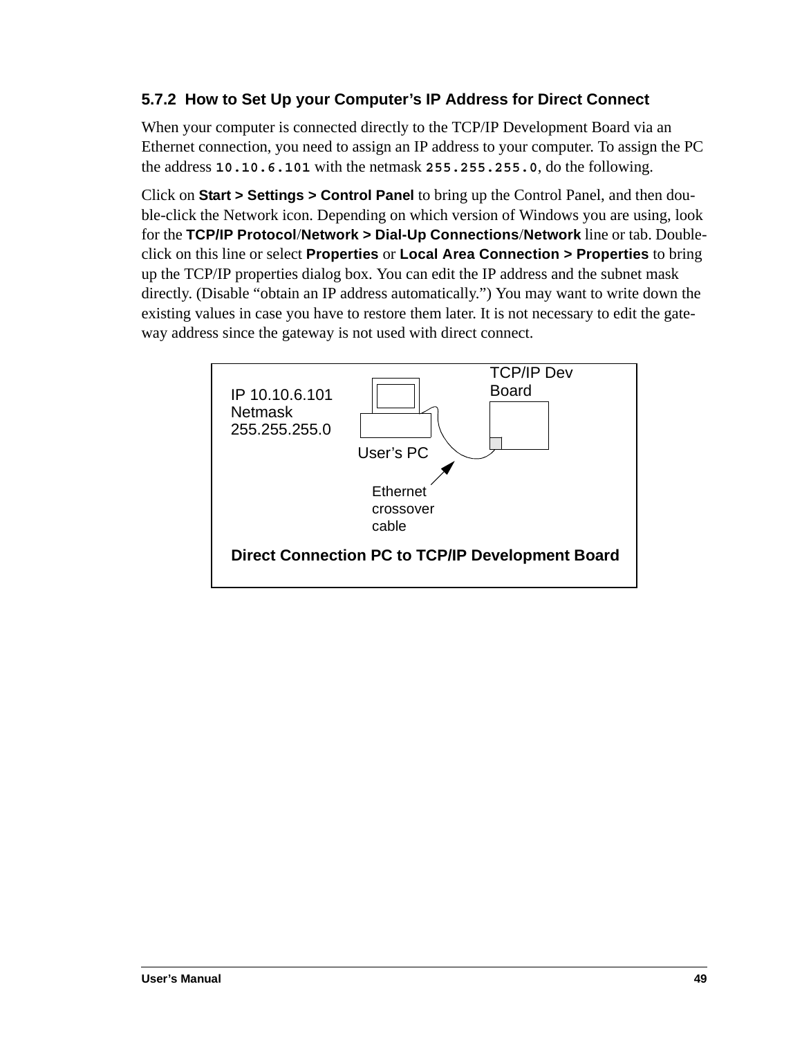### 5.7.2 How to Set Up your Computer's IP Address for Direct Connect

When your computer is connected directly to the TCP/IP Development Board via an Ethernet connection, you need to assign an IP address to your computer. To assign the PC the address `10.10.6.101` with the netmask `255.255.255.0`, do the following.

Click on **Start > Settings > Control Panel** to bring up the Control Panel, and then double-click the Network icon. Depending on which version of Windows you are using, look for the **TCP/IP Protocol**/**Network > Dial-Up Connections**/**Network** line or tab. Double-click on this line or select **Properties** or **Local Area Connection > Properties** to bring up the TCP/IP properties dialog box. You can edit the IP address and the subnet mask directly. (Disable "obtain an IP address automatically.") You may want to write down the existing values in case you have to restore them later. It is not necessary to edit the gateway address since the gateway is not used with direct connect.

IP 10.10.6.101
Netmask
255.255.255.0

User's PC

TCP/IP Dev Board

Ethernet crossover cable

**Direct Connection PC to TCP/IP Development Board**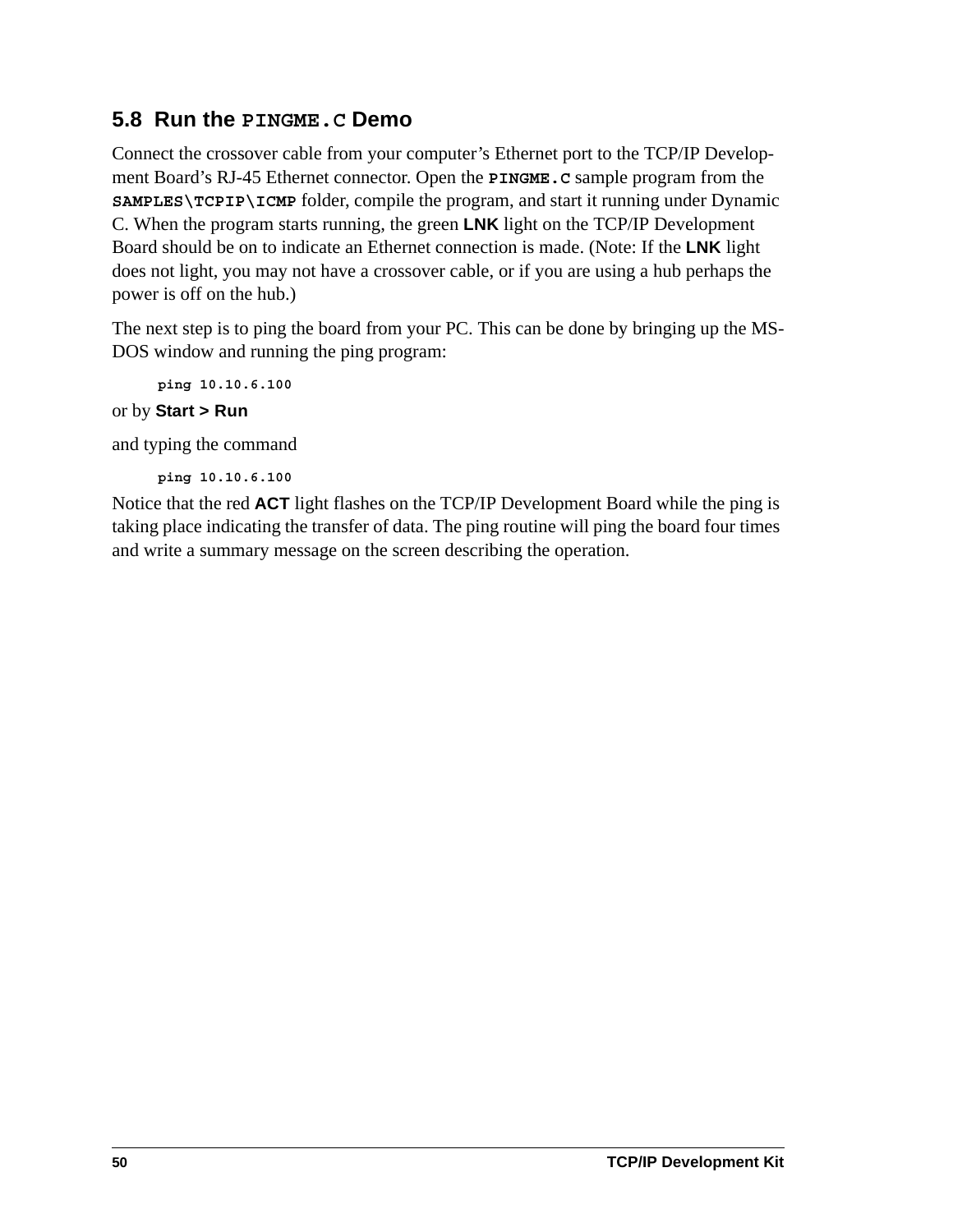## 5.8 Run the `PINGME.C` Demo

Connect the crossover cable from your computer's Ethernet port to the TCP/IP Development Board's RJ-45 Ethernet connector. Open the **`PINGME.C`** sample program from the **`SAMPLES\TCPIP\ICMP`** folder, compile the program, and start it running under Dynamic C. When the program starts running, the green **LNK** light on the TCP/IP Development Board should be on to indicate an Ethernet connection is made. (Note: If the **LNK** light does not light, you may not have a crossover cable, or if you are using a hub perhaps the power is off on the hub.)

The next step is to ping the board from your PC. This can be done by bringing up the MS-DOS window and running the ping program:

```
ping 10.10.6.100
```

or by **Start > Run**

and typing the command

```
ping 10.10.6.100
```

Notice that the red **ACT** light flashes on the TCP/IP Development Board while the ping is taking place indicating the transfer of data. The ping routine will ping the board four times and write a summary message on the screen describing the operation.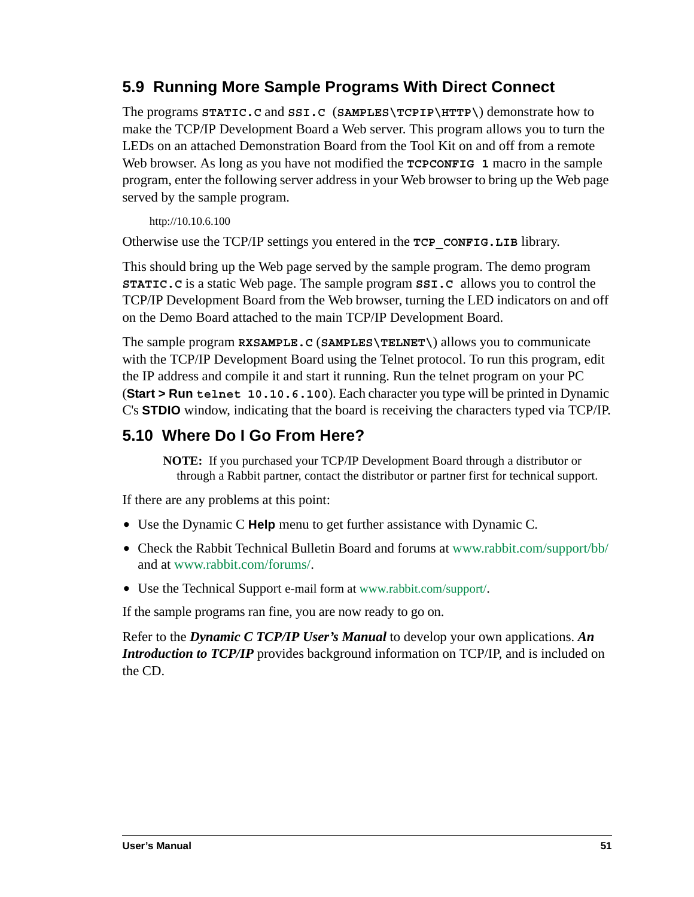## 5.9 Running More Sample Programs With Direct Connect

The programs **`STATIC.C`** and **`SSI.C`** (**`SAMPLES\TCPIP\HTTP\`**) demonstrate how to make the TCP/IP Development Board a Web server. This program allows you to turn the LEDs on an attached Demonstration Board from the Tool Kit on and off from a remote Web browser. As long as you have not modified the **`TCPCONFIG 1`** macro in the sample program, enter the following server address in your Web browser to bring up the Web page served by the sample program.

http://10.10.6.100

Otherwise use the TCP/IP settings you entered in the **`TCP_CONFIG.LIB`** library.

This should bring up the Web page served by the sample program. The demo program **`STATIC.C`** is a static Web page. The sample program **`SSI.C`** allows you to control the TCP/IP Development Board from the Web browser, turning the LED indicators on and off on the Demo Board attached to the main TCP/IP Development Board.

The sample program **`RXSAMPLE.C`** (**`SAMPLES\TELNET\`**) allows you to communicate with the TCP/IP Development Board using the Telnet protocol. To run this program, edit the IP address and compile it and start it running. Run the telnet program on your PC (**Start > Run** **`telnet 10.10.6.100`**). Each character you type will be printed in Dynamic C's **STDIO** window, indicating that the board is receiving the characters typed via TCP/IP.

## 5.10 Where Do I Go From Here?

> **NOTE:** If you purchased your TCP/IP Development Board through a distributor or through a Rabbit partner, contact the distributor or partner first for technical support.

If there are any problems at this point:

- Use the Dynamic C **Help** menu to get further assistance with Dynamic C.
- Check the Rabbit Technical Bulletin Board and forums at www.rabbit.com/support/bb/ and at www.rabbit.com/forums/.
- Use the Technical Support e-mail form at www.rabbit.com/support/.

If the sample programs ran fine, you are now ready to go on.

Refer to the ***Dynamic C TCP/IP User's Manual*** to develop your own applications. ***An Introduction to TCP/IP*** provides background information on TCP/IP, and is included on the CD.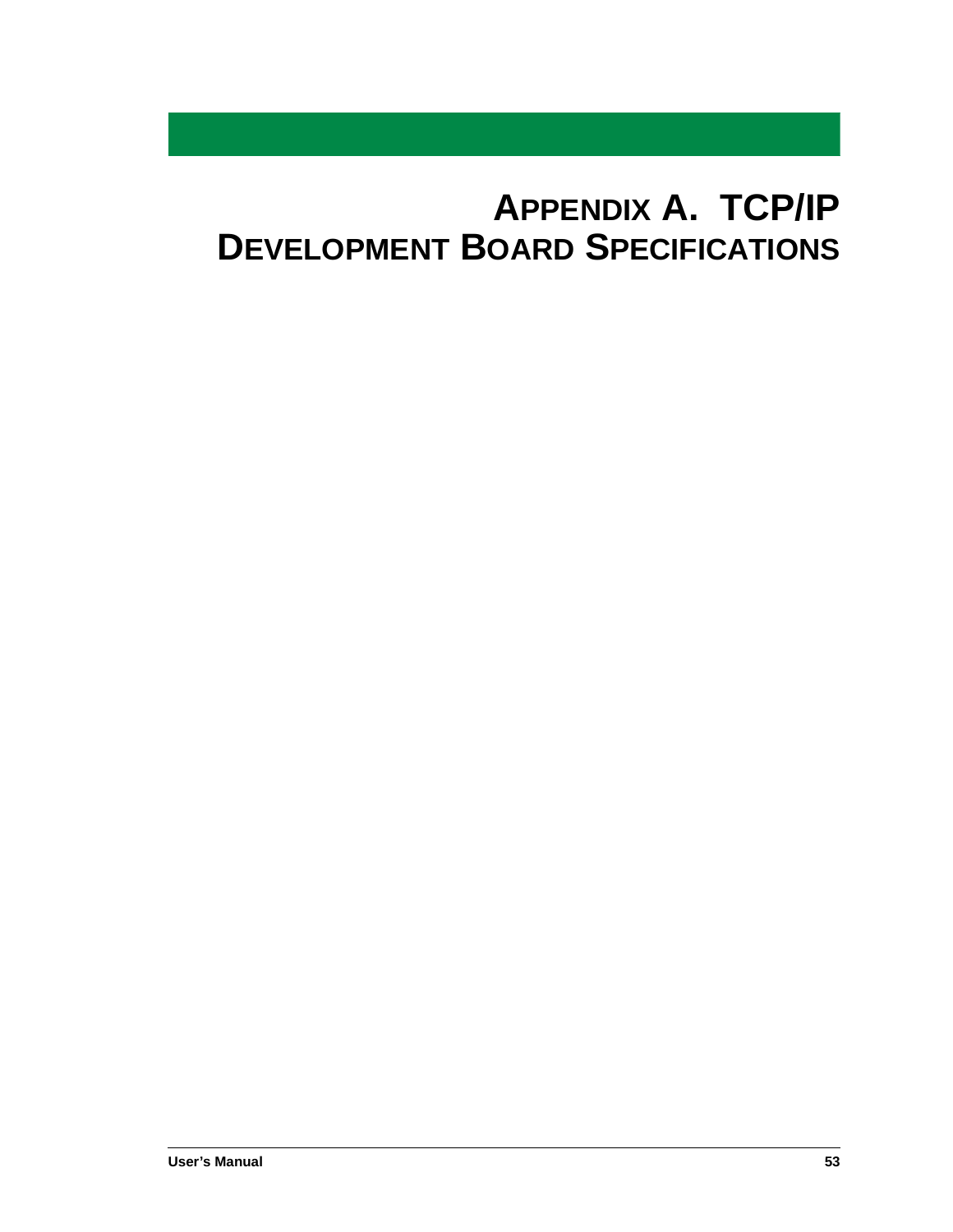# Appendix A. TCP/IP Development Board Specifications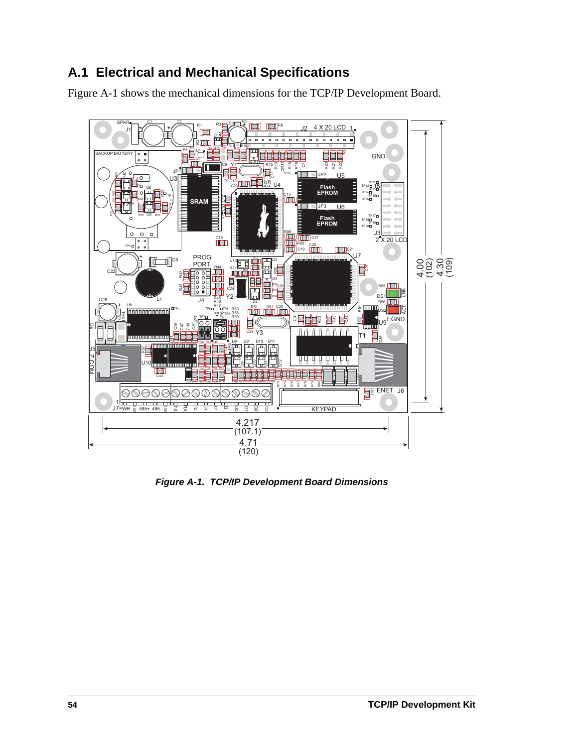## A.1 Electrical and Mechanical Specifications

Figure A-1 shows the mechanical dimensions for the TCP/IP Development Board.

*Figure A-1. TCP/IP Development Board Dimensions*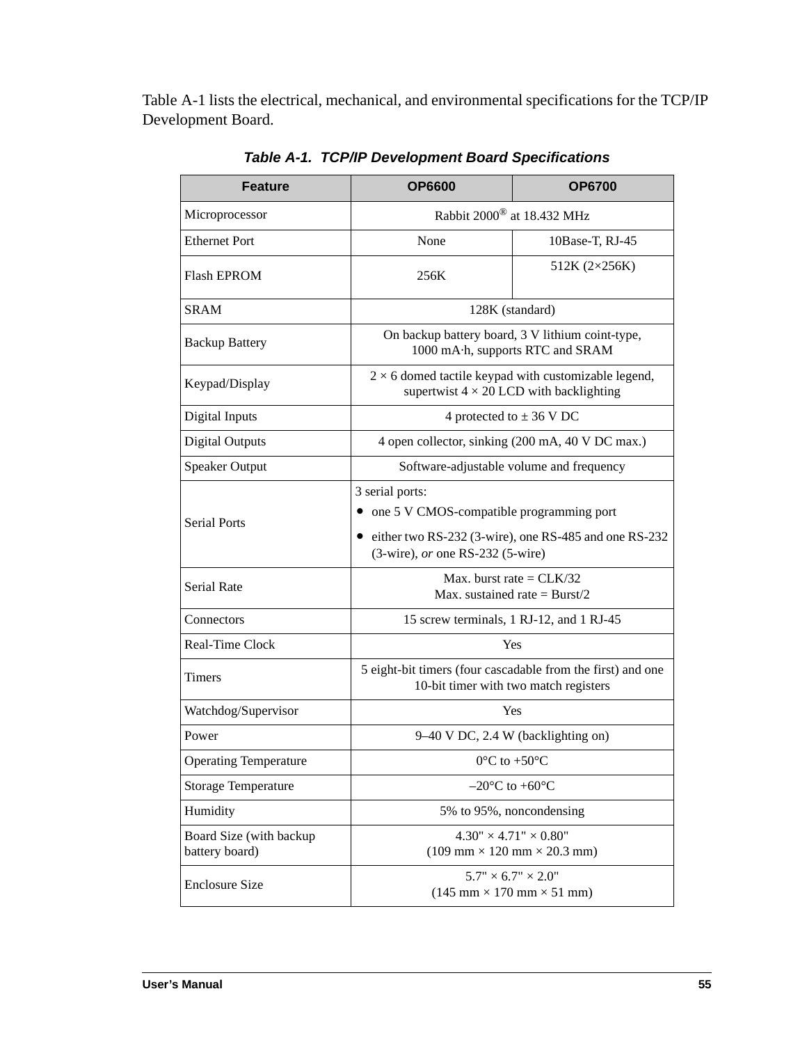Table A-1 lists the electrical, mechanical, and environmental specifications for the TCP/IP Development Board.

**Table A-1. TCP/IP Development Board Specifications**

| Feature | OP6600 | OP6700 |
|---|---|---|
| Microprocessor | Rabbit 2000® at 18.432 MHz | |
| Ethernet Port | None | 10Base-T, RJ-45 |
| Flash EPROM | 256K | 512K (2×256K) |
| SRAM | 128K (standard) | |
| Backup Battery | On backup battery board, 3 V lithium coint-type, 1000 mA·h, supports RTC and SRAM | |
| Keypad/Display | 2 × 6 domed tactile keypad with customizable legend, supertwist 4 × 20 LCD with backlighting | |
| Digital Inputs | 4 protected to ± 36 V DC | |
| Digital Outputs | 4 open collector, sinking (200 mA, 40 V DC max.) | |
| Speaker Output | Software-adjustable volume and frequency | |
| Serial Ports | 3 serial ports: <br>• one 5 V CMOS-compatible programming port <br>• either two RS-232 (3-wire), one RS-485 and one RS-232 (3-wire), *or* one RS-232 (5-wire) | |
| Serial Rate | Max. burst rate = CLK/32 <br>Max. sustained rate = Burst/2 | |
| Connectors | 15 screw terminals, 1 RJ-12, and 1 RJ-45 | |
| Real-Time Clock | Yes | |
| Timers | 5 eight-bit timers (four cascadable from the first) and one 10-bit timer with two match registers | |
| Watchdog/Supervisor | Yes | |
| Power | 9–40 V DC, 2.4 W (backlighting on) | |
| Operating Temperature | 0°C to +50°C | |
| Storage Temperature | –20°C to +60°C | |
| Humidity | 5% to 95%, noncondensing | |
| Board Size (with backup battery board) | 4.30" × 4.71" × 0.80" <br>(109 mm × 120 mm × 20.3 mm) | |
| Enclosure Size | 5.7" × 6.7" × 2.0" <br>(145 mm × 170 mm × 51 mm) | |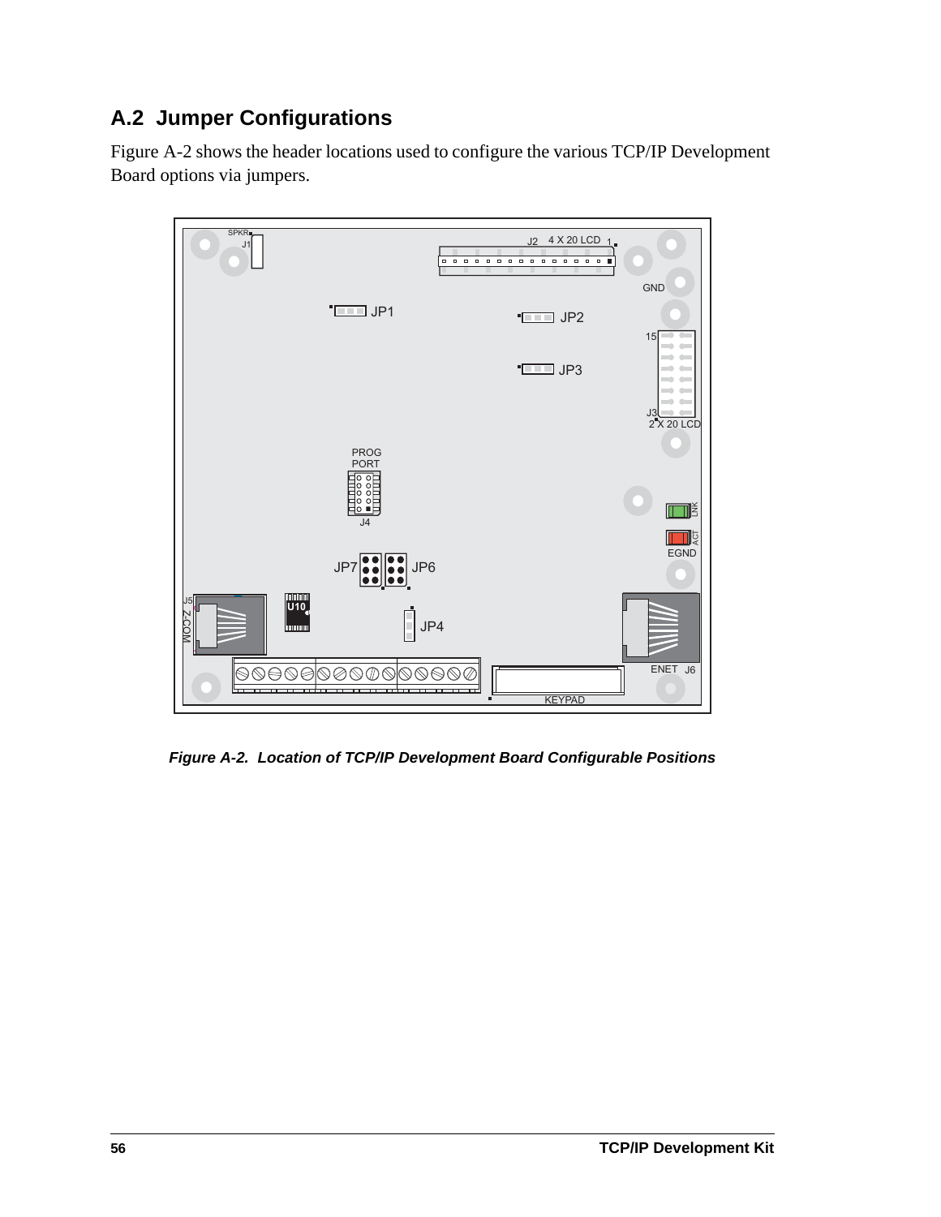## A.2 Jumper Configurations

Figure A-2 shows the header locations used to configure the various TCP/IP Development Board options via jumpers.

*Figure A-2. Location of TCP/IP Development Board Configurable Positions*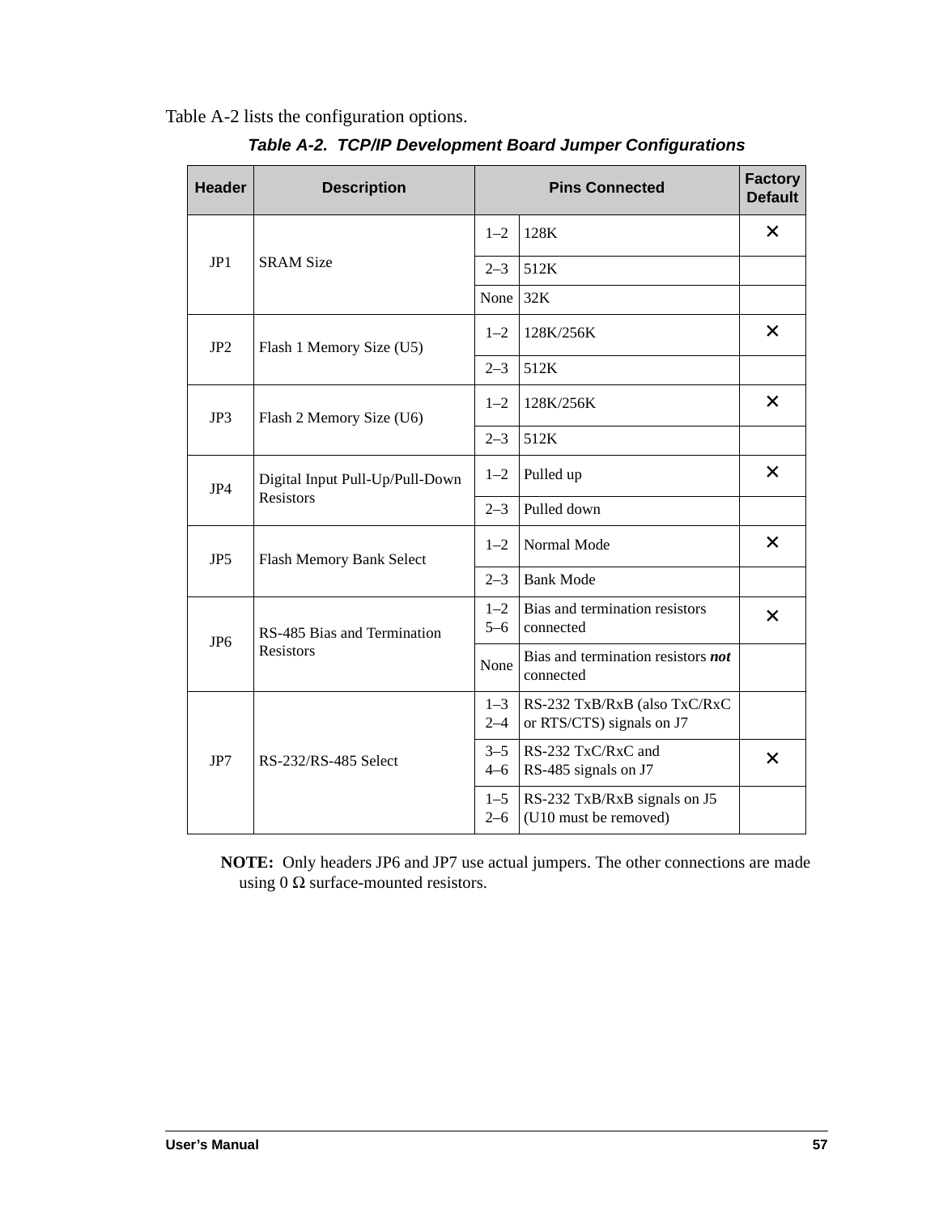Table A-2 lists the configuration options.

***Table A-2. TCP/IP Development Board Jumper Configurations***

| Header | Description | Pins Connected | | Factory Default |
|---|---|---|---|---|
| JP1 | SRAM Size | 1–2 | 128K | × |
| | | 2–3 | 512K | |
| | | None | 32K | |
| JP2 | Flash 1 Memory Size (U5) | 1–2 | 128K/256K | × |
| | | 2–3 | 512K | |
| JP3 | Flash 2 Memory Size (U6) | 1–2 | 128K/256K | × |
| | | 2–3 | 512K | |
| JP4 | Digital Input Pull-Up/Pull-Down Resistors | 1–2 | Pulled up | × |
| | | 2–3 | Pulled down | |
| JP5 | Flash Memory Bank Select | 1–2 | Normal Mode | × |
| | | 2–3 | Bank Mode | |
| JP6 | RS-485 Bias and Termination Resistors | 1–2<br>5–6 | Bias and termination resistors connected | × |
| | | None | Bias and termination resistors ***not*** connected | |
| JP7 | RS-232/RS-485 Select | 1–3<br>2–4 | RS-232 TxB/RxB (also TxC/RxC or RTS/CTS) signals on J7 | |
| | | 3–5<br>4–6 | RS-232 TxC/RxC and RS-485 signals on J7 | × |
| | | 1–5<br>2–6 | RS-232 TxB/RxB signals on J5 (U10 must be removed) | |

**NOTE:** Only headers JP6 and JP7 use actual jumpers. The other connections are made using 0 Ω surface-mounted resistors.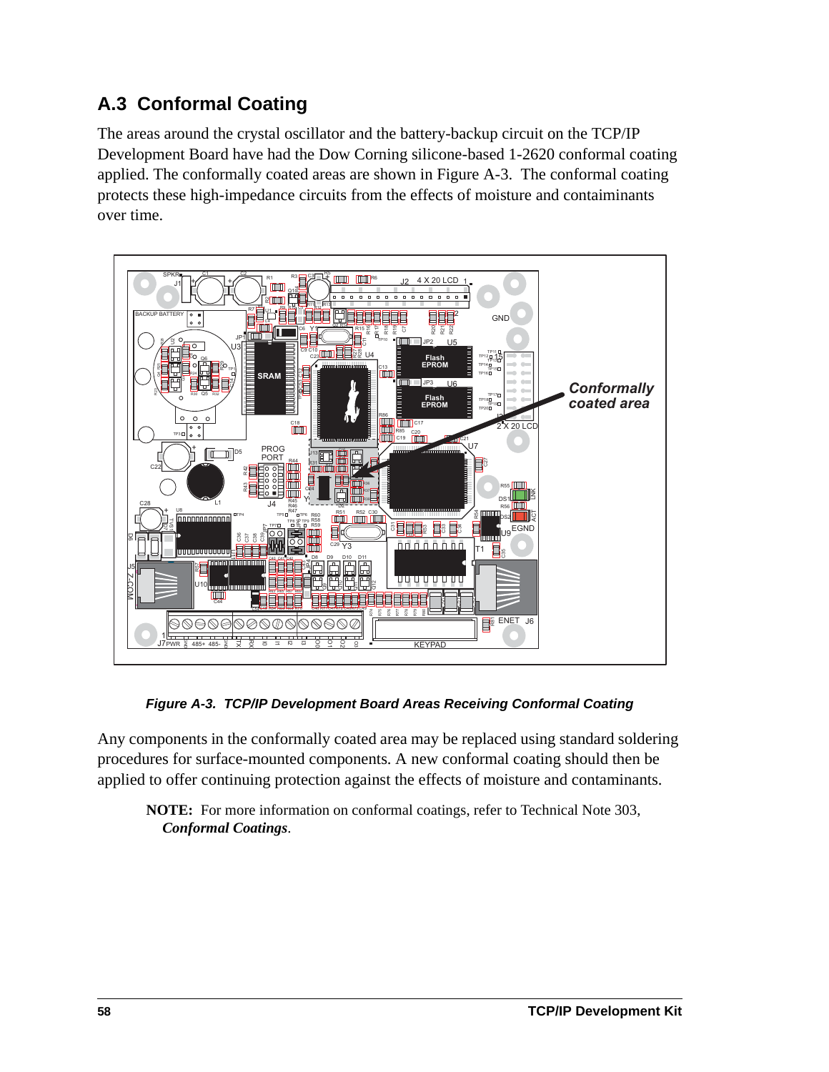## A.3 Conformal Coating

The areas around the crystal oscillator and the battery-backup circuit on the TCP/IP Development Board have had the Dow Corning silicone-based 1-2620 conformal coating applied. The conformally coated areas are shown in Figure A-3. The conformal coating protects these high-impedance circuits from the effects of moisture and contaiminants over time.

***Figure A-3. TCP/IP Development Board Areas Receiving Conformal Coating***

Any components in the conformally coated area may be replaced using standard soldering procedures for surface-mounted components. A new conformal coating should then be applied to offer continuing protection against the effects of moisture and contaminants.

> **NOTE:** For more information on conformal coatings, refer to Technical Note 303, ***Conformal Coatings***.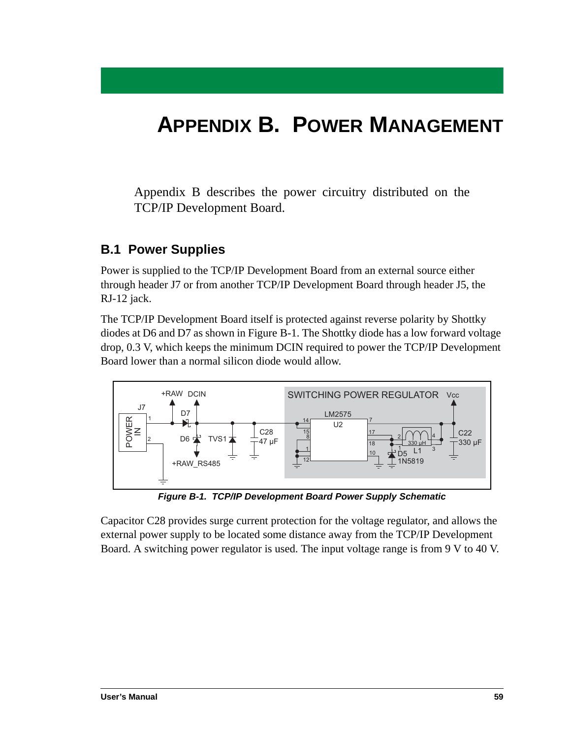# Appendix B. Power Management

Appendix B describes the power circuitry distributed on the TCP/IP Development Board.

## B.1 Power Supplies

Power is supplied to the TCP/IP Development Board from an external source either through header J7 or from another TCP/IP Development Board through header J5, the RJ-12 jack.

The TCP/IP Development Board itself is protected against reverse polarity by Shottky diodes at D6 and D7 as shown in Figure B-1. The Shottky diode has a low forward voltage drop, 0.3 V, which keeps the minimum DCIN required to power the TCP/IP Development Board lower than a normal silicon diode would allow.

***Figure B-1. TCP/IP Development Board Power Supply Schematic***

Capacitor C28 provides surge current protection for the voltage regulator, and allows the external power supply to be located some distance away from the TCP/IP Development Board. A switching power regulator is used. The input voltage range is from 9 V to 40 V.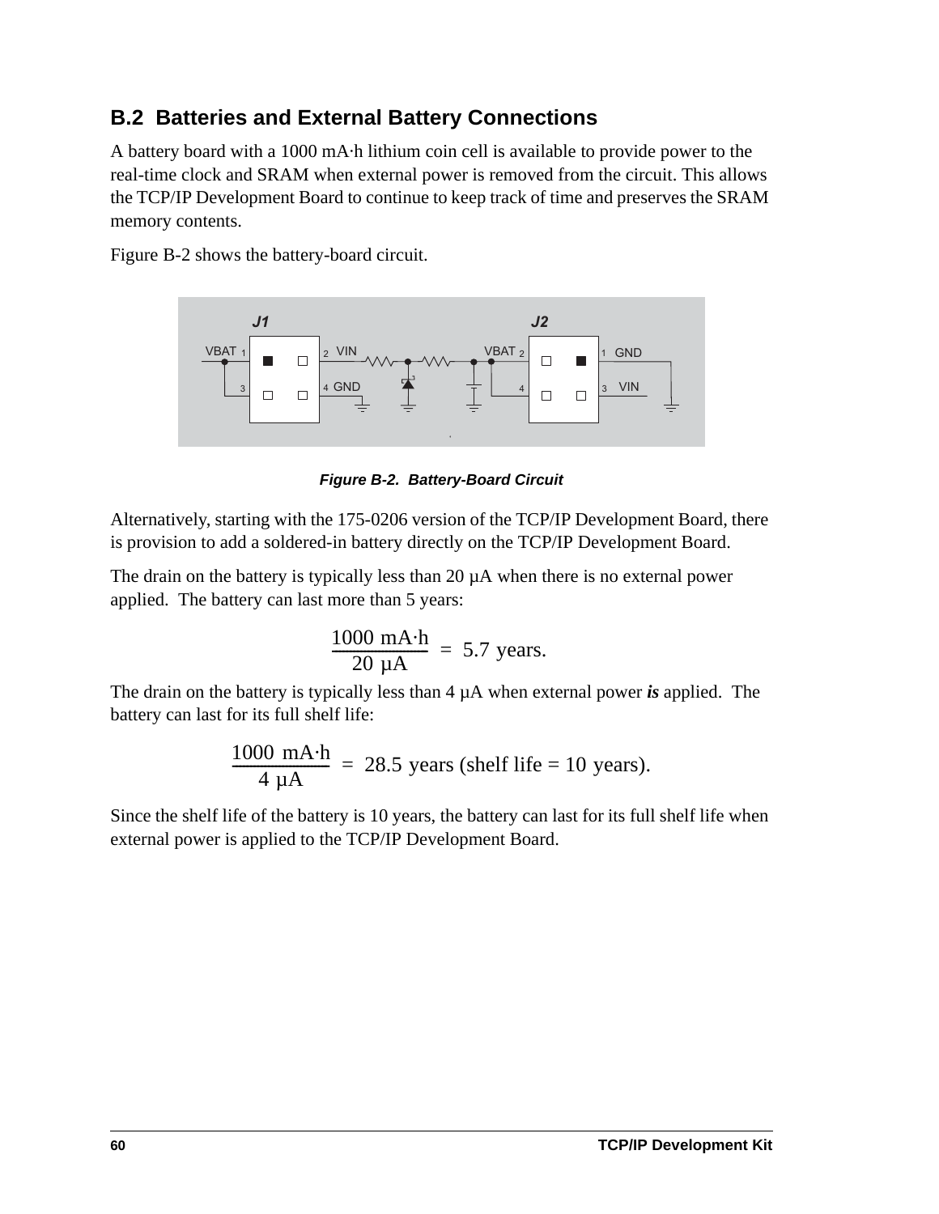## B.2 Batteries and External Battery Connections

A battery board with a 1000 mA·h lithium coin cell is available to provide power to the real-time clock and SRAM when external power is removed from the circuit. This allows the TCP/IP Development Board to continue to keep track of time and preserves the SRAM memory contents.

Figure B-2 shows the battery-board circuit.

*Figure B-2. Battery-Board Circuit*

Alternatively, starting with the 175-0206 version of the TCP/IP Development Board, there is provision to add a soldered-in battery directly on the TCP/IP Development Board.

The drain on the battery is typically less than 20 µA when there is no external power applied. The battery can last more than 5 years:

$$\frac{1000 \text{ mA·h}}{20 \text{ µA}} = 5.7 \text{ years.}$$

The drain on the battery is typically less than 4 µA when external power ***is*** applied. The battery can last for its full shelf life:

$$\frac{1000 \text{ mA·h}}{4 \text{ µA}} = 28.5 \text{ years (shelf life = 10 years).}$$

Since the shelf life of the battery is 10 years, the battery can last for its full shelf life when external power is applied to the TCP/IP Development Board.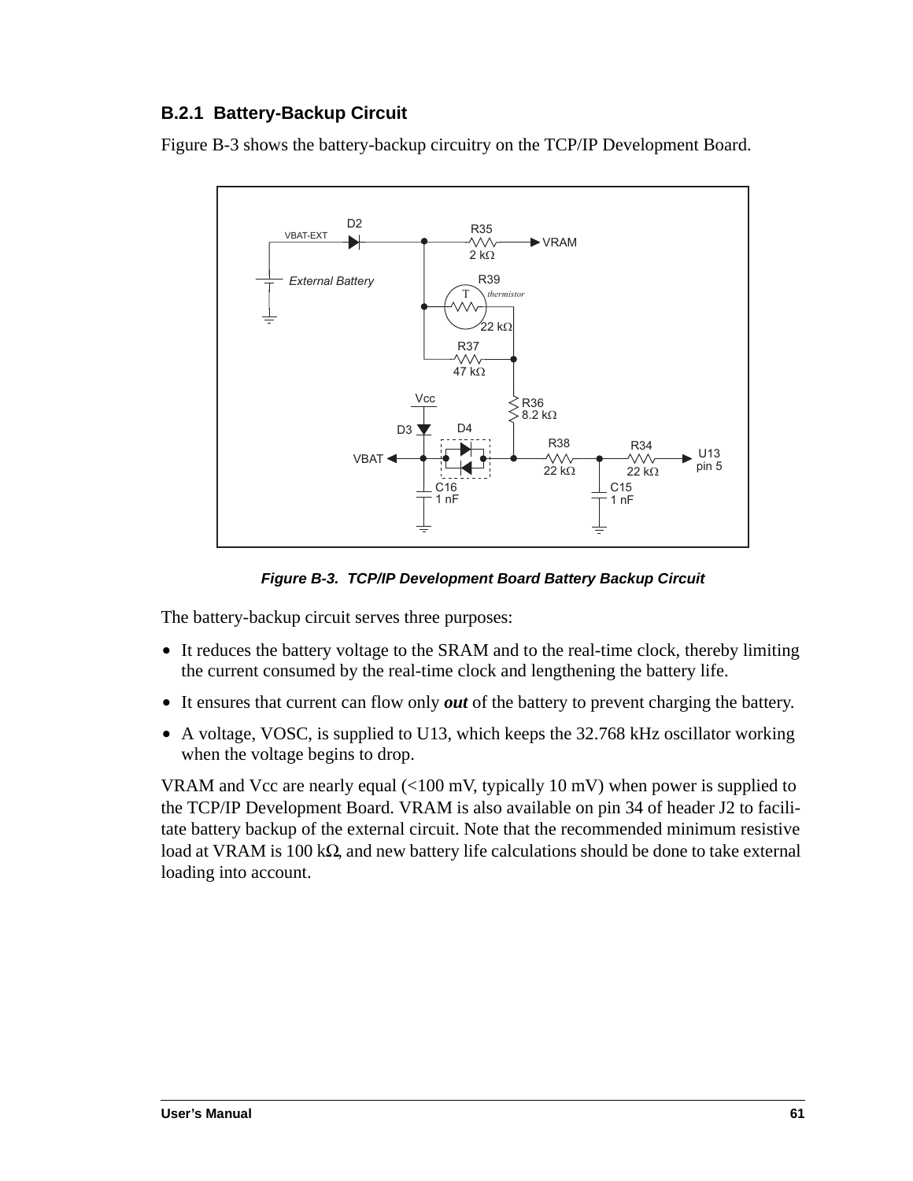### B.2.1 Battery-Backup Circuit

Figure B-3 shows the battery-backup circuitry on the TCP/IP Development Board.

***Figure B-3. TCP/IP Development Board Battery Backup Circuit***

The battery-backup circuit serves three purposes:

- It reduces the battery voltage to the SRAM and to the real-time clock, thereby limiting the current consumed by the real-time clock and lengthening the battery life.
- It ensures that current can flow only ***out*** of the battery to prevent charging the battery.
- A voltage, VOSC, is supplied to U13, which keeps the 32.768 kHz oscillator working when the voltage begins to drop.

VRAM and Vcc are nearly equal (<100 mV, typically 10 mV) when power is supplied to the TCP/IP Development Board. VRAM is also available on pin 34 of header J2 to facilitate battery backup of the external circuit. Note that the recommended minimum resistive load at VRAM is 100 kΩ, and new battery life calculations should be done to take external loading into account.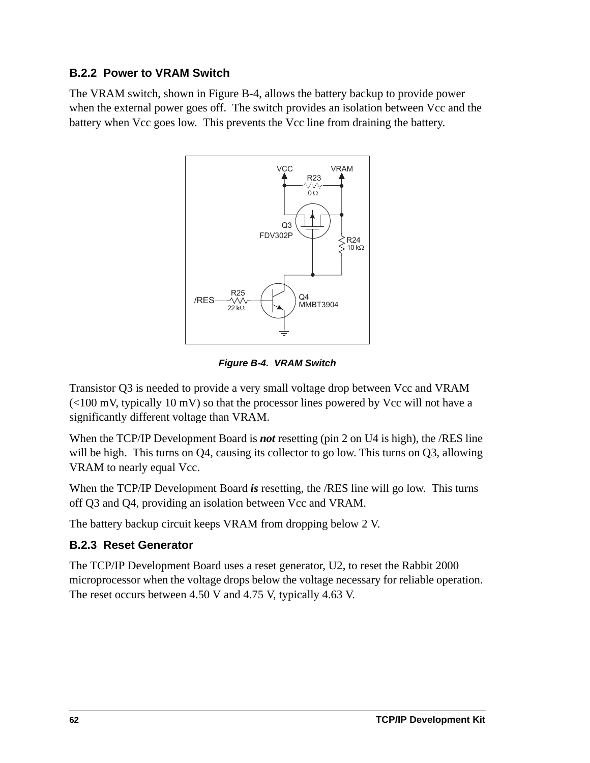### B.2.2 Power to VRAM Switch

The VRAM switch, shown in Figure B-4, allows the battery backup to provide power when the external power goes off. The switch provides an isolation between Vcc and the battery when Vcc goes low. This prevents the Vcc line from draining the battery.

*Figure B-4. VRAM Switch*

Transistor Q3 is needed to provide a very small voltage drop between Vcc and VRAM (<100 mV, typically 10 mV) so that the processor lines powered by Vcc will not have a significantly different voltage than VRAM.

When the TCP/IP Development Board is ***not*** resetting (pin 2 on U4 is high), the /RES line will be high. This turns on Q4, causing its collector to go low. This turns on Q3, allowing VRAM to nearly equal Vcc.

When the TCP/IP Development Board ***is*** resetting, the /RES line will go low. This turns off Q3 and Q4, providing an isolation between Vcc and VRAM.

The battery backup circuit keeps VRAM from dropping below 2 V.

### B.2.3 Reset Generator

The TCP/IP Development Board uses a reset generator, U2, to reset the Rabbit 2000 microprocessor when the voltage drops below the voltage necessary for reliable operation. The reset occurs between 4.50 V and 4.75 V, typically 4.63 V.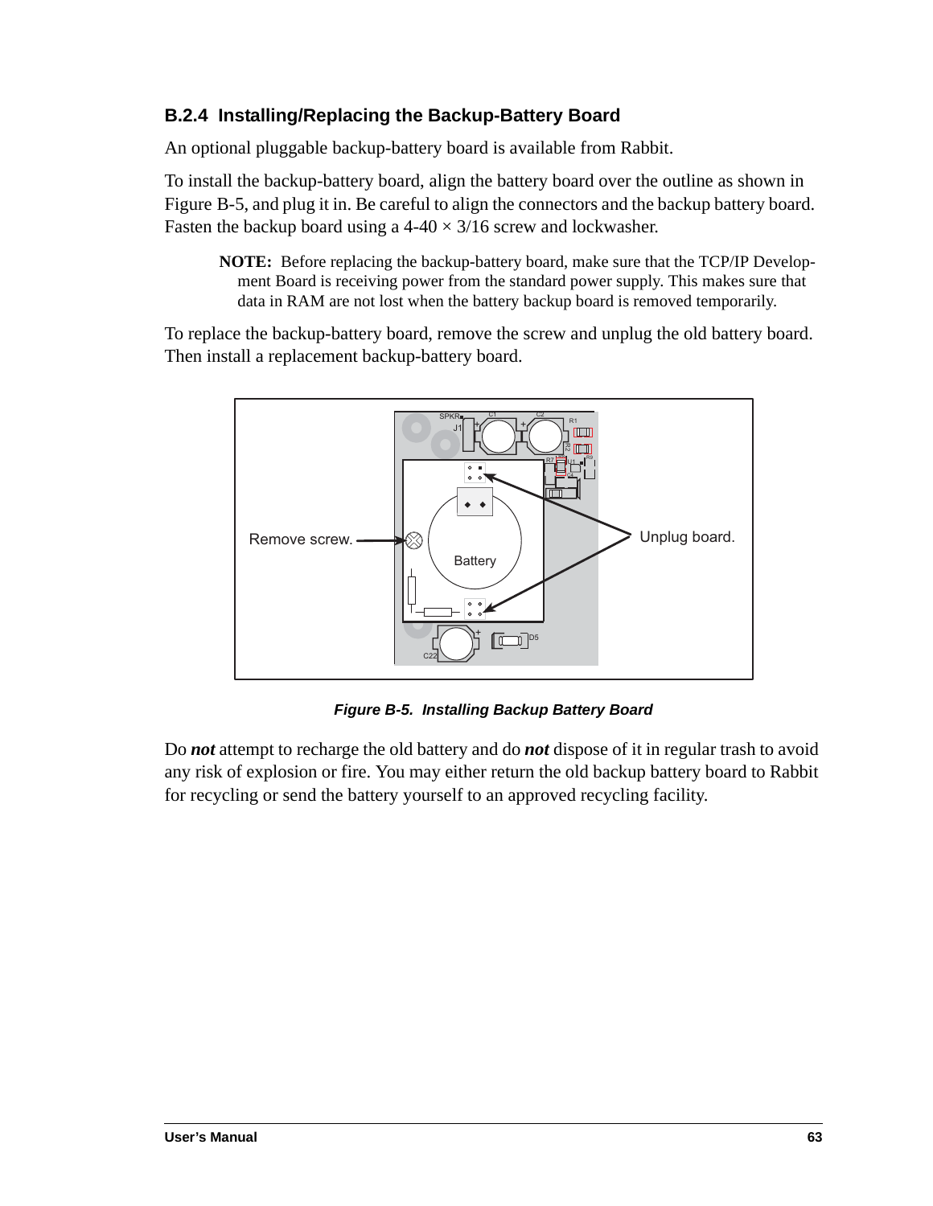### B.2.4 Installing/Replacing the Backup-Battery Board

An optional pluggable backup-battery board is available from Rabbit.

To install the backup-battery board, align the battery board over the outline as shown in Figure B-5, and plug it in. Be careful to align the connectors and the backup battery board. Fasten the backup board using a 4-40 × 3/16 screw and lockwasher.

> **NOTE:** Before replacing the backup-battery board, make sure that the TCP/IP Development Board is receiving power from the standard power supply. This makes sure that data in RAM are not lost when the battery backup board is removed temporarily.

To replace the backup-battery board, remove the screw and unplug the old battery board. Then install a replacement backup-battery board.

*Figure B-5. Installing Backup Battery Board*

Do ***not*** attempt to recharge the old battery and do ***not*** dispose of it in regular trash to avoid any risk of explosion or fire. You may either return the old backup battery board to Rabbit for recycling or send the battery yourself to an approved recycling facility.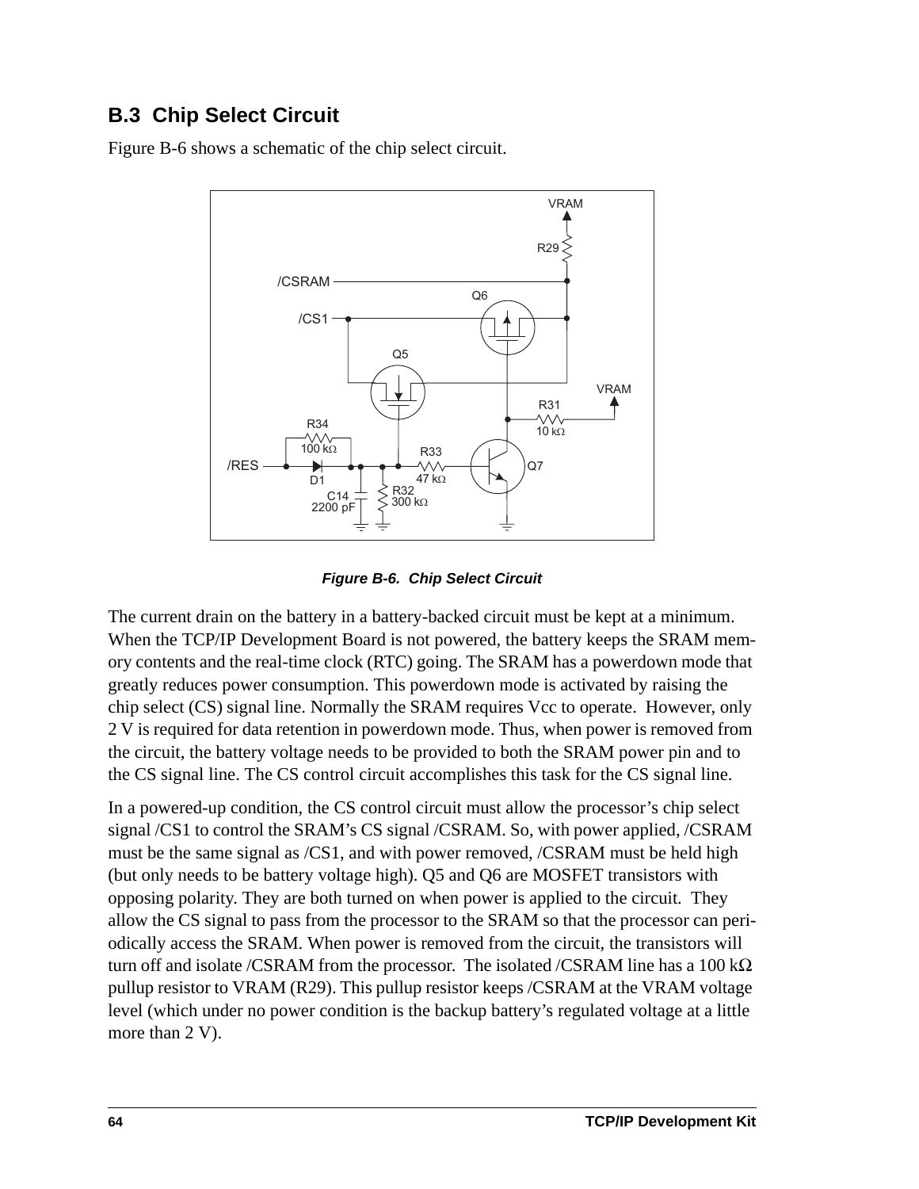## B.3 Chip Select Circuit

Figure B-6 shows a schematic of the chip select circuit.

***Figure B-6. Chip Select Circuit***

The current drain on the battery in a battery-backed circuit must be kept at a minimum. When the TCP/IP Development Board is not powered, the battery keeps the SRAM memory contents and the real-time clock (RTC) going. The SRAM has a powerdown mode that greatly reduces power consumption. This powerdown mode is activated by raising the chip select (CS) signal line. Normally the SRAM requires Vcc to operate. However, only 2 V is required for data retention in powerdown mode. Thus, when power is removed from the circuit, the battery voltage needs to be provided to both the SRAM power pin and to the CS signal line. The CS control circuit accomplishes this task for the CS signal line.

In a powered-up condition, the CS control circuit must allow the processor's chip select signal /CS1 to control the SRAM's CS signal /CSRAM. So, with power applied, /CSRAM must be the same signal as /CS1, and with power removed, /CSRAM must be held high (but only needs to be battery voltage high). Q5 and Q6 are MOSFET transistors with opposing polarity. They are both turned on when power is applied to the circuit. They allow the CS signal to pass from the processor to the SRAM so that the processor can periodically access the SRAM. When power is removed from the circuit, the transistors will turn off and isolate /CSRAM from the processor. The isolated /CSRAM line has a 100 kΩ pullup resistor to VRAM (R29). This pullup resistor keeps /CSRAM at the VRAM voltage level (which under no power condition is the backup battery's regulated voltage at a little more than 2 V).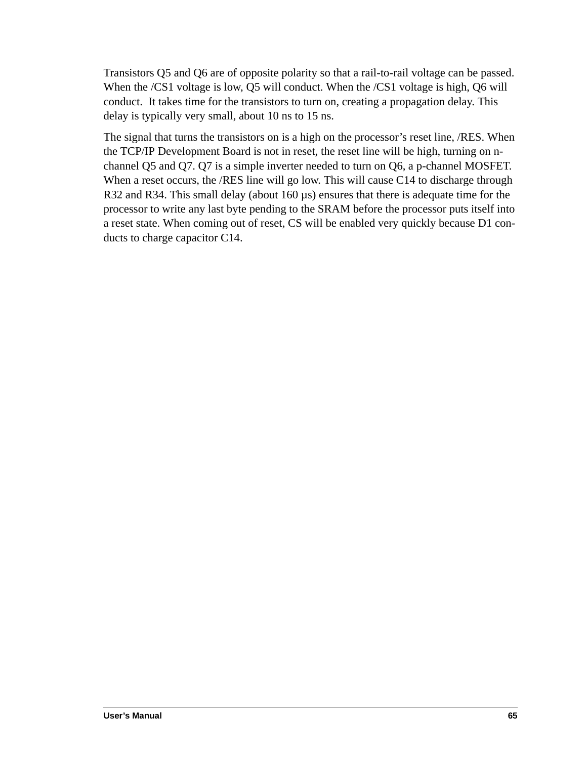Transistors Q5 and Q6 are of opposite polarity so that a rail-to-rail voltage can be passed. When the /CS1 voltage is low, Q5 will conduct. When the /CS1 voltage is high, Q6 will conduct. It takes time for the transistors to turn on, creating a propagation delay. This delay is typically very small, about 10 ns to 15 ns.

The signal that turns the transistors on is a high on the processor's reset line, /RES. When the TCP/IP Development Board is not in reset, the reset line will be high, turning on n-channel Q5 and Q7. Q7 is a simple inverter needed to turn on Q6, a p-channel MOSFET. When a reset occurs, the /RES line will go low. This will cause C14 to discharge through R32 and R34. This small delay (about 160 µs) ensures that there is adequate time for the processor to write any last byte pending to the SRAM before the processor puts itself into a reset state. When coming out of reset, CS will be enabled very quickly because D1 conducts to charge capacitor C14.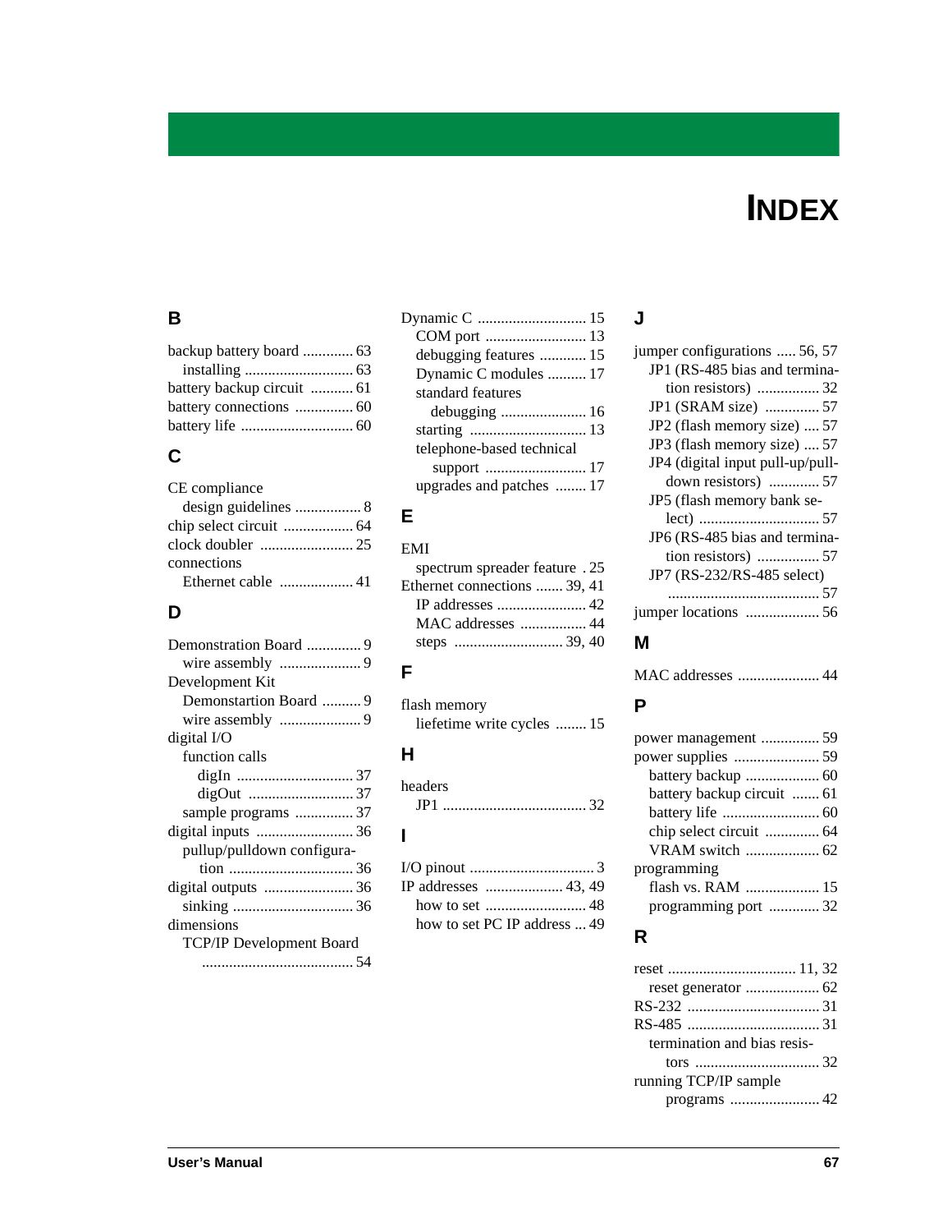# INDEX

## B

backup battery board ............. 63
- installing ............................ 63

battery backup circuit ........... 61
battery connections ............... 60
battery life ............................. 60

## C

CE compliance
- design guidelines ................. 8

chip select circuit .................. 64
clock doubler ........................ 25
connections
- Ethernet cable ................... 41

## D

Demonstration Board .............. 9
- wire assembly ..................... 9

Development Kit
- Demonstartion Board .......... 9
- wire assembly ..................... 9

digital I/O
- function calls
  - digIn .............................. 37
  - digOut ........................... 37
- sample programs ............... 37

digital inputs ......................... 36
- pullup/pulldown configuration ................................ 36

digital outputs ....................... 36
- sinking ............................... 36

dimensions
- TCP/IP Development Board ....................................... 54

Dynamic C ............................ 15
- COM port .......................... 13
- debugging features ............ 15
- Dynamic C modules .......... 17
- standard features
  - debugging ...................... 16
- starting .............................. 13
- telephone-based technical support .......................... 17
- upgrades and patches ........ 17

## E

EMI
- spectrum spreader feature . 25

Ethernet connections ....... 39, 41
- IP addresses ....................... 42
- MAC addresses ................. 44
- steps ............................ 39, 40

## F

flash memory
- liefetime write cycles ........ 15

## H

headers
- JP1 .................................... 32

## I

I/O pinout ................................ 3
IP addresses .................... 43, 49
- how to set .......................... 48
- how to set PC IP address ... 49

## J

jumper configurations ..... 56, 57
- JP1 (RS-485 bias and termination resistors) ................ 32
- JP1 (SRAM size) ............. 57
- JP2 (flash memory size) .... 57
- JP3 (flash memory size) .... 57
- JP4 (digital input pull-up/pull-down resistors) ............ 57
- JP5 (flash memory bank select) ............................... 57
- JP6 (RS-485 bias and termination resistors) ................ 57
- JP7 (RS-232/RS-485 select) ....................................... 57

jumper locations ................... 56

## M

MAC addresses ..................... 44

## P

power management ............... 59
power supplies ...................... 59
- battery backup ................... 60
- battery backup circuit ....... 61
- battery life ......................... 60
- chip select circuit .............. 64
- VRAM switch ................... 62

programming
- flash vs. RAM ................... 15
- programming port ............. 32

## R

reset ................................. 11, 32
- reset generator ................... 62

RS-232 .................................. 31
RS-485 .................................. 31
- termination and bias resistors ................................ 32

running TCP/IP sample programs ....................... 42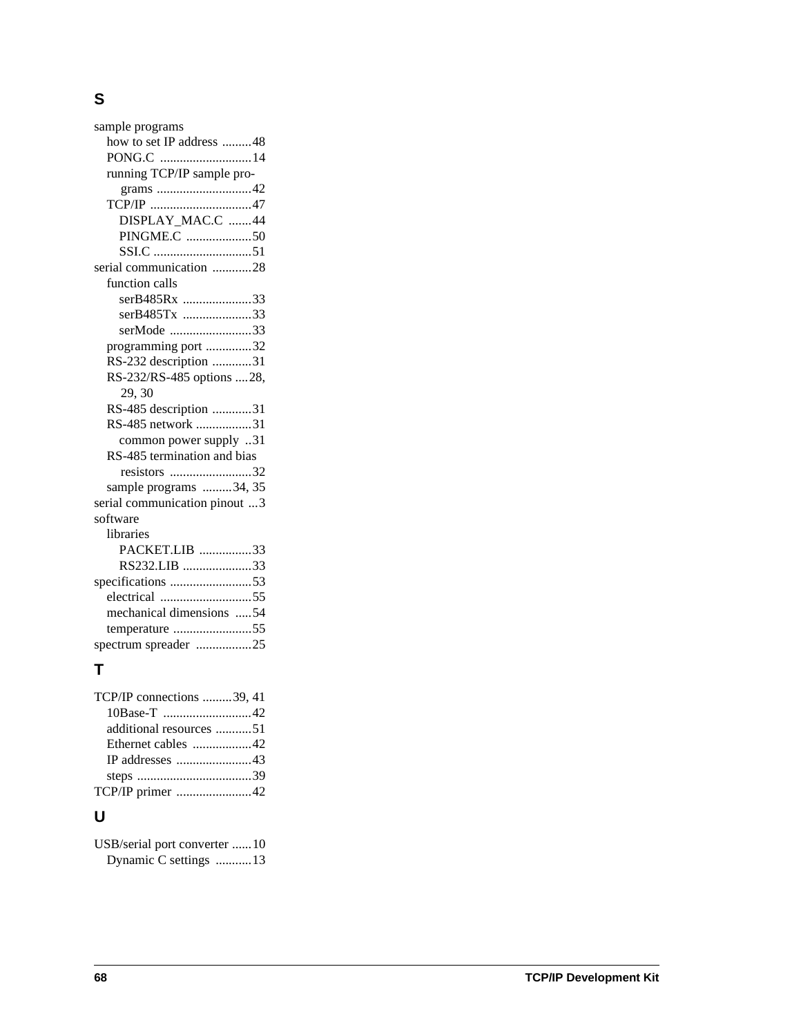## S

sample programs
- how to set IP address .........48
- PONG.C ............................14
- running TCP/IP sample programs .............................42
- TCP/IP ...............................47
  - DISPLAY_MAC.C .......44
  - PINGME.C ....................50
  - SSI.C ..............................51

serial communication ............28
- function calls
  - serB485Rx .....................33
  - serB485Tx .....................33
  - serMode .........................33
- programming port ..............32
- RS-232 description ............31
- RS-232/RS-485 options ....28, 29, 30
- RS-485 description ............31
- RS-485 network .................31
  - common power supply ..31
- RS-485 termination and bias resistors .........................32
- sample programs .........34, 35

serial communication pinout ...3

software
- libraries
  - PACKET.LIB ................33
  - RS232.LIB .....................33

specifications .........................53
- electrical ............................55
- mechanical dimensions .....54
- temperature ........................55

spectrum spreader .................25

## T

TCP/IP connections .........39, 41
- 10Base-T ...........................42
- additional resources ...........51
- Ethernet cables ..................42
- IP addresses .......................43
- steps ...................................39

TCP/IP primer .......................42

## U

USB/serial port converter ......10
- Dynamic C settings ...........13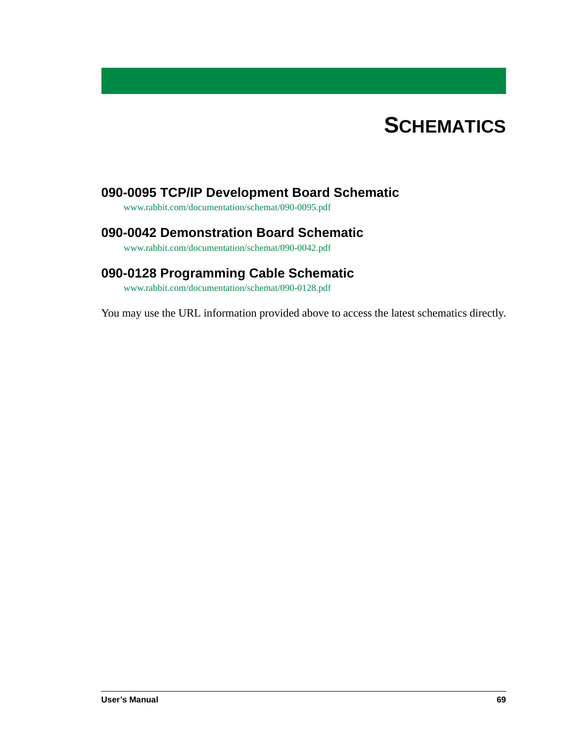# Schematics

## 090-0095 TCP/IP Development Board Schematic

www.rabbit.com/documentation/schemat/090-0095.pdf

## 090-0042 Demonstration Board Schematic

www.rabbit.com/documentation/schemat/090-0042.pdf

## 090-0128 Programming Cable Schematic

www.rabbit.com/documentation/schemat/090-0128.pdf

You may use the URL information provided above to access the latest schematics directly.